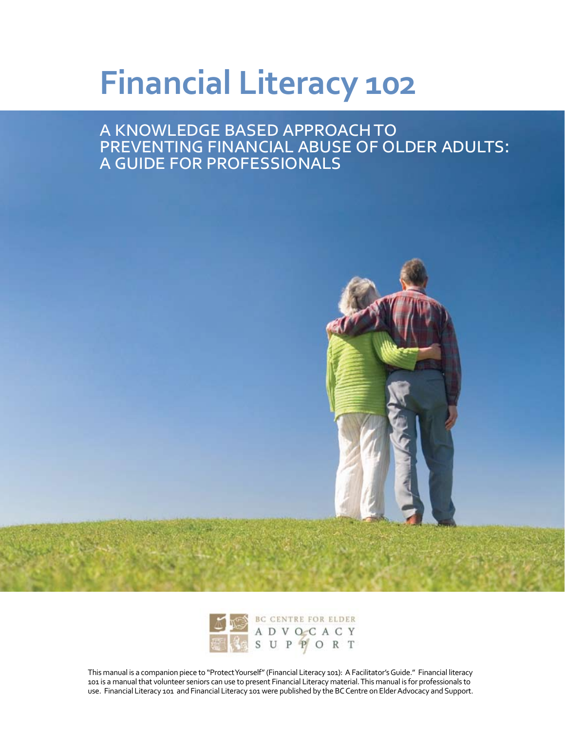# Financial Literacy 102

## A KNOWLEDGE BASED APPROACH TO PREVENTING FINANCIAL ABUSE OF OLDER ADULTS: A GUIDE FOR PROFESSIONALS

BC CENTRE FOR ELDER ADVOCACY SUPPORT

This manual is a companion piece to "Protect Yourself" (Financial Literacy 101): A Facilitator's Guide." Financial literacy 101 is a manual that volunteer seniors can use to present Financial Literacy material. This manual is for professionals to use. Financial Literacy 101 and Financial Literacy 101 were published by the BC Centre on Elder Advocacy and Support.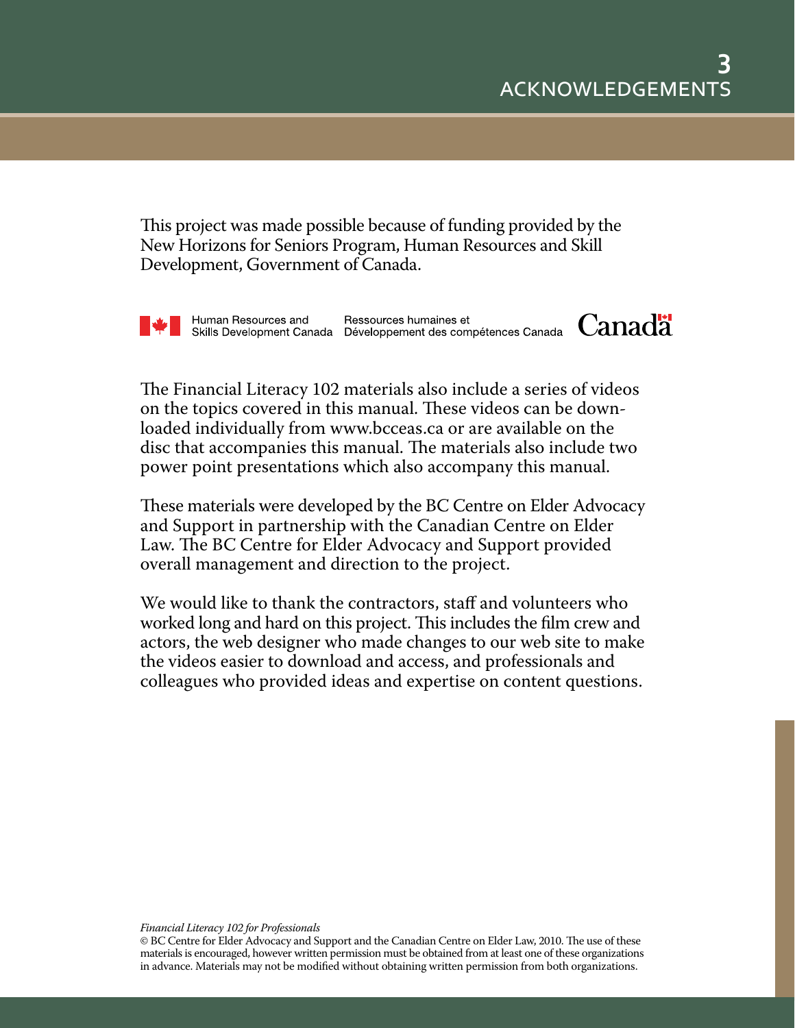# 3 ACKNOWLEDGEMENTS

This project was made possible because of funding provided by the New Horizons for Seniors Program, Human Resources and Skill Development, Government of Canada.

Human Resources and Skills Development Canada | Ressources humaines et Développement des compétences Canada | Canada

The Financial Literacy 102 materials also include a series of videos on the topics covered in this manual. These videos can be downloaded individually from www.bcceas.ca or are available on the disc that accompanies this manual. The materials also include two power point presentations which also accompany this manual.

These materials were developed by the BC Centre on Elder Advocacy and Support in partnership with the Canadian Centre on Elder Law. The BC Centre for Elder Advocacy and Support provided overall management and direction to the project.

We would like to thank the contractors, staff and volunteers who worked long and hard on this project. This includes the film crew and actors, the web designer who made changes to our web site to make the videos easier to download and access, and professionals and colleagues who provided ideas and expertise on content questions.

*Financial Literacy 102 for Professionals*
© BC Centre for Elder Advocacy and Support and the Canadian Centre on Elder Law, 2010. The use of these materials is encouraged, however written permission must be obtained from at least one of these organizations in advance. Materials may not be modified without obtaining written permission from both organizations.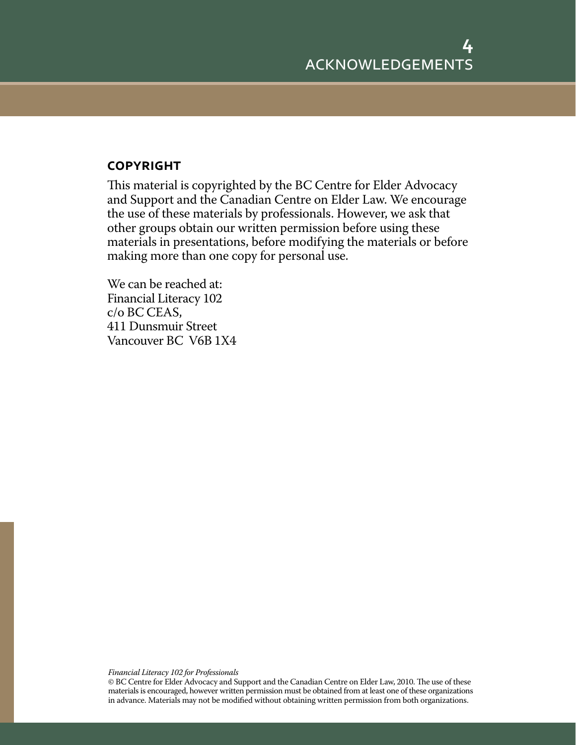# ACKNOWLEDGEMENTS

## COPYRIGHT

This material is copyrighted by the BC Centre for Elder Advocacy and Support and the Canadian Centre on Elder Law. We encourage the use of these materials by professionals. However, we ask that other groups obtain our written permission before using these materials in presentations, before modifying the materials or before making more than one copy for personal use.

We can be reached at:
Financial Literacy 102
c/o BC CEAS,
411 Dunsmuir Street
Vancouver BC V6B 1X4

*Financial Literacy 102 for Professionals*
© BC Centre for Elder Advocacy and Support and the Canadian Centre on Elder Law, 2010. The use of these materials is encouraged, however written permission must be obtained from at least one of these organizations in advance. Materials may not be modified without obtaining written permission from both organizations.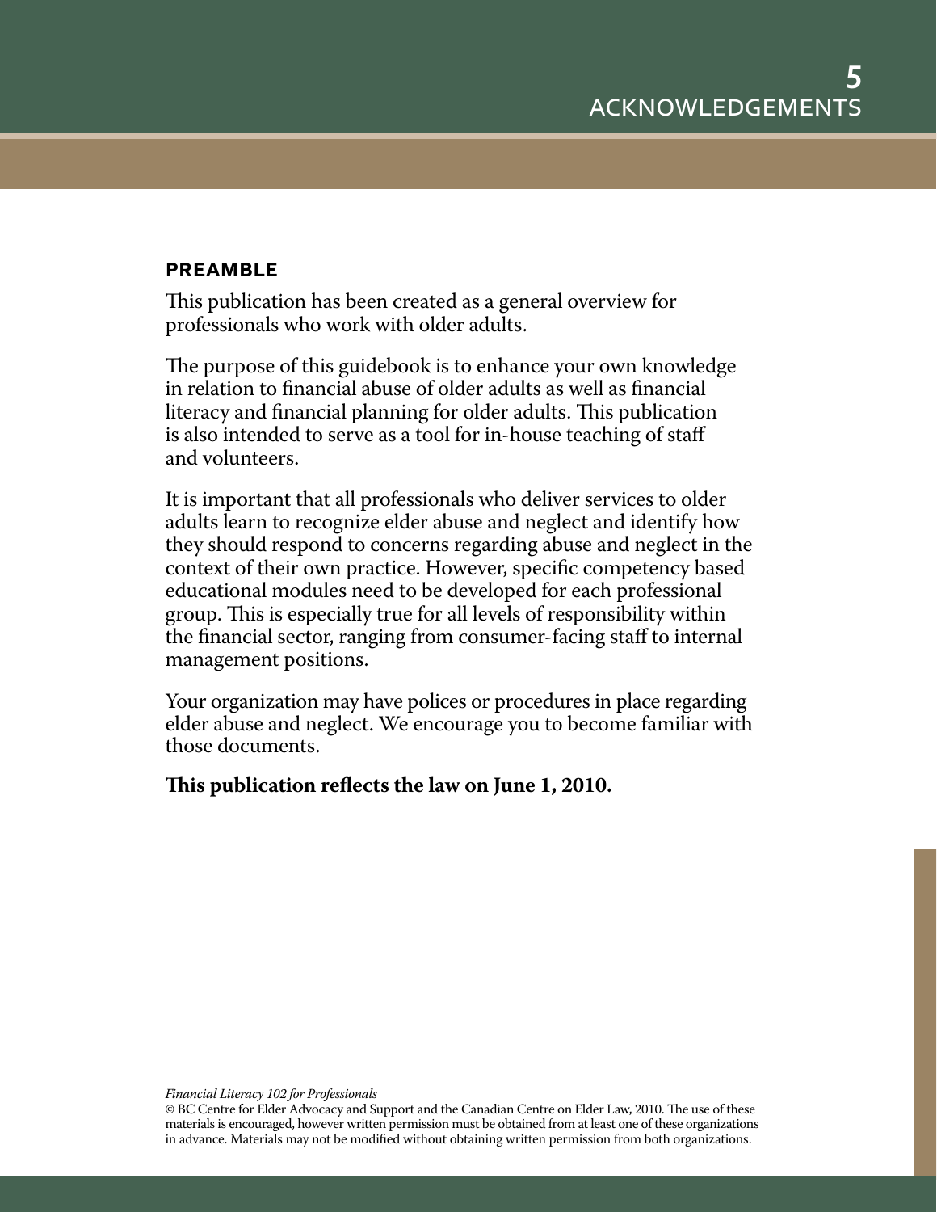## PREAMBLE

This publication has been created as a general overview for professionals who work with older adults.

The purpose of this guidebook is to enhance your own knowledge in relation to financial abuse of older adults as well as financial literacy and financial planning for older adults. This publication is also intended to serve as a tool for in-house teaching of staff and volunteers.

It is important that all professionals who deliver services to older adults learn to recognize elder abuse and neglect and identify how they should respond to concerns regarding abuse and neglect in the context of their own practice. However, specific competency based educational modules need to be developed for each professional group. This is especially true for all levels of responsibility within the financial sector, ranging from consumer-facing staff to internal management positions.

Your organization may have polices or procedures in place regarding elder abuse and neglect. We encourage you to become familiar with those documents.

**This publication reflects the law on June 1, 2010.**

*Financial Literacy 102 for Professionals*
© BC Centre for Elder Advocacy and Support and the Canadian Centre on Elder Law, 2010. The use of these materials is encouraged, however written permission must be obtained from at least one of these organizations in advance. Materials may not be modified without obtaining written permission from both organizations.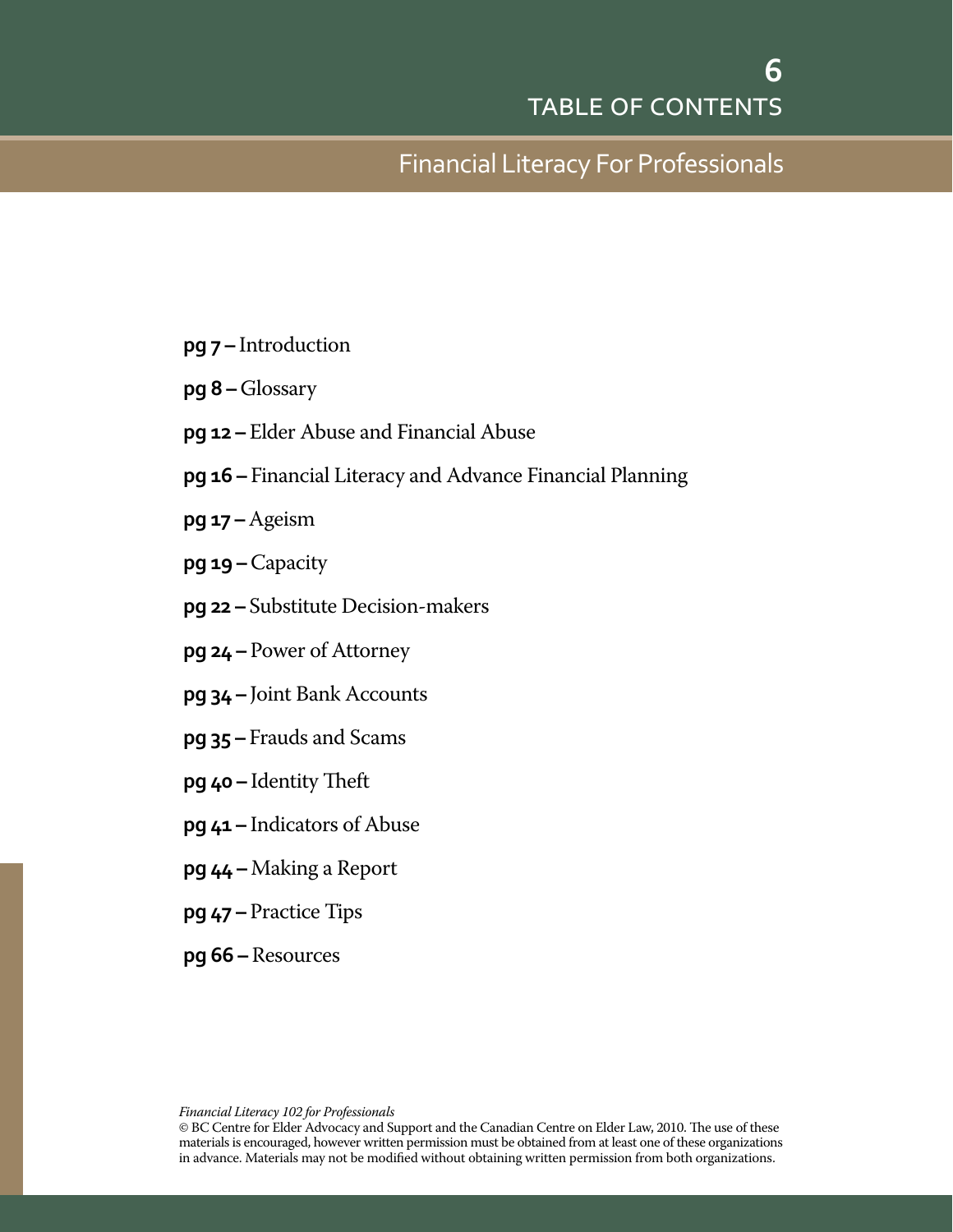# TABLE OF CONTENTS

## Financial Literacy For Professionals

**pg 7 –** Introduction

**pg 8 –** Glossary

**pg 12 –** Elder Abuse and Financial Abuse

**pg 16 –** Financial Literacy and Advance Financial Planning

**pg 17 –** Ageism

**pg 19 –** Capacity

**pg 22 –** Substitute Decision-makers

**pg 24 –** Power of Attorney

**pg 34 –** Joint Bank Accounts

**pg 35 –** Frauds and Scams

**pg 40 –** Identity Theft

**pg 41 –** Indicators of Abuse

**pg 44 –** Making a Report

**pg 47 –** Practice Tips

**pg 66 –** Resources

*Financial Literacy 102 for Professionals*
© BC Centre for Elder Advocacy and Support and the Canadian Centre on Elder Law, 2010. The use of these materials is encouraged, however written permission must be obtained from at least one of these organizations in advance. Materials may not be modified without obtaining written permission from both organizations.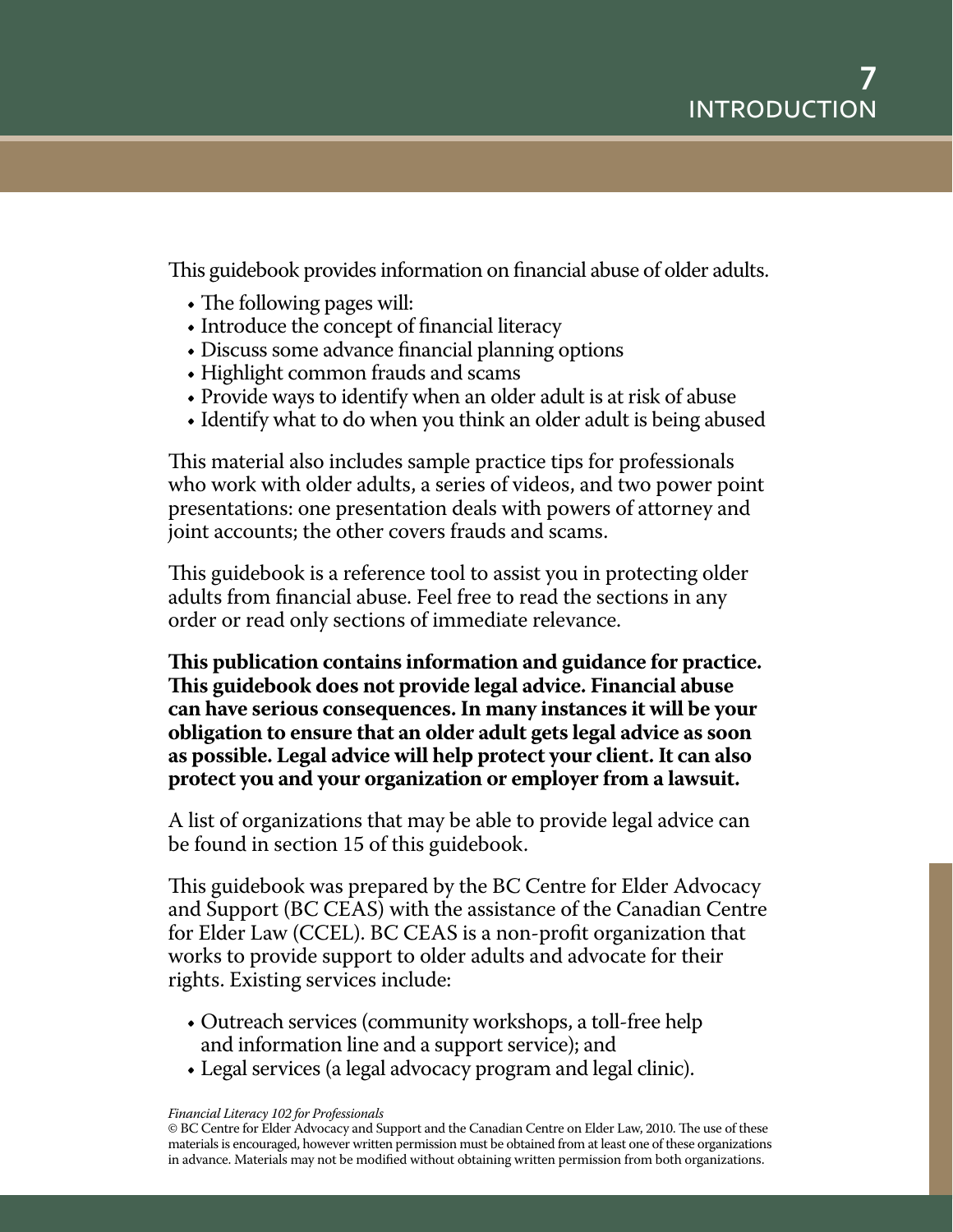# INTRODUCTION

This guidebook provides information on financial abuse of older adults.

- The following pages will:
- Introduce the concept of financial literacy
- Discuss some advance financial planning options
- Highlight common frauds and scams
- Provide ways to identify when an older adult is at risk of abuse
- Identify what to do when you think an older adult is being abused

This material also includes sample practice tips for professionals who work with older adults, a series of videos, and two power point presentations: one presentation deals with powers of attorney and joint accounts; the other covers frauds and scams.

This guidebook is a reference tool to assist you in protecting older adults from financial abuse. Feel free to read the sections in any order or read only sections of immediate relevance.

**This publication contains information and guidance for practice. This guidebook does not provide legal advice. Financial abuse can have serious consequences. In many instances it will be your obligation to ensure that an older adult gets legal advice as soon as possible. Legal advice will help protect your client. It can also protect you and your organization or employer from a lawsuit.**

A list of organizations that may be able to provide legal advice can be found in section 15 of this guidebook.

This guidebook was prepared by the BC Centre for Elder Advocacy and Support (BC CEAS) with the assistance of the Canadian Centre for Elder Law (CCEL). BC CEAS is a non-profit organization that works to provide support to older adults and advocate for their rights. Existing services include:

- Outreach services (community workshops, a toll-free help and information line and a support service); and
- Legal services (a legal advocacy program and legal clinic).

*Financial Literacy 102 for Professionals*
© BC Centre for Elder Advocacy and Support and the Canadian Centre on Elder Law, 2010. The use of these materials is encouraged, however written permission must be obtained from at least one of these organizations in advance. Materials may not be modified without obtaining written permission from both organizations.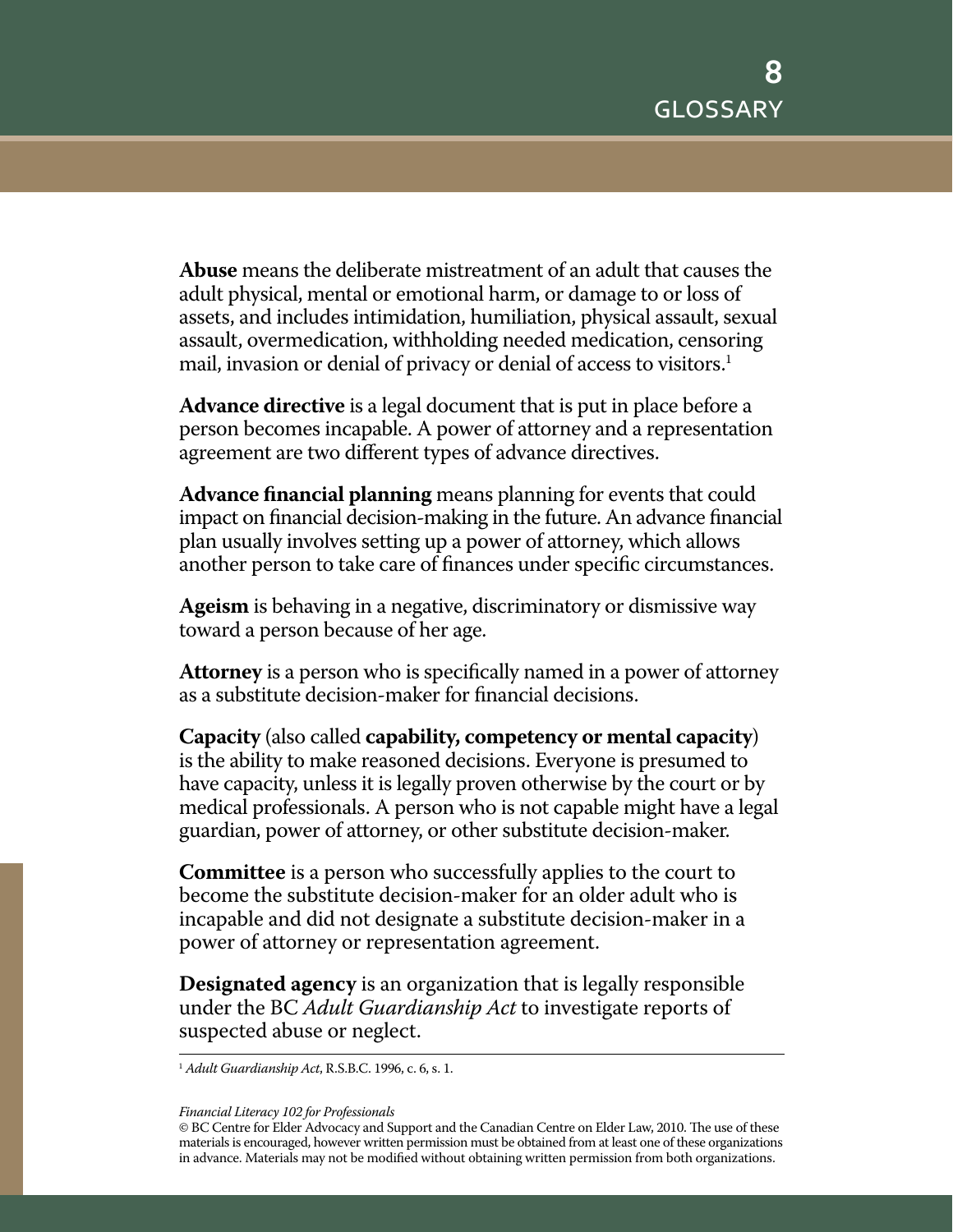# 8 GLOSSARY

**Abuse** means the deliberate mistreatment of an adult that causes the adult physical, mental or emotional harm, or damage to or loss of assets, and includes intimidation, humiliation, physical assault, sexual assault, overmedication, withholding needed medication, censoring mail, invasion or denial of privacy or denial of access to visitors.[1]

**Advance directive** is a legal document that is put in place before a person becomes incapable. A power of attorney and a representation agreement are two different types of advance directives.

**Advance financial planning** means planning for events that could impact on financial decision-making in the future. An advance financial plan usually involves setting up a power of attorney, which allows another person to take care of finances under specific circumstances.

**Ageism** is behaving in a negative, discriminatory or dismissive way toward a person because of her age.

**Attorney** is a person who is specifically named in a power of attorney as a substitute decision-maker for financial decisions.

**Capacity** (also called **capability, competency or mental capacity**) is the ability to make reasoned decisions. Everyone is presumed to have capacity, unless it is legally proven otherwise by the court or by medical professionals. A person who is not capable might have a legal guardian, power of attorney, or other substitute decision-maker.

**Committee** is a person who successfully applies to the court to become the substitute decision-maker for an older adult who is incapable and did not designate a substitute decision-maker in a power of attorney or representation agreement.

**Designated agency** is an organization that is legally responsible under the BC *Adult Guardianship Act* to investigate reports of suspected abuse or neglect.

---

[1] *Adult Guardianship Act*, R.S.B.C. 1996, c. 6, s. 1.

*Financial Literacy 102 for Professionals*
© BC Centre for Elder Advocacy and Support and the Canadian Centre on Elder Law, 2010. The use of these materials is encouraged, however written permission must be obtained from at least one of these organizations in advance. Materials may not be modified without obtaining written permission from both organizations.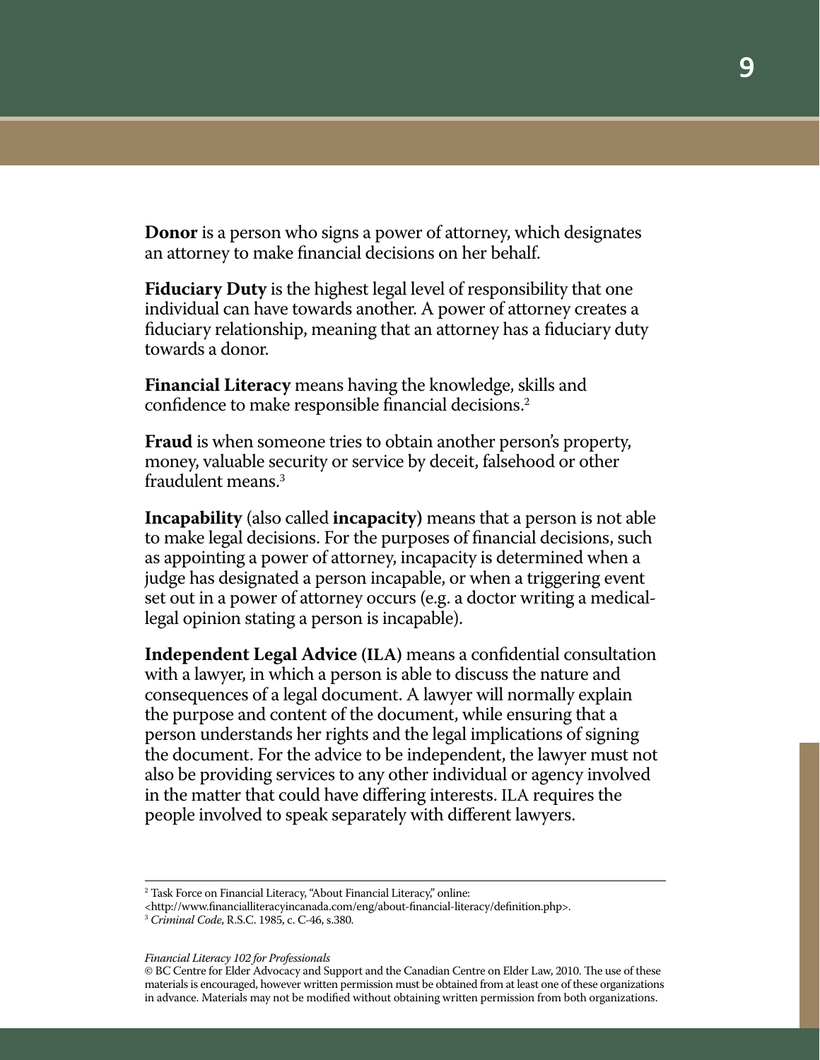**Donor** is a person who signs a power of attorney, which designates an attorney to make financial decisions on her behalf.

**Fiduciary Duty** is the highest legal level of responsibility that one individual can have towards another. A power of attorney creates a fiduciary relationship, meaning that an attorney has a fiduciary duty towards a donor.

**Financial Literacy** means having the knowledge, skills and confidence to make responsible financial decisions.[2]

**Fraud** is when someone tries to obtain another person's property, money, valuable security or service by deceit, falsehood or other fraudulent means.[3]

**Incapability** (also called **incapacity)** means that a person is not able to make legal decisions. For the purposes of financial decisions, such as appointing a power of attorney, incapacity is determined when a judge has designated a person incapable, or when a triggering event set out in a power of attorney occurs (e.g. a doctor writing a medical-legal opinion stating a person is incapable).

**Independent Legal Advice (ILA)** means a confidential consultation with a lawyer, in which a person is able to discuss the nature and consequences of a legal document. A lawyer will normally explain the purpose and content of the document, while ensuring that a person understands her rights and the legal implications of signing the document. For the advice to be independent, the lawyer must not also be providing services to any other individual or agency involved in the matter that could have differing interests. ILA requires the people involved to speak separately with different lawyers.

---

[2] Task Force on Financial Literacy, "About Financial Literacy," online: <http://www.financialliteracyincanada.com/eng/about-financial-literacy/definition.php>.

[3] *Criminal Code*, R.S.C. 1985, c. C-46, s.380.

*Financial Literacy 102 for Professionals*

© BC Centre for Elder Advocacy and Support and the Canadian Centre on Elder Law, 2010. The use of these materials is encouraged, however written permission must be obtained from at least one of these organizations in advance. Materials may not be modified without obtaining written permission from both organizations.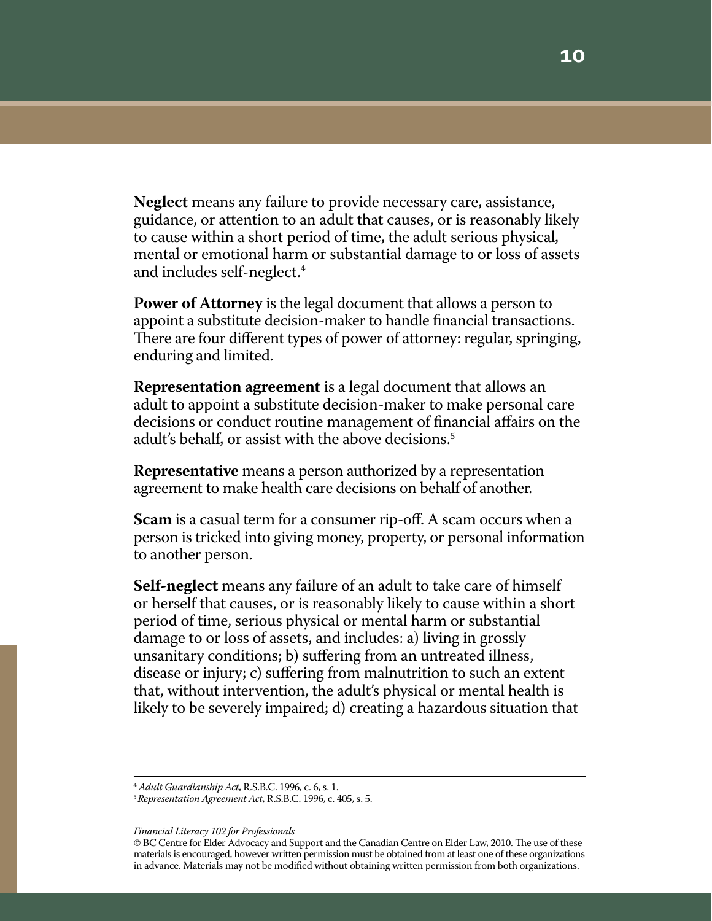**Neglect** means any failure to provide necessary care, assistance, guidance, or attention to an adult that causes, or is reasonably likely to cause within a short period of time, the adult serious physical, mental or emotional harm or substantial damage to or loss of assets and includes self-neglect.[4]

**Power of Attorney** is the legal document that allows a person to appoint a substitute decision-maker to handle financial transactions. There are four different types of power of attorney: regular, springing, enduring and limited.

**Representation agreement** is a legal document that allows an adult to appoint a substitute decision-maker to make personal care decisions or conduct routine management of financial affairs on the adult's behalf, or assist with the above decisions.[5]

**Representative** means a person authorized by a representation agreement to make health care decisions on behalf of another.

**Scam** is a casual term for a consumer rip-off. A scam occurs when a person is tricked into giving money, property, or personal information to another person.

**Self-neglect** means any failure of an adult to take care of himself or herself that causes, or is reasonably likely to cause within a short period of time, serious physical or mental harm or substantial damage to or loss of assets, and includes: a) living in grossly unsanitary conditions; b) suffering from an untreated illness, disease or injury; c) suffering from malnutrition to such an extent that, without intervention, the adult's physical or mental health is likely to be severely impaired; d) creating a hazardous situation that

---

[4] *Adult Guardianship Act*, R.S.B.C. 1996, c. 6, s. 1.
[5] *Representation Agreement Act*, R.S.B.C. 1996, c. 405, s. 5.

*Financial Literacy 102 for Professionals*
© BC Centre for Elder Advocacy and Support and the Canadian Centre on Elder Law, 2010. The use of these materials is encouraged, however written permission must be obtained from at least one of these organizations in advance. Materials may not be modified without obtaining written permission from both organizations.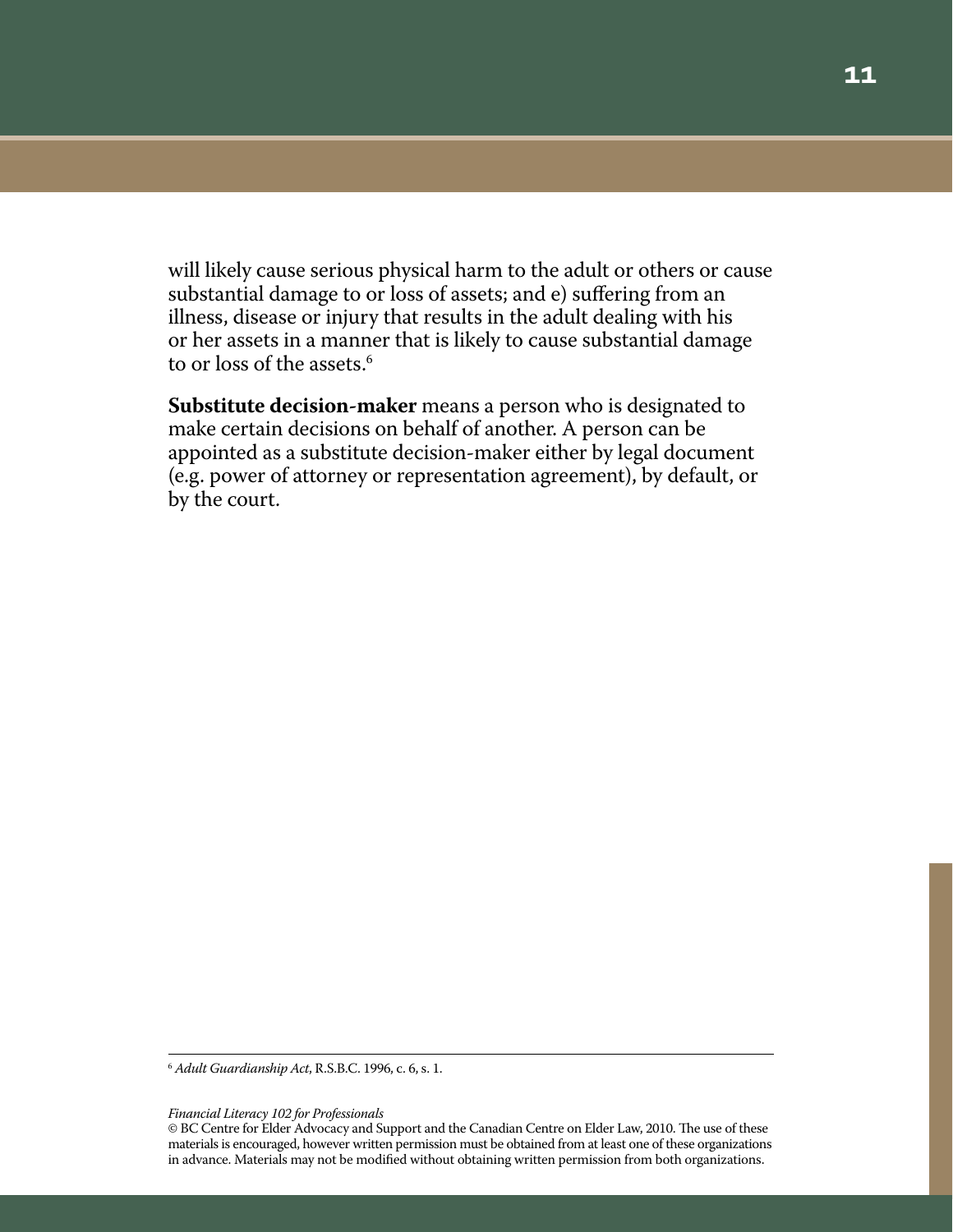will likely cause serious physical harm to the adult or others or cause substantial damage to or loss of assets; and e) suffering from an illness, disease or injury that results in the adult dealing with his or her assets in a manner that is likely to cause substantial damage to or loss of the assets.[6]

**Substitute decision-maker** means a person who is designated to make certain decisions on behalf of another. A person can be appointed as a substitute decision-maker either by legal document (e.g. power of attorney or representation agreement), by default, or by the court.

---

[6] *Adult Guardianship Act*, R.S.B.C. 1996, c. 6, s. 1.

*Financial Literacy 102 for Professionals*
© BC Centre for Elder Advocacy and Support and the Canadian Centre on Elder Law, 2010. The use of these materials is encouraged, however written permission must be obtained from at least one of these organizations in advance. Materials may not be modified without obtaining written permission from both organizations.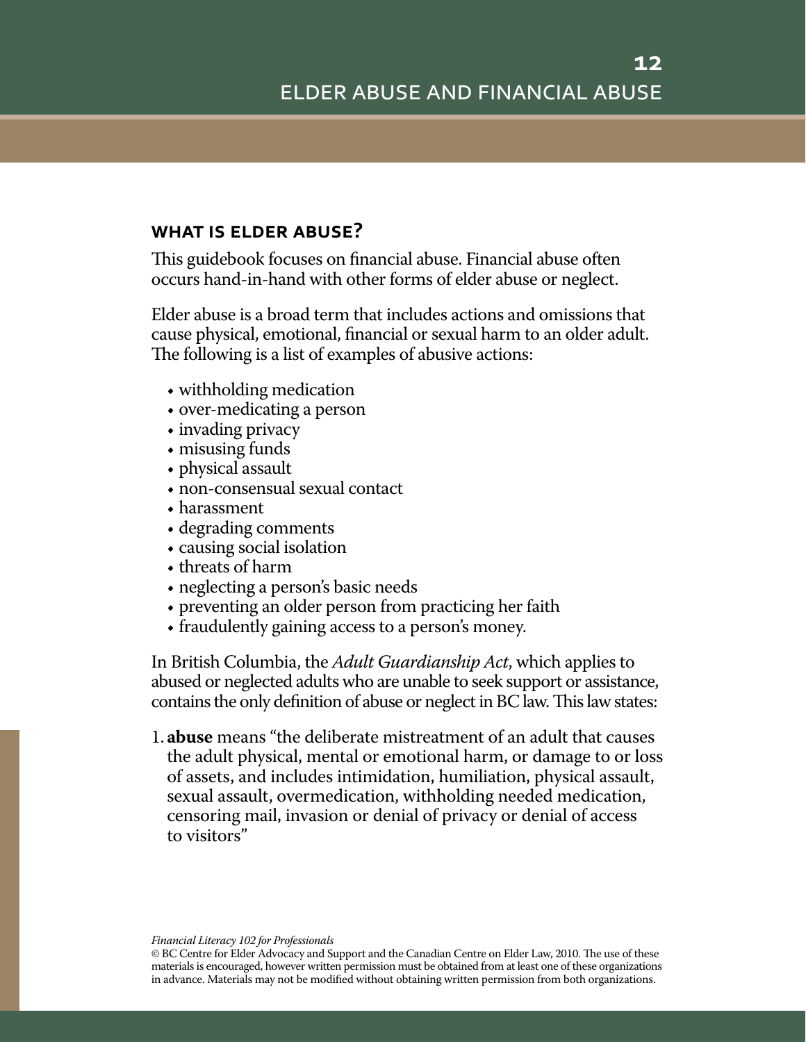# 12 ELDER ABUSE AND FINANCIAL ABUSE

## WHAT IS ELDER ABUSE?

This guidebook focuses on financial abuse. Financial abuse often occurs hand-in-hand with other forms of elder abuse or neglect.

Elder abuse is a broad term that includes actions and omissions that cause physical, emotional, financial or sexual harm to an older adult. The following is a list of examples of abusive actions:

- withholding medication
- over-medicating a person
- invading privacy
- misusing funds
- physical assault
- non-consensual sexual contact
- harassment
- degrading comments
- causing social isolation
- threats of harm
- neglecting a person's basic needs
- preventing an older person from practicing her faith
- fraudulently gaining access to a person's money.

In British Columbia, the *Adult Guardianship Act*, which applies to abused or neglected adults who are unable to seek support or assistance, contains the only definition of abuse or neglect in BC law. This law states:

1. **abuse** means "the deliberate mistreatment of an adult that causes the adult physical, mental or emotional harm, or damage to or loss of assets, and includes intimidation, humiliation, physical assault, sexual assault, overmedication, withholding needed medication, censoring mail, invasion or denial of privacy or denial of access to visitors"

*Financial Literacy 102 for Professionals*
© BC Centre for Elder Advocacy and Support and the Canadian Centre on Elder Law, 2010. The use of these materials is encouraged, however written permission must be obtained from at least one of these organizations in advance. Materials may not be modified without obtaining written permission from both organizations.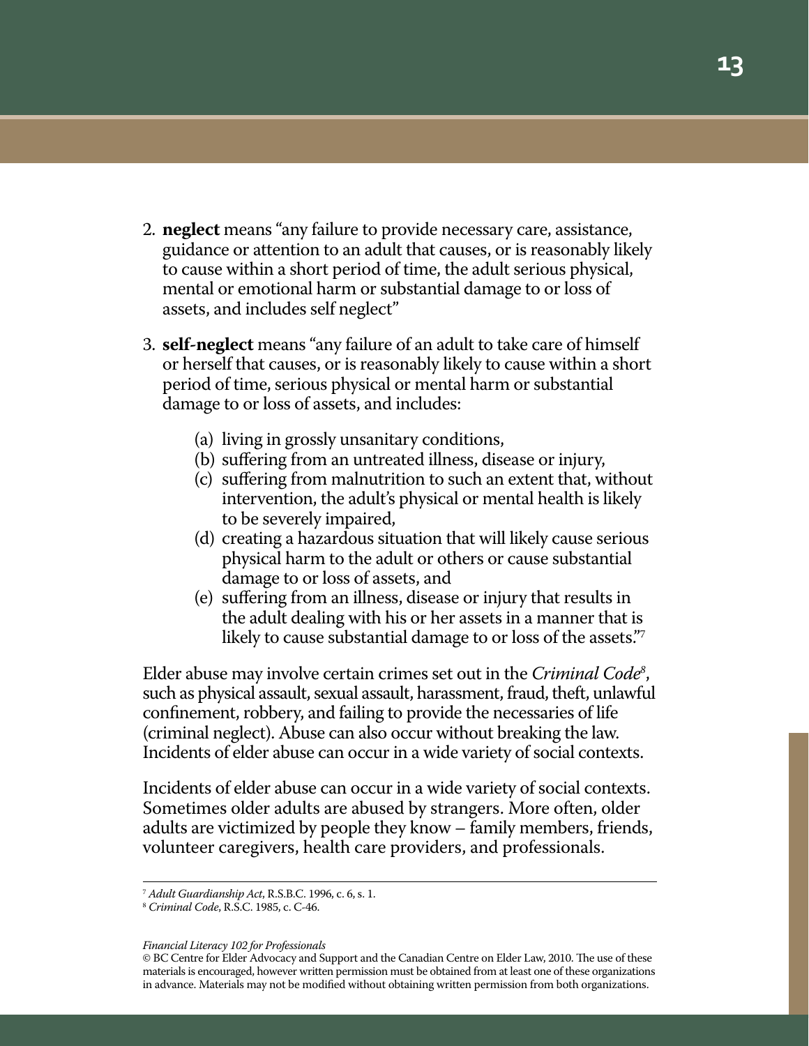2. **neglect** means "any failure to provide necessary care, assistance, guidance or attention to an adult that causes, or is reasonably likely to cause within a short period of time, the adult serious physical, mental or emotional harm or substantial damage to or loss of assets, and includes self neglect"

3. **self-neglect** means "any failure of an adult to take care of himself or herself that causes, or is reasonably likely to cause within a short period of time, serious physical or mental harm or substantial damage to or loss of assets, and includes:

   (a) living in grossly unsanitary conditions,
   (b) suffering from an untreated illness, disease or injury,
   (c) suffering from malnutrition to such an extent that, without intervention, the adult's physical or mental health is likely to be severely impaired,
   (d) creating a hazardous situation that will likely cause serious physical harm to the adult or others or cause substantial damage to or loss of assets, and
   (e) suffering from an illness, disease or injury that results in the adult dealing with his or her assets in a manner that is likely to cause substantial damage to or loss of the assets."[7]

Elder abuse may involve certain crimes set out in the *Criminal Code*[8], such as physical assault, sexual assault, harassment, fraud, theft, unlawful confinement, robbery, and failing to provide the necessaries of life (criminal neglect). Abuse can also occur without breaking the law. Incidents of elder abuse can occur in a wide variety of social contexts.

Incidents of elder abuse can occur in a wide variety of social contexts. Sometimes older adults are abused by strangers. More often, older adults are victimized by people they know – family members, friends, volunteer caregivers, health care providers, and professionals.

---

[7] *Adult Guardianship Act*, R.S.B.C. 1996, c. 6, s. 1.
[8] *Criminal Code*, R.S.C. 1985, c. C-46.

*Financial Literacy 102 for Professionals*
© BC Centre for Elder Advocacy and Support and the Canadian Centre on Elder Law, 2010. The use of these materials is encouraged, however written permission must be obtained from at least one of these organizations in advance. Materials may not be modified without obtaining written permission from both organizations.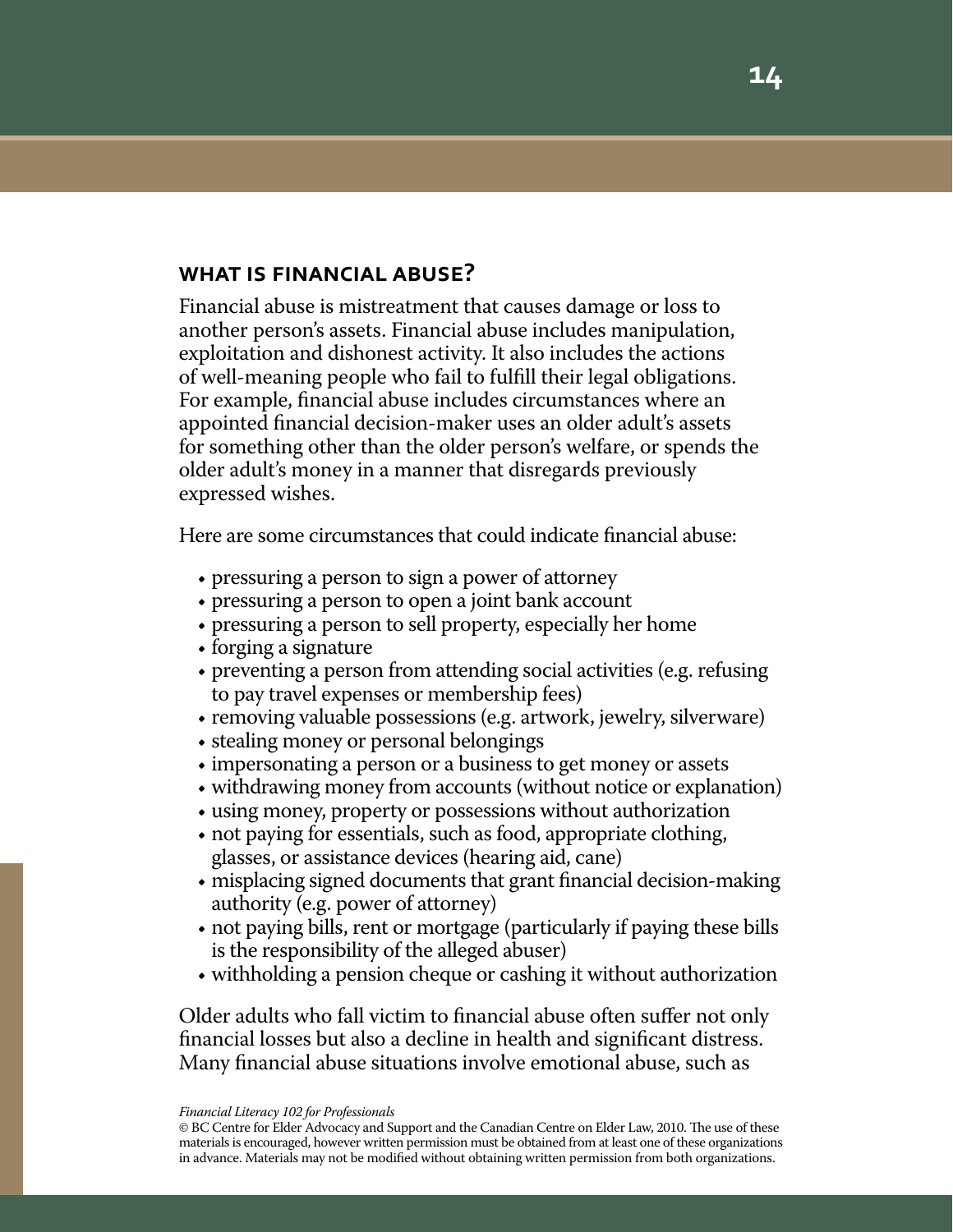## WHAT IS FINANCIAL ABUSE?

Financial abuse is mistreatment that causes damage or loss to another person's assets. Financial abuse includes manipulation, exploitation and dishonest activity. It also includes the actions of well-meaning people who fail to fulfill their legal obligations. For example, financial abuse includes circumstances where an appointed financial decision-maker uses an older adult's assets for something other than the older person's welfare, or spends the older adult's money in a manner that disregards previously expressed wishes.

Here are some circumstances that could indicate financial abuse:

- pressuring a person to sign a power of attorney
- pressuring a person to open a joint bank account
- pressuring a person to sell property, especially her home
- forging a signature
- preventing a person from attending social activities (e.g. refusing to pay travel expenses or membership fees)
- removing valuable possessions (e.g. artwork, jewelry, silverware)
- stealing money or personal belongings
- impersonating a person or a business to get money or assets
- withdrawing money from accounts (without notice or explanation)
- using money, property or possessions without authorization
- not paying for essentials, such as food, appropriate clothing, glasses, or assistance devices (hearing aid, cane)
- misplacing signed documents that grant financial decision-making authority (e.g. power of attorney)
- not paying bills, rent or mortgage (particularly if paying these bills is the responsibility of the alleged abuser)
- withholding a pension cheque or cashing it without authorization

Older adults who fall victim to financial abuse often suffer not only financial losses but also a decline in health and significant distress. Many financial abuse situations involve emotional abuse, such as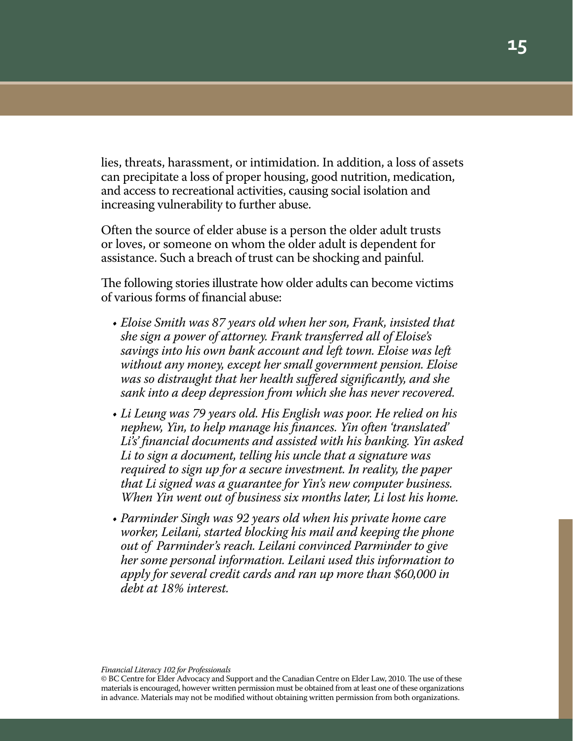lies, threats, harassment, or intimidation. In addition, a loss of assets can precipitate a loss of proper housing, good nutrition, medication, and access to recreational activities, causing social isolation and increasing vulnerability to further abuse.

Often the source of elder abuse is a person the older adult trusts or loves, or someone on whom the older adult is dependent for assistance. Such a breach of trust can be shocking and painful.

The following stories illustrate how older adults can become victims of various forms of financial abuse:

- *Eloise Smith was 87 years old when her son, Frank, insisted that she sign a power of attorney. Frank transferred all of Eloise's savings into his own bank account and left town. Eloise was left without any money, except her small government pension. Eloise was so distraught that her health suffered significantly, and she sank into a deep depression from which she has never recovered.*
- *Li Leung was 79 years old. His English was poor. He relied on his nephew, Yin, to help manage his finances. Yin often 'translated' Li's' financial documents and assisted with his banking. Yin asked Li to sign a document, telling his uncle that a signature was required to sign up for a secure investment. In reality, the paper that Li signed was a guarantee for Yin's new computer business. When Yin went out of business six months later, Li lost his home.*
- *Parminder Singh was 92 years old when his private home care worker, Leilani, started blocking his mail and keeping the phone out of Parminder's reach. Leilani convinced Parminder to give her some personal information. Leilani used this information to apply for several credit cards and ran up more than $60,000 in debt at 18% interest.*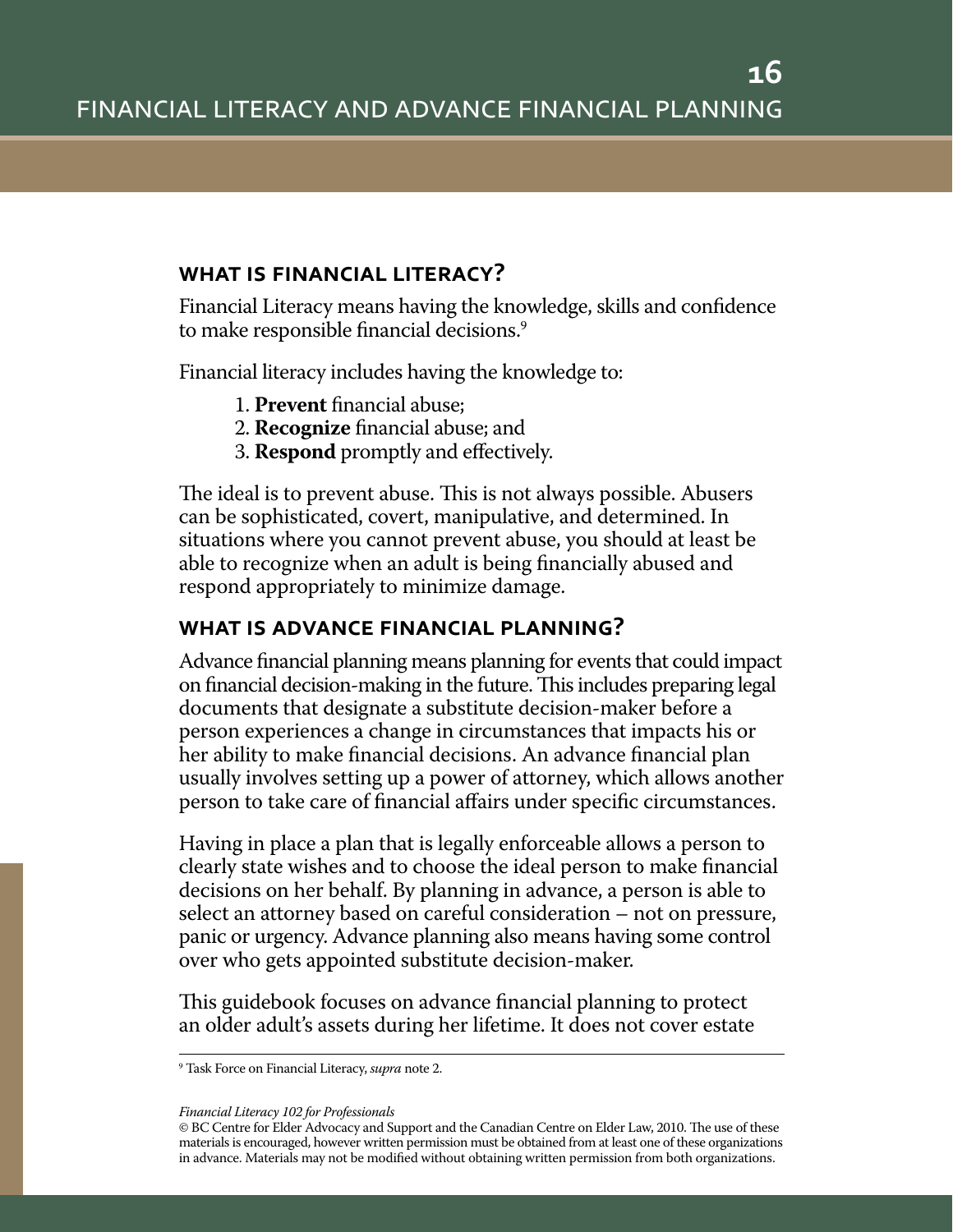# FINANCIAL LITERACY AND ADVANCE FINANCIAL PLANNING

## WHAT IS FINANCIAL LITERACY?

Financial Literacy means having the knowledge, skills and confidence to make responsible financial decisions.[9]

Financial literacy includes having the knowledge to:

1. **Prevent** financial abuse;
2. **Recognize** financial abuse; and
3. **Respond** promptly and effectively.

The ideal is to prevent abuse. This is not always possible. Abusers can be sophisticated, covert, manipulative, and determined. In situations where you cannot prevent abuse, you should at least be able to recognize when an adult is being financially abused and respond appropriately to minimize damage.

## WHAT IS ADVANCE FINANCIAL PLANNING?

Advance financial planning means planning for events that could impact on financial decision-making in the future. This includes preparing legal documents that designate a substitute decision-maker before a person experiences a change in circumstances that impacts his or her ability to make financial decisions. An advance financial plan usually involves setting up a power of attorney, which allows another person to take care of financial affairs under specific circumstances.

Having in place a plan that is legally enforceable allows a person to clearly state wishes and to choose the ideal person to make financial decisions on her behalf. By planning in advance, a person is able to select an attorney based on careful consideration – not on pressure, panic or urgency. Advance planning also means having some control over who gets appointed substitute decision-maker.

This guidebook focuses on advance financial planning to protect an older adult's assets during her lifetime. It does not cover estate

---

[9] Task Force on Financial Literacy, *supra* note 2.

*Financial Literacy 102 for Professionals*
© BC Centre for Elder Advocacy and Support and the Canadian Centre on Elder Law, 2010. The use of these materials is encouraged, however written permission must be obtained from at least one of these organizations in advance. Materials may not be modified without obtaining written permission from both organizations.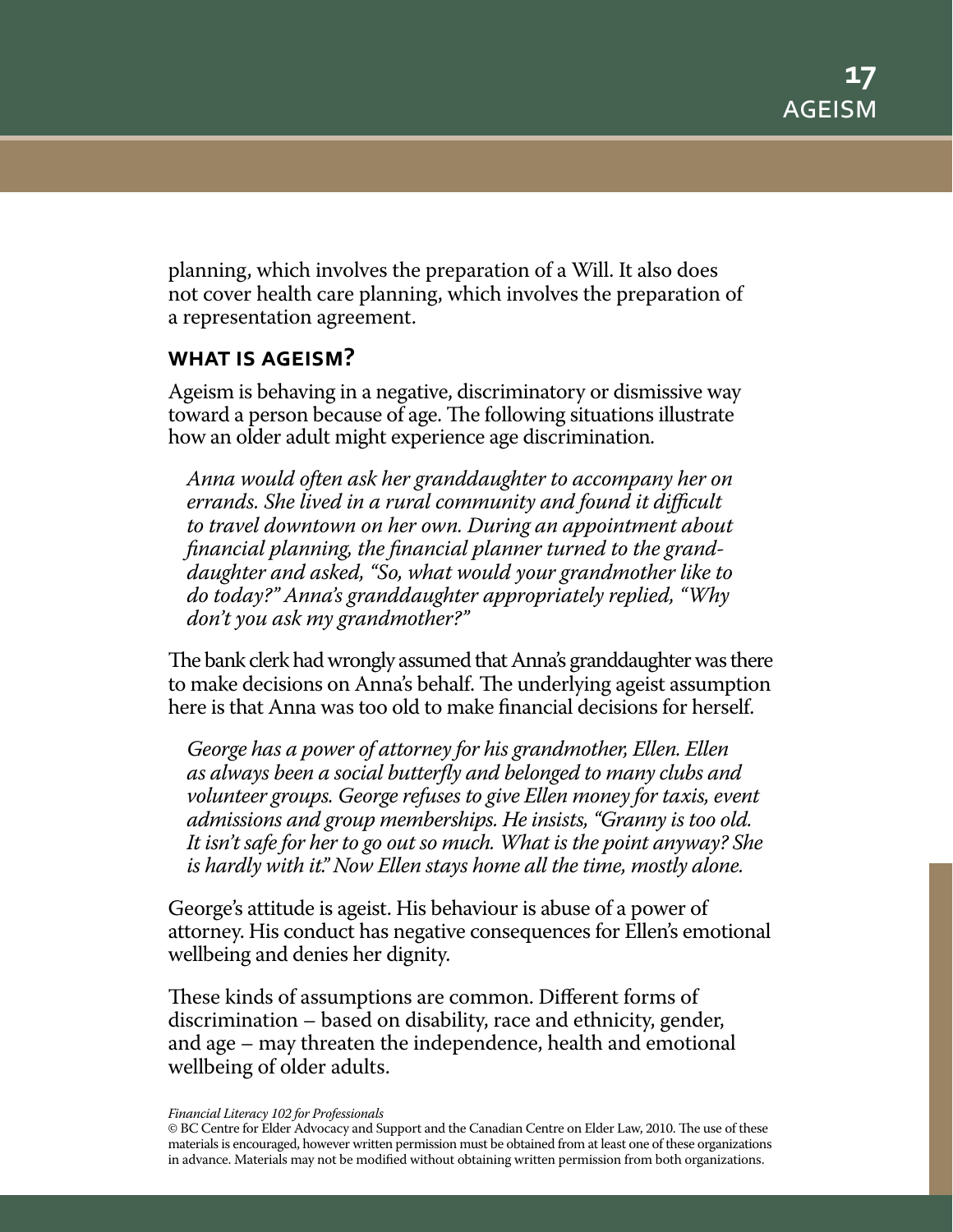planning, which involves the preparation of a Will. It also does not cover health care planning, which involves the preparation of a representation agreement.

## WHAT IS AGEISM?

Ageism is behaving in a negative, discriminatory or dismissive way toward a person because of age. The following situations illustrate how an older adult might experience age discrimination.

> *Anna would often ask her granddaughter to accompany her on errands. She lived in a rural community and found it difficult to travel downtown on her own. During an appointment about financial planning, the financial planner turned to the granddaughter and asked, "So, what would your grandmother like to do today?" Anna's granddaughter appropriately replied, "Why don't you ask my grandmother?"*

The bank clerk had wrongly assumed that Anna's granddaughter was there to make decisions on Anna's behalf. The underlying ageist assumption here is that Anna was too old to make financial decisions for herself.

> *George has a power of attorney for his grandmother, Ellen. Ellen as always been a social butterfly and belonged to many clubs and volunteer groups. George refuses to give Ellen money for taxis, event admissions and group memberships. He insists, "Granny is too old. It isn't safe for her to go out so much. What is the point anyway? She is hardly with it." Now Ellen stays home all the time, mostly alone.*

George's attitude is ageist. His behaviour is abuse of a power of attorney. His conduct has negative consequences for Ellen's emotional wellbeing and denies her dignity.

These kinds of assumptions are common. Different forms of discrimination – based on disability, race and ethnicity, gender, and age – may threaten the independence, health and emotional wellbeing of older adults.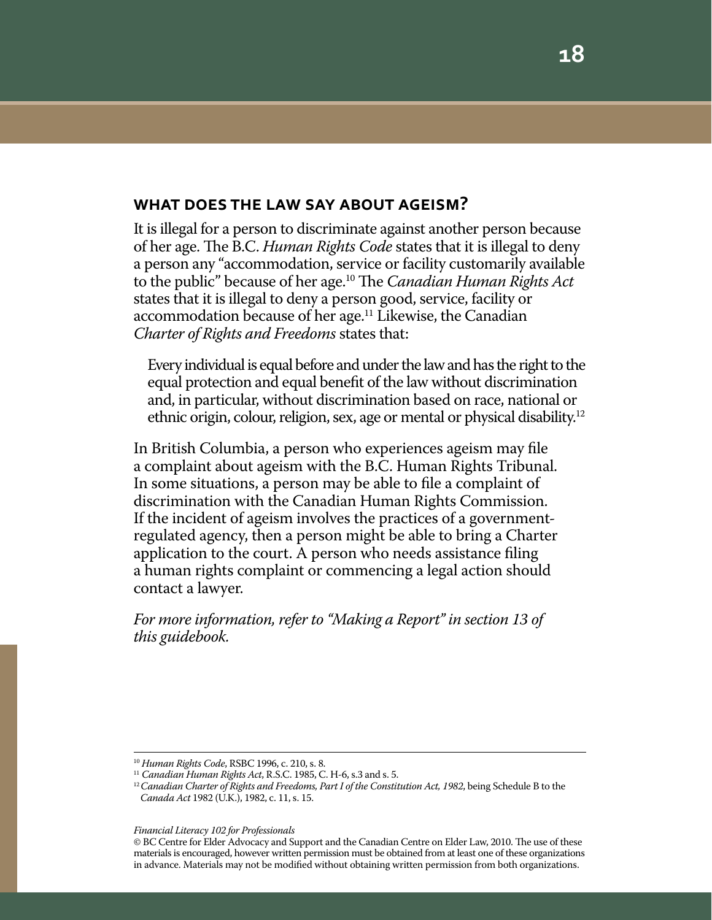## WHAT DOES THE LAW SAY ABOUT AGEISM?

It is illegal for a person to discriminate against another person because of her age. The B.C. *Human Rights Code* states that it is illegal to deny a person any "accommodation, service or facility customarily available to the public" because of her age.[10] The *Canadian Human Rights Act* states that it is illegal to deny a person good, service, facility or accommodation because of her age.[11] Likewise, the Canadian *Charter of Rights and Freedoms* states that:

> Every individual is equal before and under the law and has the right to the equal protection and equal benefit of the law without discrimination and, in particular, without discrimination based on race, national or ethnic origin, colour, religion, sex, age or mental or physical disability.[12]

In British Columbia, a person who experiences ageism may file a complaint about ageism with the B.C. Human Rights Tribunal. In some situations, a person may be able to file a complaint of discrimination with the Canadian Human Rights Commission. If the incident of ageism involves the practices of a government-regulated agency, then a person might be able to bring a Charter application to the court. A person who needs assistance filing a human rights complaint or commencing a legal action should contact a lawyer.

*For more information, refer to "Making a Report" in section 13 of this guidebook.*

---

[10] *Human Rights Code*, RSBC 1996, c. 210, s. 8.

[11] *Canadian Human Rights Act*, R.S.C. 1985, C. H-6, s.3 and s. 5.

[12] *Canadian Charter of Rights and Freedoms, Part I of the Constitution Act, 1982*, being Schedule B to the *Canada Act* 1982 (U.K.), 1982, c. 11, s. 15.

*Financial Literacy 102 for Professionals*

© BC Centre for Elder Advocacy and Support and the Canadian Centre on Elder Law, 2010. The use of these materials is encouraged, however written permission must be obtained from at least one of these organizations in advance. Materials may not be modified without obtaining written permission from both organizations.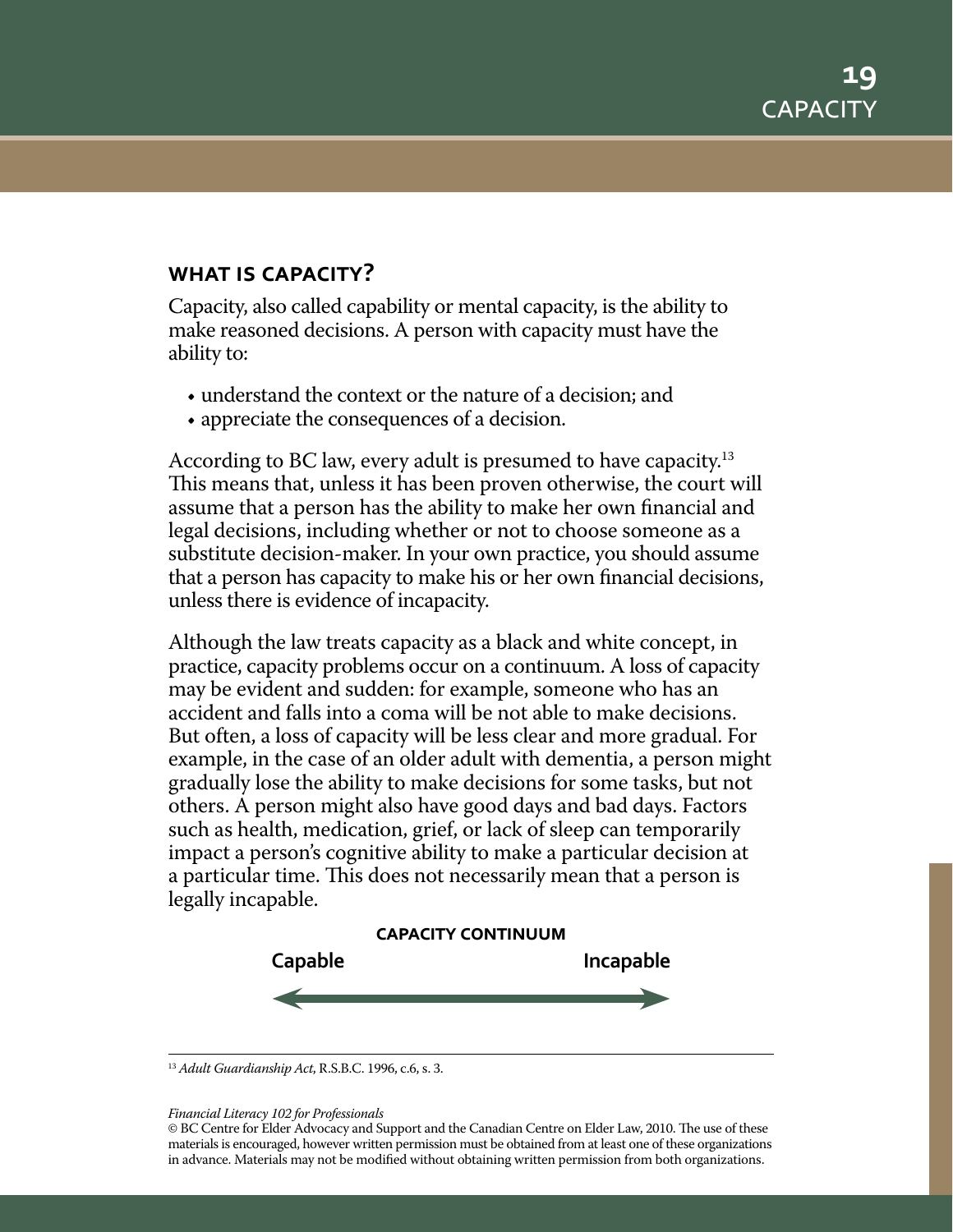# 19 CAPACITY

## WHAT IS CAPACITY?

Capacity, also called capability or mental capacity, is the ability to make reasoned decisions. A person with capacity must have the ability to:

- understand the context or the nature of a decision; and
- appreciate the consequences of a decision.

According to BC law, every adult is presumed to have capacity.[13] This means that, unless it has been proven otherwise, the court will assume that a person has the ability to make her own financial and legal decisions, including whether or not to choose someone as a substitute decision-maker. In your own practice, you should assume that a person has capacity to make his or her own financial decisions, unless there is evidence of incapacity.

Although the law treats capacity as a black and white concept, in practice, capacity problems occur on a continuum. A loss of capacity may be evident and sudden: for example, someone who has an accident and falls into a coma will be not able to make decisions. But often, a loss of capacity will be less clear and more gradual. For example, in the case of an older adult with dementia, a person might gradually lose the ability to make decisions for some tasks, but not others. A person might also have good days and bad days. Factors such as health, medication, grief, or lack of sleep can temporarily impact a person's cognitive ability to make a particular decision at a particular time. This does not necessarily mean that a person is legally incapable.

**CAPACITY CONTINUUM**

**Capable** ⟵⟶ **Incapable**

[13] *Adult Guardianship Act*, R.S.B.C. 1996, c.6, s. 3.

*Financial Literacy 102 for Professionals*
© BC Centre for Elder Advocacy and Support and the Canadian Centre on Elder Law, 2010. The use of these materials is encouraged, however written permission must be obtained from at least one of these organizations in advance. Materials may not be modified without obtaining written permission from both organizations.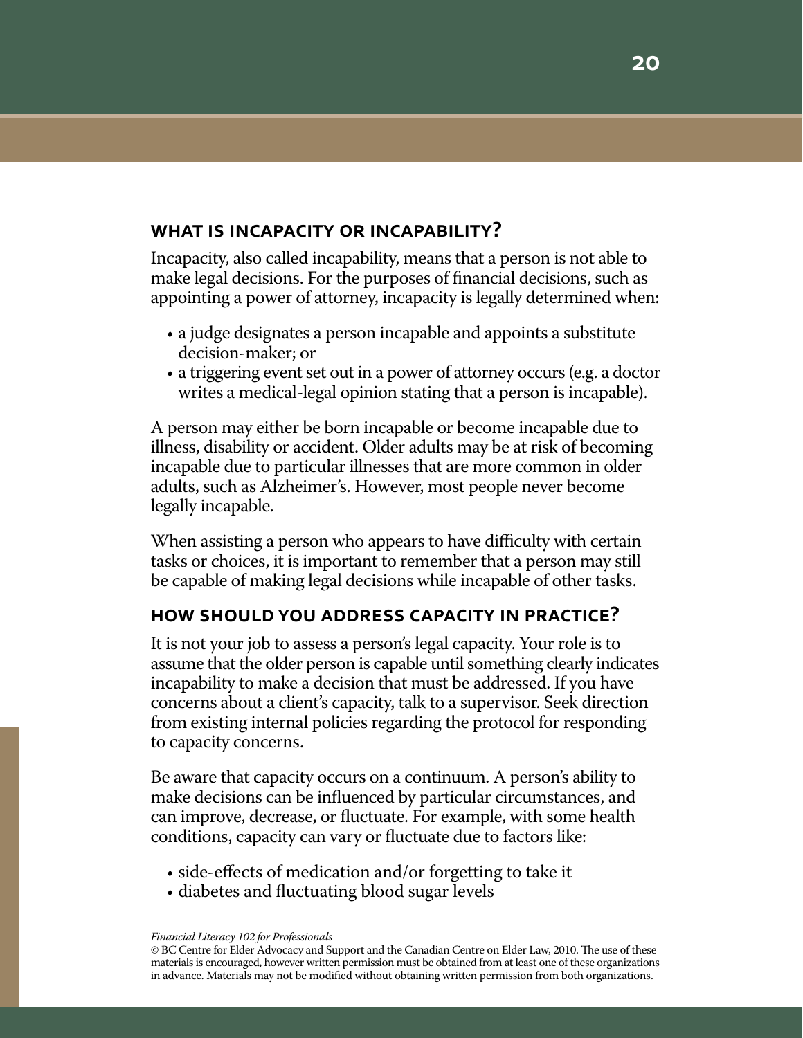## What is Incapacity or Incapability?

Incapacity, also called incapability, means that a person is not able to make legal decisions. For the purposes of financial decisions, such as appointing a power of attorney, incapacity is legally determined when:

- a judge designates a person incapable and appoints a substitute decision-maker; or
- a triggering event set out in a power of attorney occurs (e.g. a doctor writes a medical-legal opinion stating that a person is incapable).

A person may either be born incapable or become incapable due to illness, disability or accident. Older adults may be at risk of becoming incapable due to particular illnesses that are more common in older adults, such as Alzheimer's. However, most people never become legally incapable.

When assisting a person who appears to have difficulty with certain tasks or choices, it is important to remember that a person may still be capable of making legal decisions while incapable of other tasks.

## How Should You Address Capacity in Practice?

It is not your job to assess a person's legal capacity. Your role is to assume that the older person is capable until something clearly indicates incapability to make a decision that must be addressed. If you have concerns about a client's capacity, talk to a supervisor. Seek direction from existing internal policies regarding the protocol for responding to capacity concerns.

Be aware that capacity occurs on a continuum. A person's ability to make decisions can be influenced by particular circumstances, and can improve, decrease, or fluctuate. For example, with some health conditions, capacity can vary or fluctuate due to factors like:

- side-effects of medication and/or forgetting to take it
- diabetes and fluctuating blood sugar levels

*Financial Literacy 102 for Professionals*
© BC Centre for Elder Advocacy and Support and the Canadian Centre on Elder Law, 2010. The use of these materials is encouraged, however written permission must be obtained from at least one of these organizations in advance. Materials may not be modified without obtaining written permission from both organizations.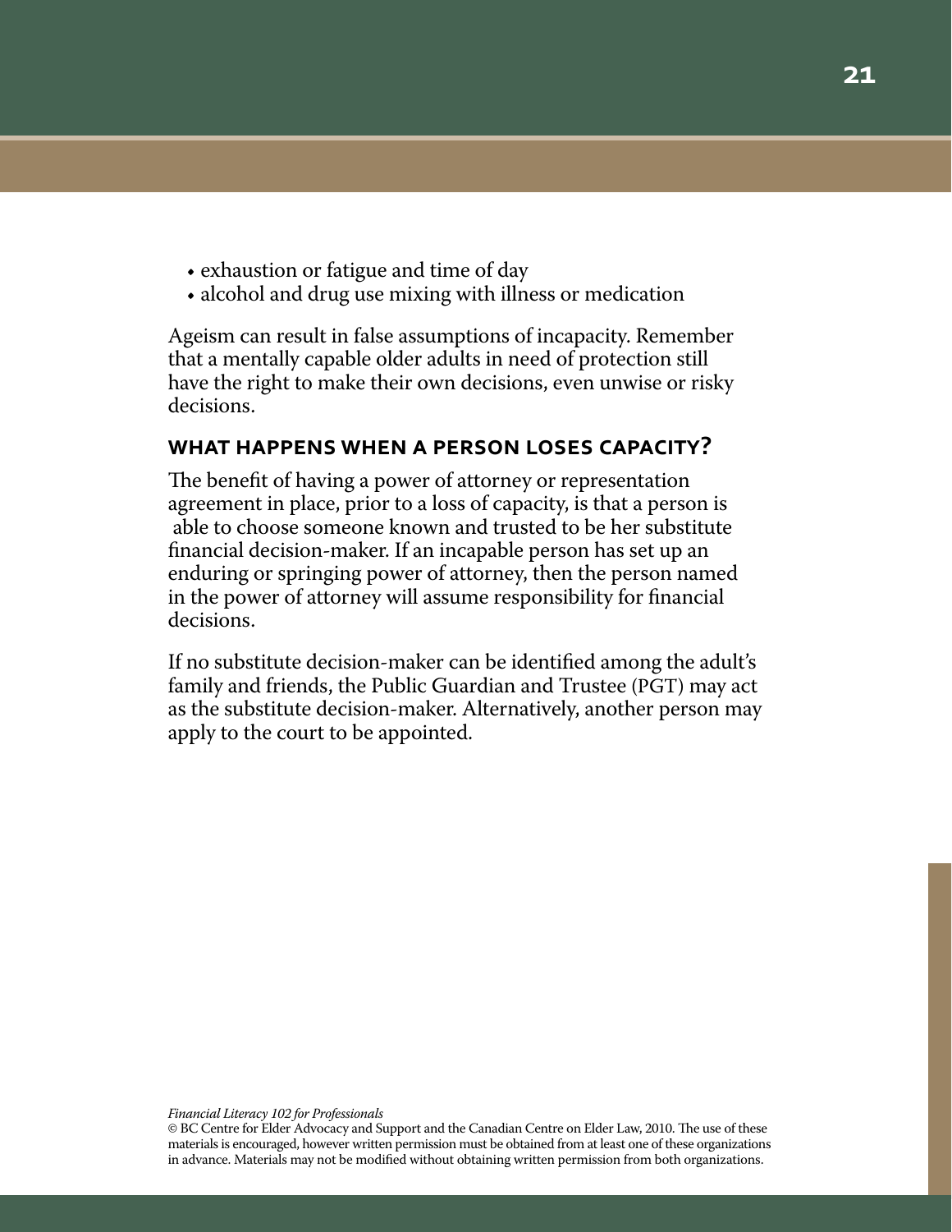- exhaustion or fatigue and time of day
- alcohol and drug use mixing with illness or medication

Ageism can result in false assumptions of incapacity. Remember that a mentally capable older adults in need of protection still have the right to make their own decisions, even unwise or risky decisions.

## WHAT HAPPENS WHEN A PERSON LOSES CAPACITY?

The benefit of having a power of attorney or representation agreement in place, prior to a loss of capacity, is that a person is able to choose someone known and trusted to be her substitute financial decision-maker. If an incapable person has set up an enduring or springing power of attorney, then the person named in the power of attorney will assume responsibility for financial decisions.

If no substitute decision-maker can be identified among the adult's family and friends, the Public Guardian and Trustee (PGT) may act as the substitute decision-maker. Alternatively, another person may apply to the court to be appointed.

*Financial Literacy 102 for Professionals*
© BC Centre for Elder Advocacy and Support and the Canadian Centre on Elder Law, 2010. The use of these materials is encouraged, however written permission must be obtained from at least one of these organizations in advance. Materials may not be modified without obtaining written permission from both organizations.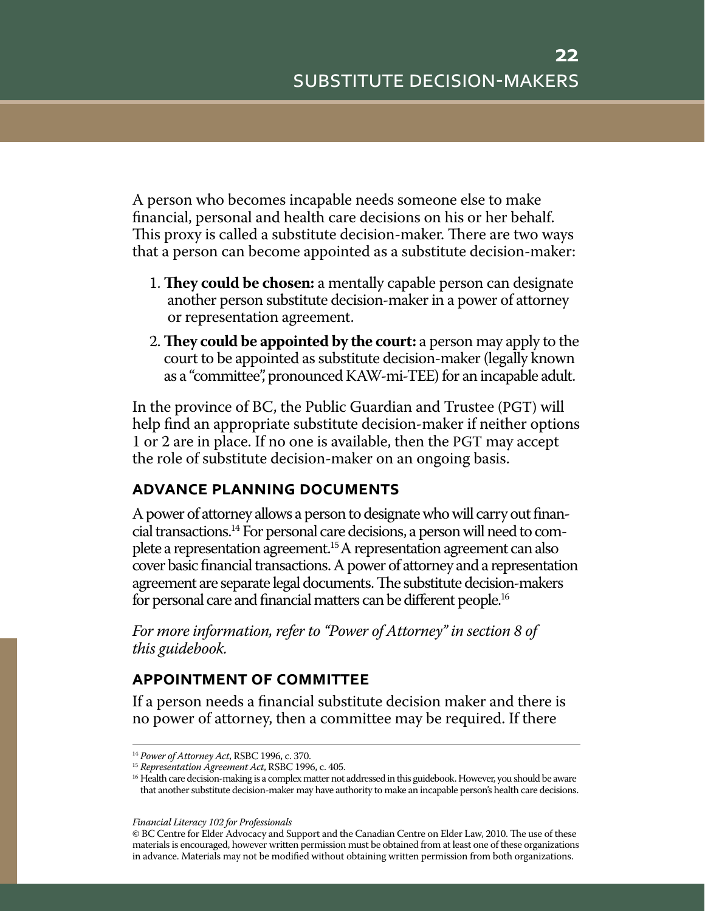# SUBSTITUTE DECISION-MAKERS

A person who becomes incapable needs someone else to make financial, personal and health care decisions on his or her behalf. This proxy is called a substitute decision-maker. There are two ways that a person can become appointed as a substitute decision-maker:

1. **They could be chosen:** a mentally capable person can designate another person substitute decision-maker in a power of attorney or representation agreement.
2. **They could be appointed by the court:** a person may apply to the court to be appointed as substitute decision-maker (legally known as a "committee", pronounced KAW-mi-TEE) for an incapable adult.

In the province of BC, the Public Guardian and Trustee (PGT) will help find an appropriate substitute decision-maker if neither options 1 or 2 are in place. If no one is available, then the PGT may accept the role of substitute decision-maker on an ongoing basis.

## ADVANCE PLANNING DOCUMENTS

A power of attorney allows a person to designate who will carry out financial transactions.[14] For personal care decisions, a person will need to complete a representation agreement.[15] A representation agreement can also cover basic financial transactions. A power of attorney and a representation agreement are separate legal documents. The substitute decision-makers for personal care and financial matters can be different people.[16]

*For more information, refer to "Power of Attorney" in section 8 of this guidebook.*

## APPOINTMENT OF COMMITTEE

If a person needs a financial substitute decision maker and there is no power of attorney, then a committee may be required. If there

---

[14] *Power of Attorney Act*, RSBC 1996, c. 370.

[15] *Representation Agreement Act*, RSBC 1996, c. 405.

[16] Health care decision-making is a complex matter not addressed in this guidebook. However, you should be aware that another substitute decision-maker may have authority to make an incapable person's health care decisions.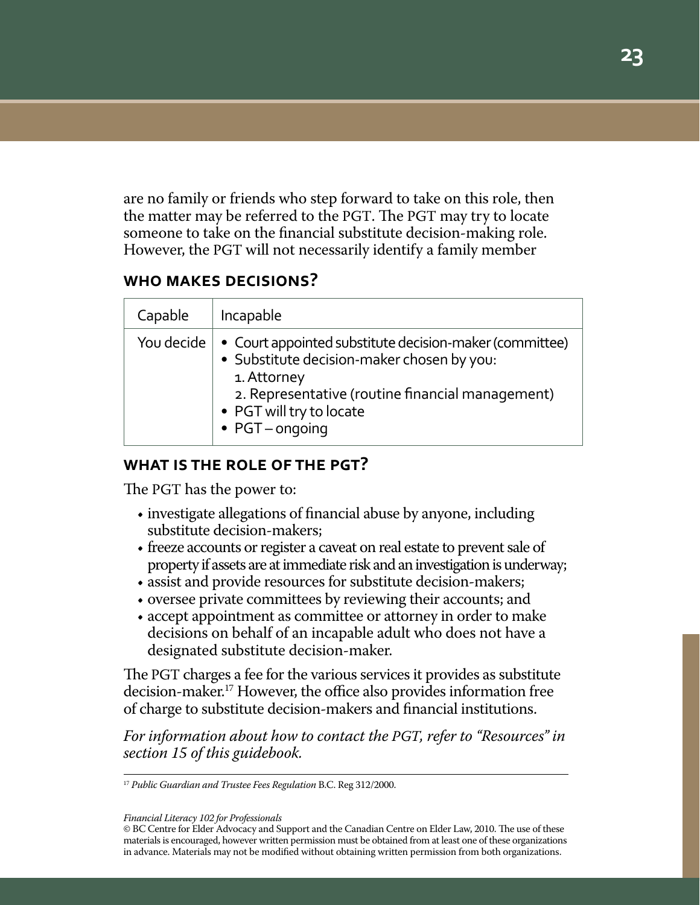are no family or friends who step forward to take on this role, then the matter may be referred to the PGT. The PGT may try to locate someone to take on the financial substitute decision-making role. However, the PGT will not necessarily identify a family member

### WHO MAKES DECISIONS?

| Capable | Incapable |
|---|---|
| You decide | • Court appointed substitute decision-maker (committee)<br>• Substitute decision-maker chosen by you:<br>1. Attorney<br>2. Representative (routine financial management)<br>• PGT will try to locate<br>• PGT – ongoing |

### WHAT IS THE ROLE OF THE PGT?

The PGT has the power to:

- investigate allegations of financial abuse by anyone, including substitute decision-makers;
- freeze accounts or register a caveat on real estate to prevent sale of property if assets are at immediate risk and an investigation is underway;
- assist and provide resources for substitute decision-makers;
- oversee private committees by reviewing their accounts; and
- accept appointment as committee or attorney in order to make decisions on behalf of an incapable adult who does not have a designated substitute decision-maker.

The PGT charges a fee for the various services it provides as substitute decision-maker.[17] However, the office also provides information free of charge to substitute decision-makers and financial institutions.

*For information about how to contact the PGT, refer to "Resources" in section 15 of this guidebook.*

---

[17] *Public Guardian and Trustee Fees Regulation* B.C. Reg 312/2000.

*Financial Literacy 102 for Professionals*
© BC Centre for Elder Advocacy and Support and the Canadian Centre on Elder Law, 2010. The use of these materials is encouraged, however written permission must be obtained from at least one of these organizations in advance. Materials may not be modified without obtaining written permission from both organizations.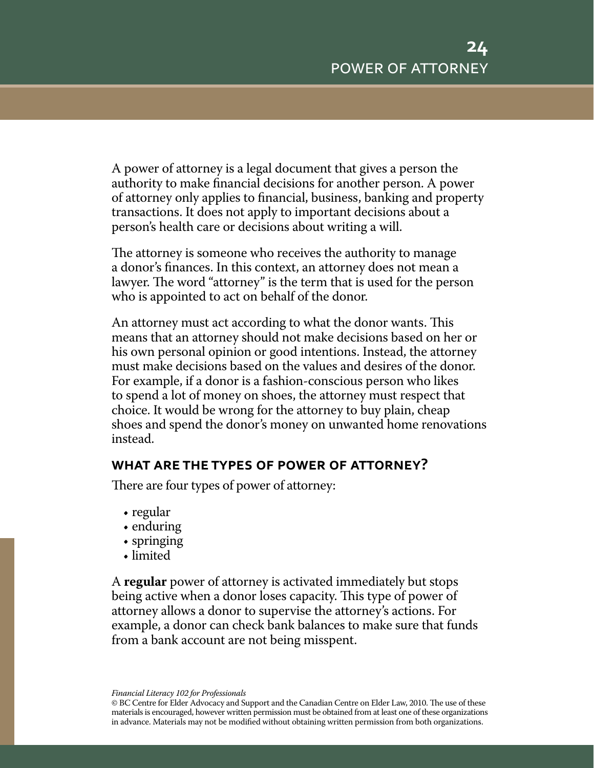# 24 POWER OF ATTORNEY

A power of attorney is a legal document that gives a person the authority to make financial decisions for another person. A power of attorney only applies to financial, business, banking and property transactions. It does not apply to important decisions about a person's health care or decisions about writing a will.

The attorney is someone who receives the authority to manage a donor's finances. In this context, an attorney does not mean a lawyer. The word "attorney" is the term that is used for the person who is appointed to act on behalf of the donor.

An attorney must act according to what the donor wants. This means that an attorney should not make decisions based on her or his own personal opinion or good intentions. Instead, the attorney must make decisions based on the values and desires of the donor. For example, if a donor is a fashion-conscious person who likes to spend a lot of money on shoes, the attorney must respect that choice. It would be wrong for the attorney to buy plain, cheap shoes and spend the donor's money on unwanted home renovations instead.

## WHAT ARE THE TYPES OF POWER OF ATTORNEY?

There are four types of power of attorney:

- regular
- enduring
- springing
- limited

A **regular** power of attorney is activated immediately but stops being active when a donor loses capacity. This type of power of attorney allows a donor to supervise the attorney's actions. For example, a donor can check bank balances to make sure that funds from a bank account are not being misspent.

*Financial Literacy 102 for Professionals*
© BC Centre for Elder Advocacy and Support and the Canadian Centre on Elder Law, 2010. The use of these materials is encouraged, however written permission must be obtained from at least one of these organizations in advance. Materials may not be modified without obtaining written permission from both organizations.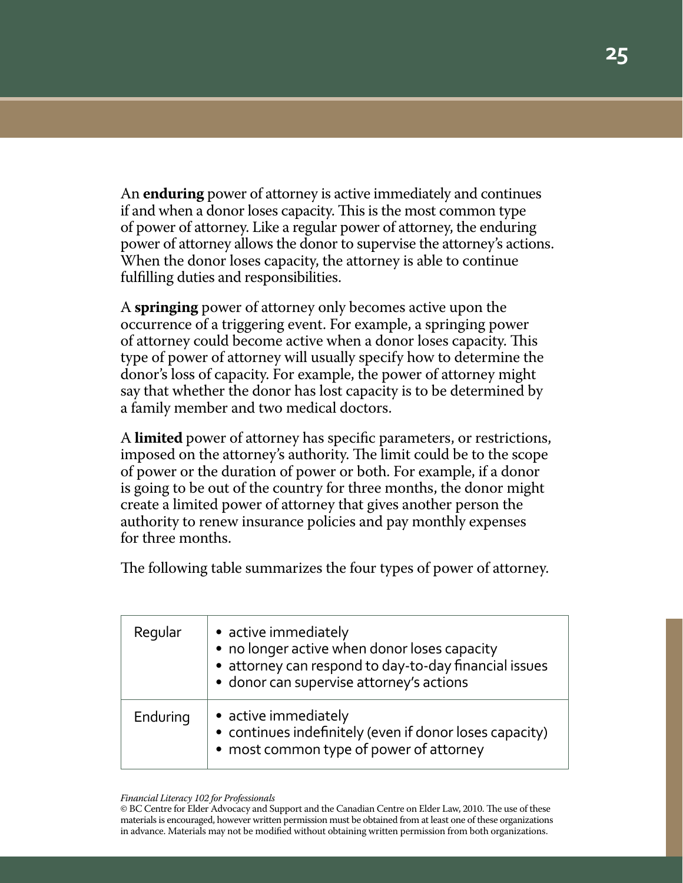An **enduring** power of attorney is active immediately and continues if and when a donor loses capacity. This is the most common type of power of attorney. Like a regular power of attorney, the enduring power of attorney allows the donor to supervise the attorney's actions. When the donor loses capacity, the attorney is able to continue fulfilling duties and responsibilities.

A **springing** power of attorney only becomes active upon the occurrence of a triggering event. For example, a springing power of attorney could become active when a donor loses capacity. This type of power of attorney will usually specify how to determine the donor's loss of capacity. For example, the power of attorney might say that whether the donor has lost capacity is to be determined by a family member and two medical doctors.

A **limited** power of attorney has specific parameters, or restrictions, imposed on the attorney's authority. The limit could be to the scope of power or the duration of power or both. For example, if a donor is going to be out of the country for three months, the donor might create a limited power of attorney that gives another person the authority to renew insurance policies and pay monthly expenses for three months.

The following table summarizes the four types of power of attorney.

| Type | Characteristics |
|---|---|
| Regular | • active immediately<br>• no longer active when donor loses capacity<br>• attorney can respond to day-to-day financial issues<br>• donor can supervise attorney's actions |
| Enduring | • active immediately<br>• continues indefinitely (even if donor loses capacity)<br>• most common type of power of attorney |

*Financial Literacy 102 for Professionals*
© BC Centre for Elder Advocacy and Support and the Canadian Centre on Elder Law, 2010. The use of these materials is encouraged, however written permission must be obtained from at least one of these organizations in advance. Materials may not be modified without obtaining written permission from both organizations.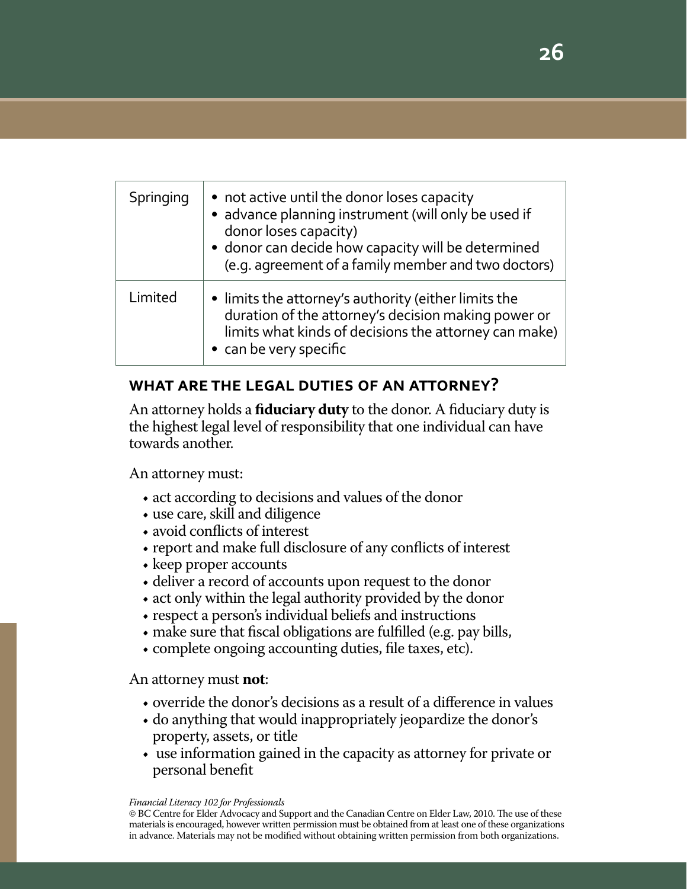| Springing | • not active until the donor loses capacity<br>• advance planning instrument (will only be used if donor loses capacity)<br>• donor can decide how capacity will be determined (e.g. agreement of a family member and two doctors) |
|---|---|
| Limited | • limits the attorney's authority (either limits the duration of the attorney's decision making power or limits what kinds of decisions the attorney can make)<br>• can be very specific |

## WHAT ARE THE LEGAL DUTIES OF AN ATTORNEY?

An attorney holds a **fiduciary duty** to the donor. A fiduciary duty is the highest legal level of responsibility that one individual can have towards another.

An attorney must:

- act according to decisions and values of the donor
- use care, skill and diligence
- avoid conflicts of interest
- report and make full disclosure of any conflicts of interest
- keep proper accounts
- deliver a record of accounts upon request to the donor
- act only within the legal authority provided by the donor
- respect a person's individual beliefs and instructions
- make sure that fiscal obligations are fulfilled (e.g. pay bills,
- complete ongoing accounting duties, file taxes, etc).

An attorney must **not**:

- override the donor's decisions as a result of a difference in values
- do anything that would inappropriately jeopardize the donor's property, assets, or title
- use information gained in the capacity as attorney for private or personal benefit

*Financial Literacy 102 for Professionals*
© BC Centre for Elder Advocacy and Support and the Canadian Centre on Elder Law, 2010. The use of these materials is encouraged, however written permission must be obtained from at least one of these organizations in advance. Materials may not be modified without obtaining written permission from both organizations.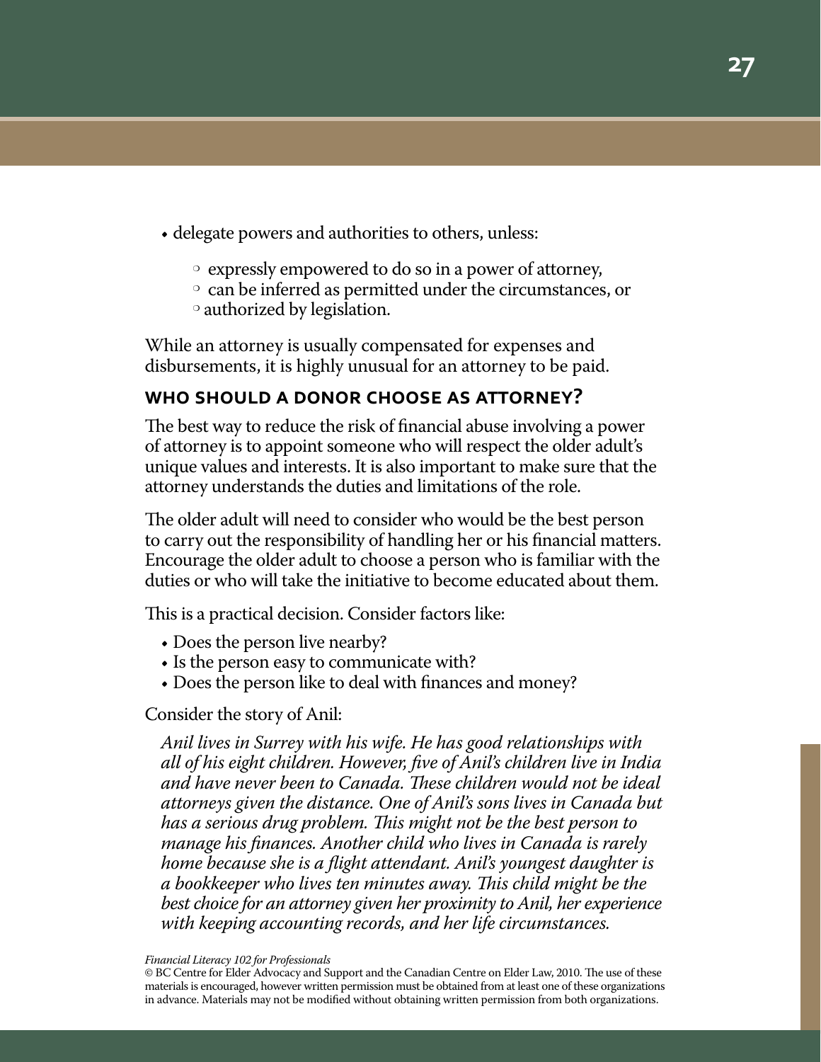- delegate powers and authorities to others, unless:
  - expressly empowered to do so in a power of attorney,
  - can be inferred as permitted under the circumstances, or
  - authorized by legislation.

While an attorney is usually compensated for expenses and disbursements, it is highly unusual for an attorney to be paid.

## WHO SHOULD A DONOR CHOOSE AS ATTORNEY?

The best way to reduce the risk of financial abuse involving a power of attorney is to appoint someone who will respect the older adult's unique values and interests. It is also important to make sure that the attorney understands the duties and limitations of the role.

The older adult will need to consider who would be the best person to carry out the responsibility of handling her or his financial matters. Encourage the older adult to choose a person who is familiar with the duties or who will take the initiative to become educated about them.

This is a practical decision. Consider factors like:

- Does the person live nearby?
- Is the person easy to communicate with?
- Does the person like to deal with finances and money?

Consider the story of Anil:

> *Anil lives in Surrey with his wife. He has good relationships with all of his eight children. However, five of Anil's children live in India and have never been to Canada. These children would not be ideal attorneys given the distance. One of Anil's sons lives in Canada but has a serious drug problem. This might not be the best person to manage his finances. Another child who lives in Canada is rarely home because she is a flight attendant. Anil's youngest daughter is a bookkeeper who lives ten minutes away. This child might be the best choice for an attorney given her proximity to Anil, her experience with keeping accounting records, and her life circumstances.*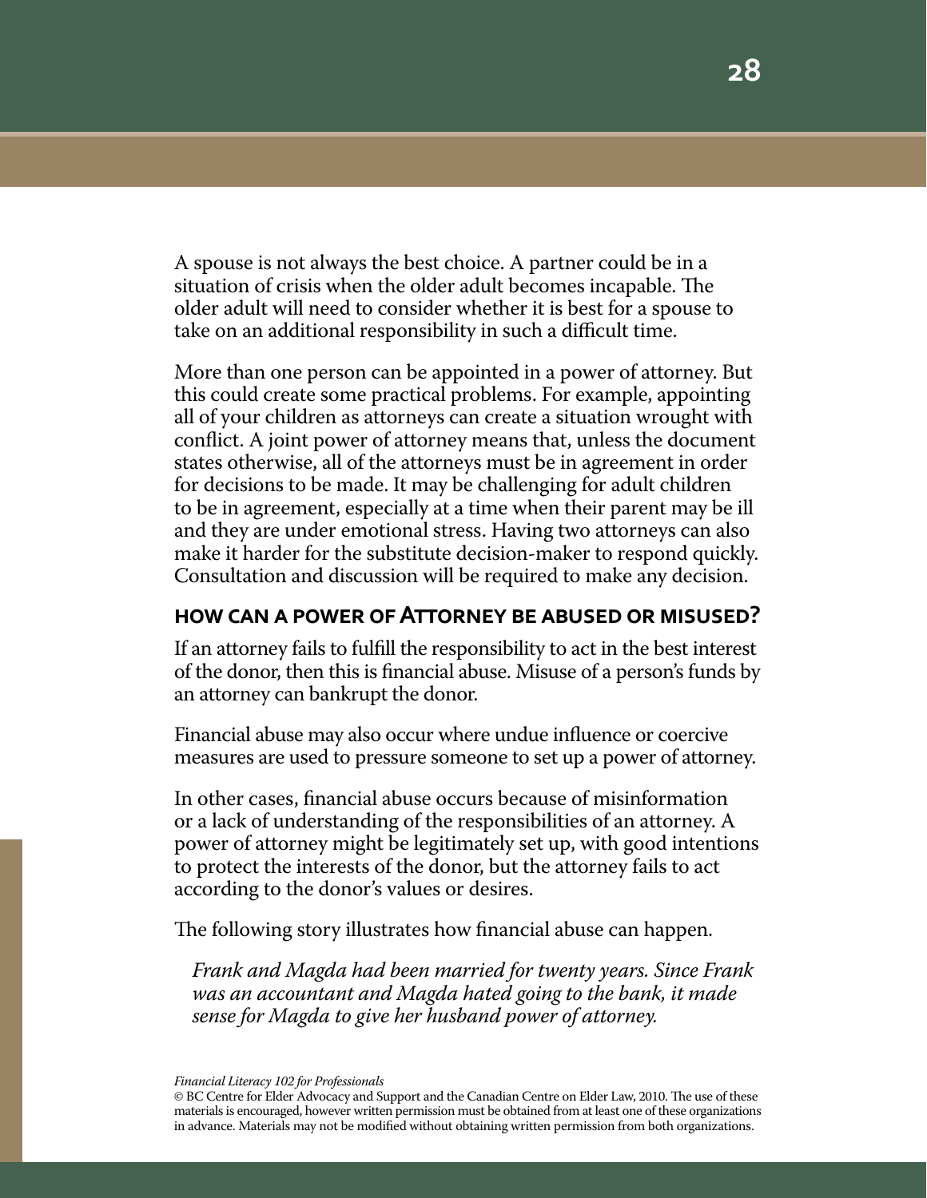A spouse is not always the best choice. A partner could be in a situation of crisis when the older adult becomes incapable. The older adult will need to consider whether it is best for a spouse to take on an additional responsibility in such a difficult time.

More than one person can be appointed in a power of attorney. But this could create some practical problems. For example, appointing all of your children as attorneys can create a situation wrought with conflict. A joint power of attorney means that, unless the document states otherwise, all of the attorneys must be in agreement in order for decisions to be made. It may be challenging for adult children to be in agreement, especially at a time when their parent may be ill and they are under emotional stress. Having two attorneys can also make it harder for the substitute decision-maker to respond quickly. Consultation and discussion will be required to make any decision.

## How can a Power of Attorney be abused or misused?

If an attorney fails to fulfill the responsibility to act in the best interest of the donor, then this is financial abuse. Misuse of a person's funds by an attorney can bankrupt the donor.

Financial abuse may also occur where undue influence or coercive measures are used to pressure someone to set up a power of attorney.

In other cases, financial abuse occurs because of misinformation or a lack of understanding of the responsibilities of an attorney. A power of attorney might be legitimately set up, with good intentions to protect the interests of the donor, but the attorney fails to act according to the donor's values or desires.

The following story illustrates how financial abuse can happen.

> *Frank and Magda had been married for twenty years. Since Frank was an accountant and Magda hated going to the bank, it made sense for Magda to give her husband power of attorney.*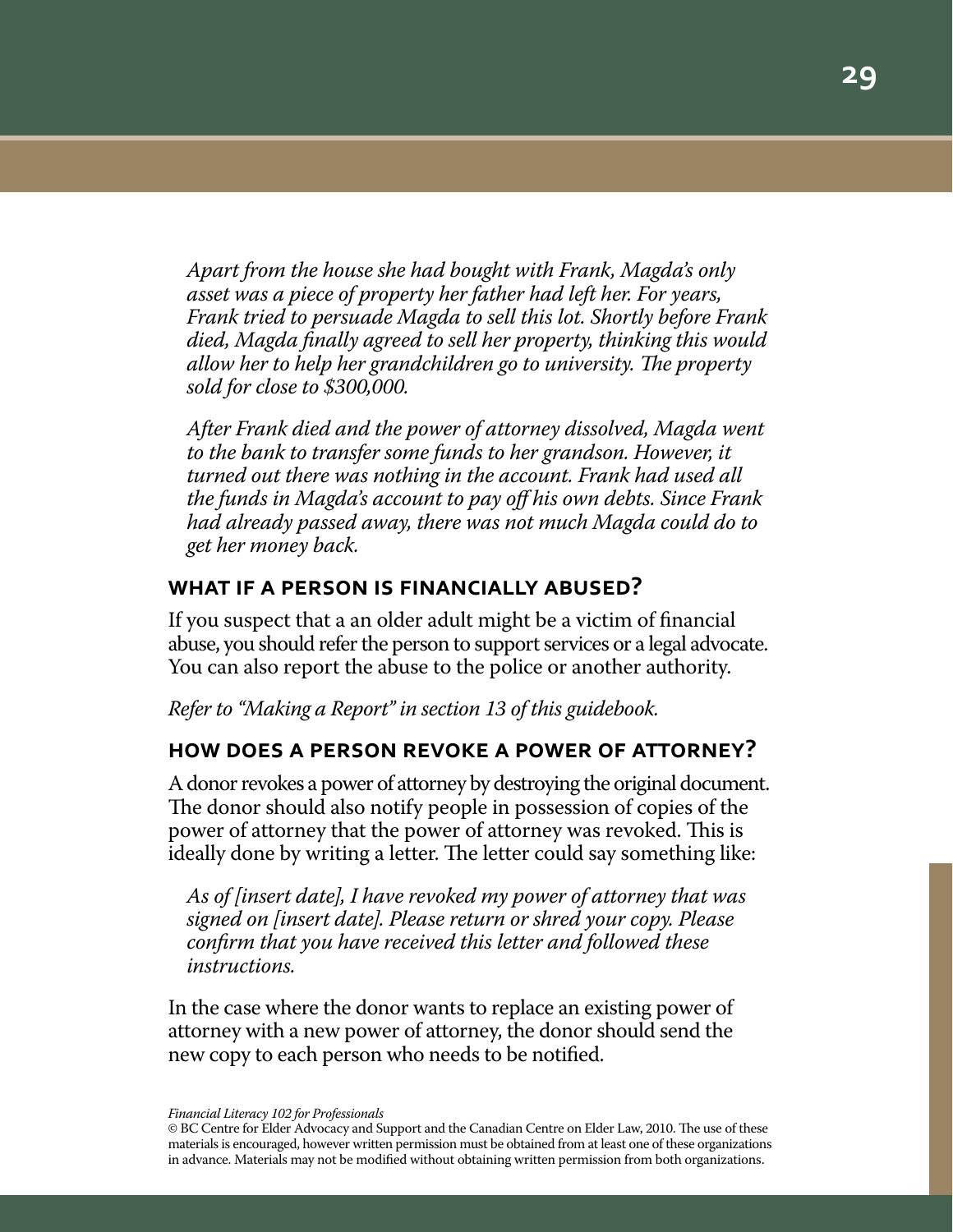*Apart from the house she had bought with Frank, Magda's only asset was a piece of property her father had left her. For years, Frank tried to persuade Magda to sell this lot. Shortly before Frank died, Magda finally agreed to sell her property, thinking this would allow her to help her grandchildren go to university. The property sold for close to $300,000.*

*After Frank died and the power of attorney dissolved, Magda went to the bank to transfer some funds to her grandson. However, it turned out there was nothing in the account. Frank had used all the funds in Magda's account to pay off his own debts. Since Frank had already passed away, there was not much Magda could do to get her money back.*

## What if a person is financially abused?

If you suspect that a an older adult might be a victim of financial abuse, you should refer the person to support services or a legal advocate. You can also report the abuse to the police or another authority.

*Refer to "Making a Report" in section 13 of this guidebook.*

## How does a person revoke a power of attorney?

A donor revokes a power of attorney by destroying the original document. The donor should also notify people in possession of copies of the power of attorney that the power of attorney was revoked. This is ideally done by writing a letter. The letter could say something like:

*As of [insert date], I have revoked my power of attorney that was signed on [insert date]. Please return or shred your copy. Please confirm that you have received this letter and followed these instructions.*

In the case where the donor wants to replace an existing power of attorney with a new power of attorney, the donor should send the new copy to each person who needs to be notified.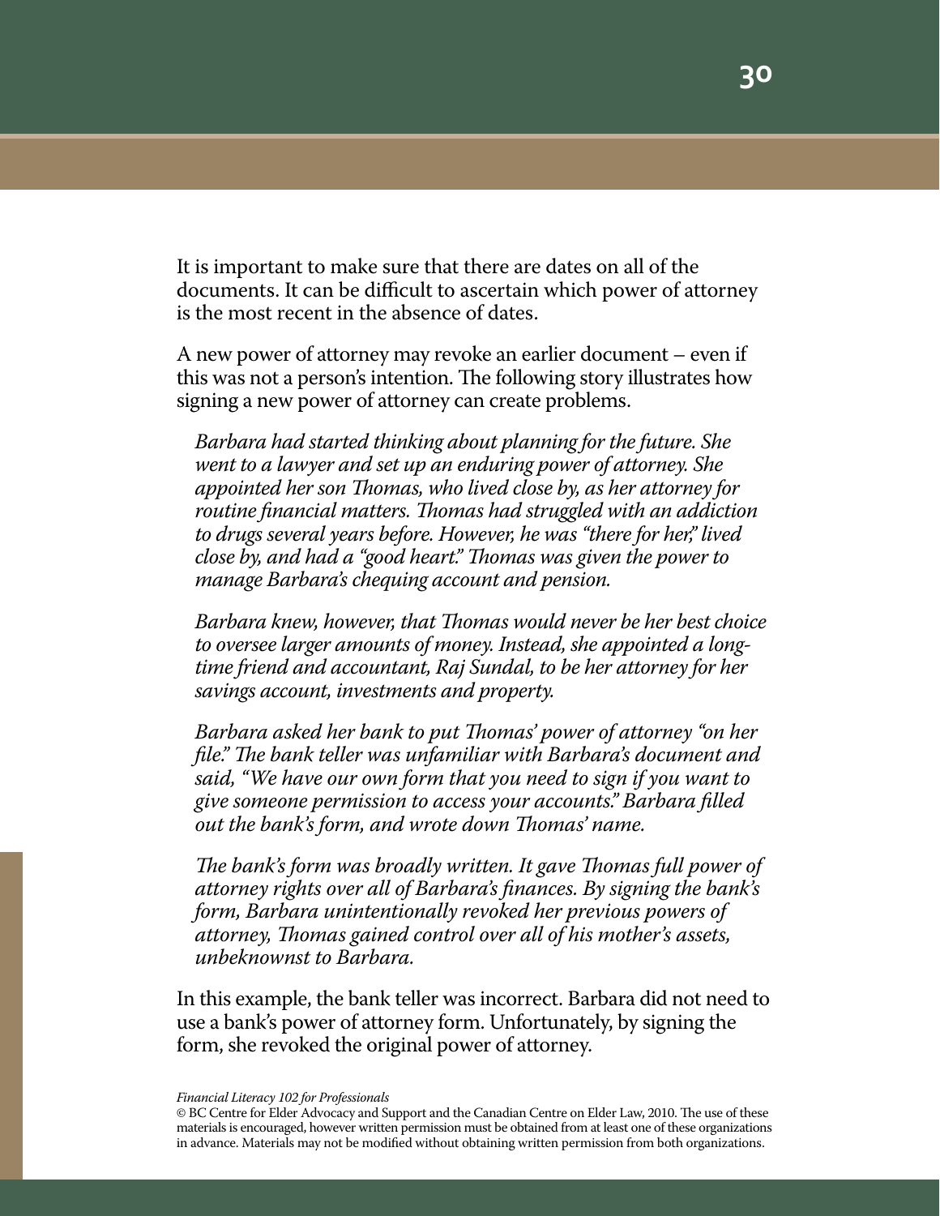It is important to make sure that there are dates on all of the documents. It can be difficult to ascertain which power of attorney is the most recent in the absence of dates.

A new power of attorney may revoke an earlier document – even if this was not a person's intention. The following story illustrates how signing a new power of attorney can create problems.

*Barbara had started thinking about planning for the future. She went to a lawyer and set up an enduring power of attorney. She appointed her son Thomas, who lived close by, as her attorney for routine financial matters. Thomas had struggled with an addiction to drugs several years before. However, he was "there for her," lived close by, and had a "good heart." Thomas was given the power to manage Barbara's chequing account and pension.*

*Barbara knew, however, that Thomas would never be her best choice to oversee larger amounts of money. Instead, she appointed a long-time friend and accountant, Raj Sundal, to be her attorney for her savings account, investments and property.*

*Barbara asked her bank to put Thomas' power of attorney "on her file." The bank teller was unfamiliar with Barbara's document and said, "We have our own form that you need to sign if you want to give someone permission to access your accounts." Barbara filled out the bank's form, and wrote down Thomas' name.*

*The bank's form was broadly written. It gave Thomas full power of attorney rights over all of Barbara's finances. By signing the bank's form, Barbara unintentionally revoked her previous powers of attorney, Thomas gained control over all of his mother's assets, unbeknownst to Barbara.*

In this example, the bank teller was incorrect. Barbara did not need to use a bank's power of attorney form. Unfortunately, by signing the form, she revoked the original power of attorney.

*Financial Literacy 102 for Professionals*
© BC Centre for Elder Advocacy and Support and the Canadian Centre on Elder Law, 2010. The use of these materials is encouraged, however written permission must be obtained from at least one of these organizations in advance. Materials may not be modified without obtaining written permission from both organizations.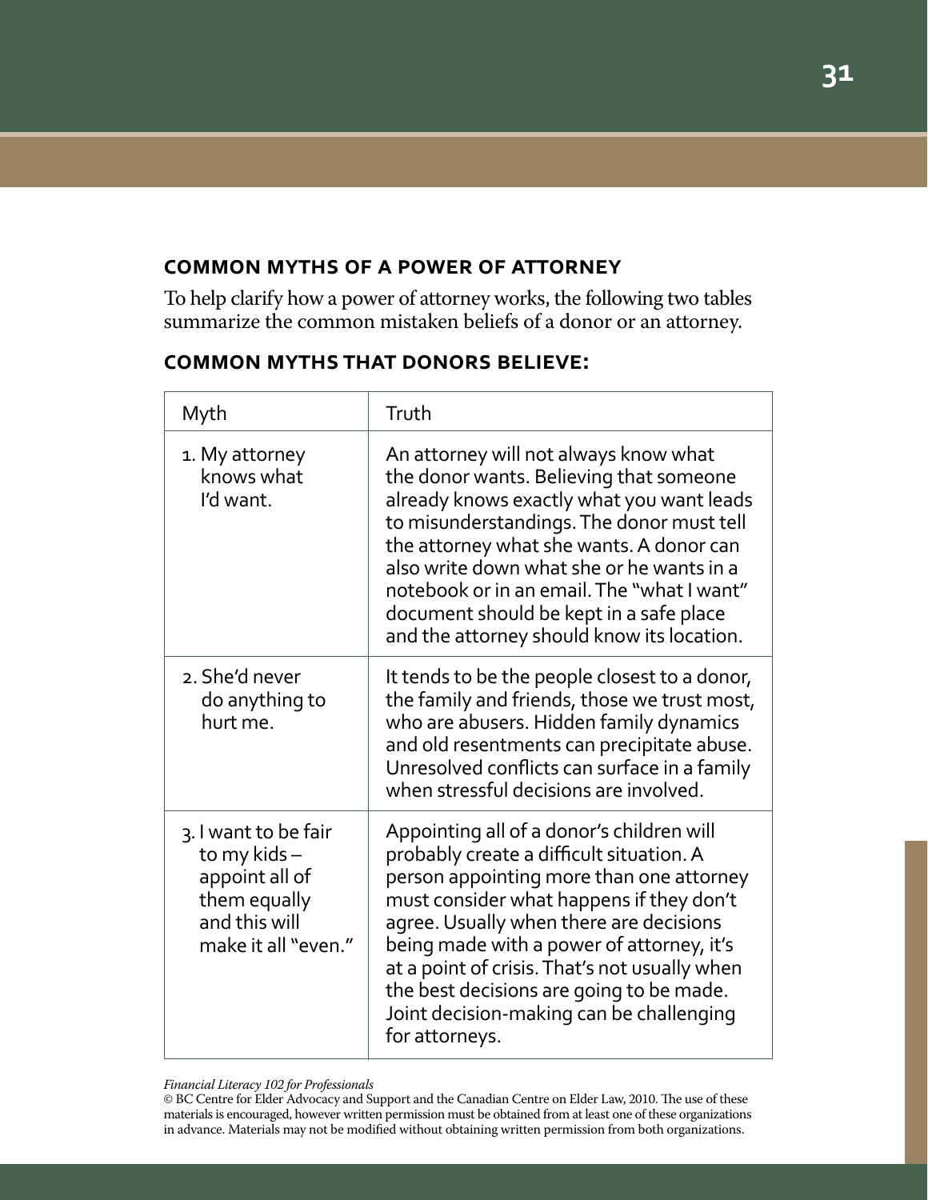## COMMON MYTHS OF A POWER OF ATTORNEY

To help clarify how a power of attorney works, the following two tables summarize the common mistaken beliefs of a donor or an attorney.

### COMMON MYTHS THAT DONORS BELIEVE:

| Myth | Truth |
|---|---|
| 1. My attorney knows what I'd want. | An attorney will not always know what the donor wants. Believing that someone already knows exactly what you want leads to misunderstandings. The donor must tell the attorney what she wants. A donor can also write down what she or he wants in a notebook or in an email. The "what I want" document should be kept in a safe place and the attorney should know its location. |
| 2. She'd never do anything to hurt me. | It tends to be the people closest to a donor, the family and friends, those we trust most, who are abusers. Hidden family dynamics and old resentments can precipitate abuse. Unresolved conflicts can surface in a family when stressful decisions are involved. |
| 3. I want to be fair to my kids – appoint all of them equally and this will make it all "even." | Appointing all of a donor's children will probably create a difficult situation. A person appointing more than one attorney must consider what happens if they don't agree. Usually when there are decisions being made with a power of attorney, it's at a point of crisis. That's not usually when the best decisions are going to be made. Joint decision-making can be challenging for attorneys. |

*Financial Literacy 102 for Professionals*
© BC Centre for Elder Advocacy and Support and the Canadian Centre on Elder Law, 2010. The use of these materials is encouraged, however written permission must be obtained from at least one of these organizations in advance. Materials may not be modified without obtaining written permission from both organizations.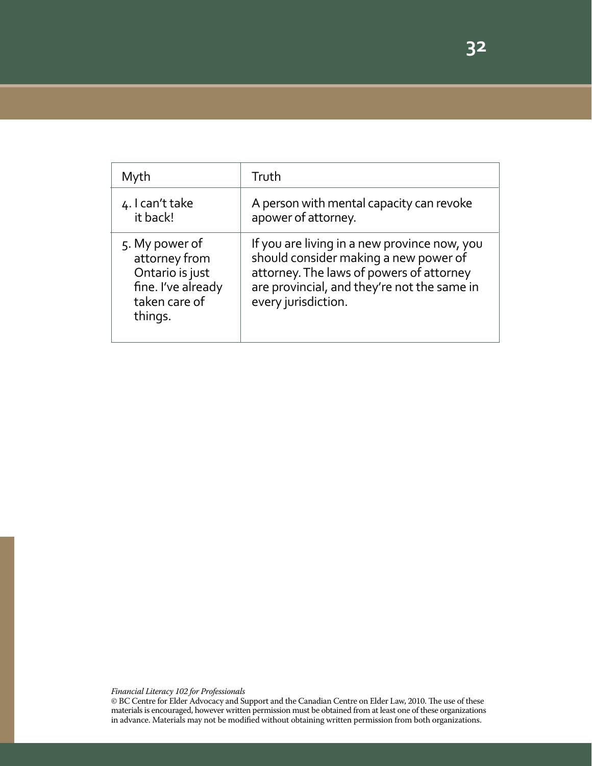| Myth | Truth |
|---|---|
| 4. I can't take it back! | A person with mental capacity can revoke apower of attorney. |
| 5. My power of attorney from Ontario is just fine. I've already taken care of things. | If you are living in a new province now, you should consider making a new power of attorney. The laws of powers of attorney are provincial, and they're not the same in every jurisdiction. |

*Financial Literacy 102 for Professionals*
© BC Centre for Elder Advocacy and Support and the Canadian Centre on Elder Law, 2010. The use of these materials is encouraged, however written permission must be obtained from at least one of these organizations in advance. Materials may not be modified without obtaining written permission from both organizations.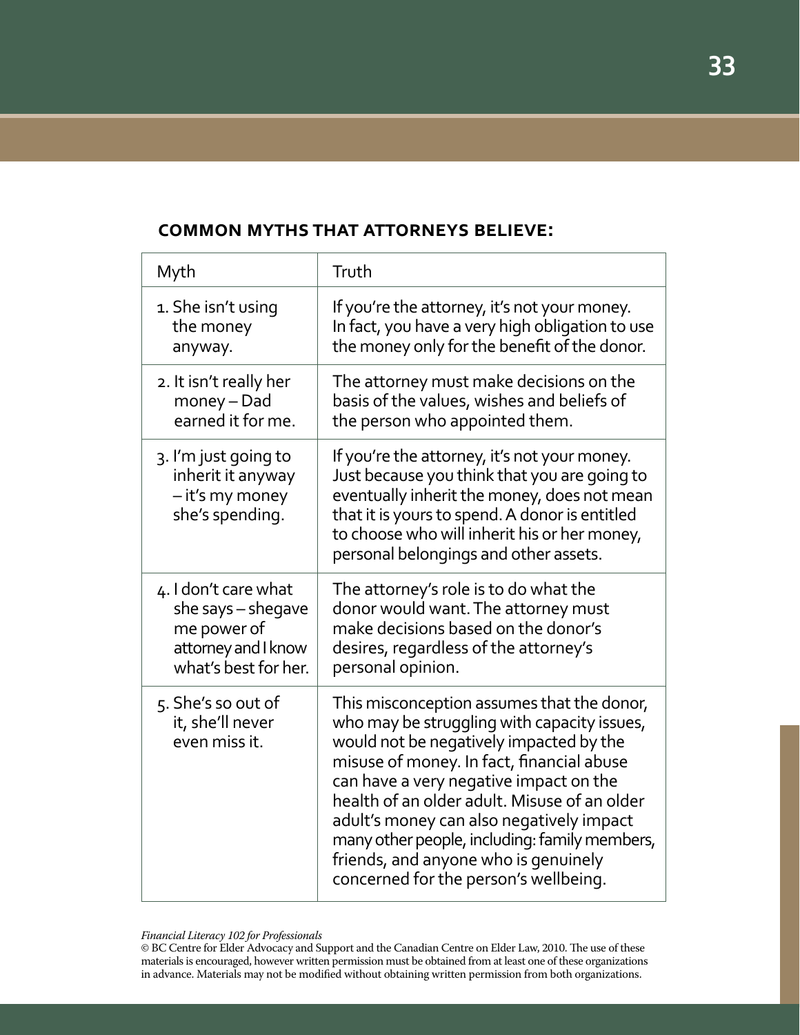## COMMON MYTHS THAT ATTORNEYS BELIEVE:

| Myth | Truth |
|---|---|
| 1. She isn't using the money anyway. | If you're the attorney, it's not your money. In fact, you have a very high obligation to use the money only for the benefit of the donor. |
| 2. It isn't really her money – Dad earned it for me. | The attorney must make decisions on the basis of the values, wishes and beliefs of the person who appointed them. |
| 3. I'm just going to inherit it anyway – it's my money she's spending. | If you're the attorney, it's not your money. Just because you think that you are going to eventually inherit the money, does not mean that it is yours to spend. A donor is entitled to choose who will inherit his or her money, personal belongings and other assets. |
| 4. I don't care what she says – shegave me power of attorney and I know what's best for her. | The attorney's role is to do what the donor would want. The attorney must make decisions based on the donor's desires, regardless of the attorney's personal opinion. |
| 5. She's so out of it, she'll never even miss it. | This misconception assumes that the donor, who may be struggling with capacity issues, would not be negatively impacted by the misuse of money. In fact, financial abuse can have a very negative impact on the health of an older adult. Misuse of an older adult's money can also negatively impact many other people, including: family members, friends, and anyone who is genuinely concerned for the person's wellbeing. |

*Financial Literacy 102 for Professionals*
© BC Centre for Elder Advocacy and Support and the Canadian Centre on Elder Law, 2010. The use of these materials is encouraged, however written permission must be obtained from at least one of these organizations in advance. Materials may not be modified without obtaining written permission from both organizations.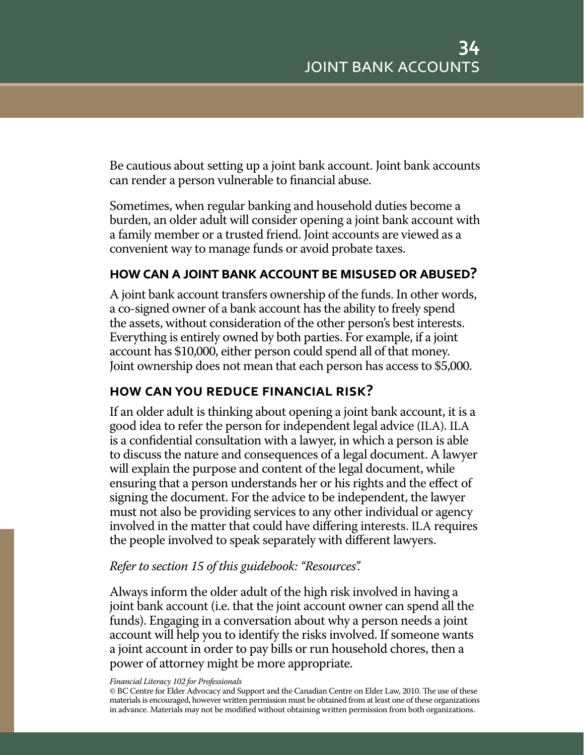# 34 JOINT BANK ACCOUNTS

Be cautious about setting up a joint bank account. Joint bank accounts can render a person vulnerable to financial abuse.

Sometimes, when regular banking and household duties become a burden, an older adult will consider opening a joint bank account with a family member or a trusted friend. Joint accounts are viewed as a convenient way to manage funds or avoid probate taxes.

## HOW CAN A JOINT BANK ACCOUNT BE MISUSED OR ABUSED?

A joint bank account transfers ownership of the funds. In other words, a co-signed owner of a bank account has the ability to freely spend the assets, without consideration of the other person's best interests. Everything is entirely owned by both parties. For example, if a joint account has $10,000, either person could spend all of that money. Joint ownership does not mean that each person has access to $5,000.

## HOW CAN YOU REDUCE FINANCIAL RISK?

If an older adult is thinking about opening a joint bank account, it is a good idea to refer the person for independent legal advice (ILA). ILA is a confidential consultation with a lawyer, in which a person is able to discuss the nature and consequences of a legal document. A lawyer will explain the purpose and content of the legal document, while ensuring that a person understands her or his rights and the effect of signing the document. For the advice to be independent, the lawyer must not also be providing services to any other individual or agency involved in the matter that could have differing interests. ILA requires the people involved to speak separately with different lawyers.

*Refer to section 15 of this guidebook: "Resources".*

Always inform the older adult of the high risk involved in having a joint bank account (i.e. that the joint account owner can spend all the funds). Engaging in a conversation about why a person needs a joint account will help you to identify the risks involved. If someone wants a joint account in order to pay bills or run household chores, then a power of attorney might be more appropriate.

*Financial Literacy 102 for Professionals*
© BC Centre for Elder Advocacy and Support and the Canadian Centre on Elder Law, 2010. The use of these materials is encouraged, however written permission must be obtained from at least one of these organizations in advance. Materials may not be modified without obtaining written permission from both organizations.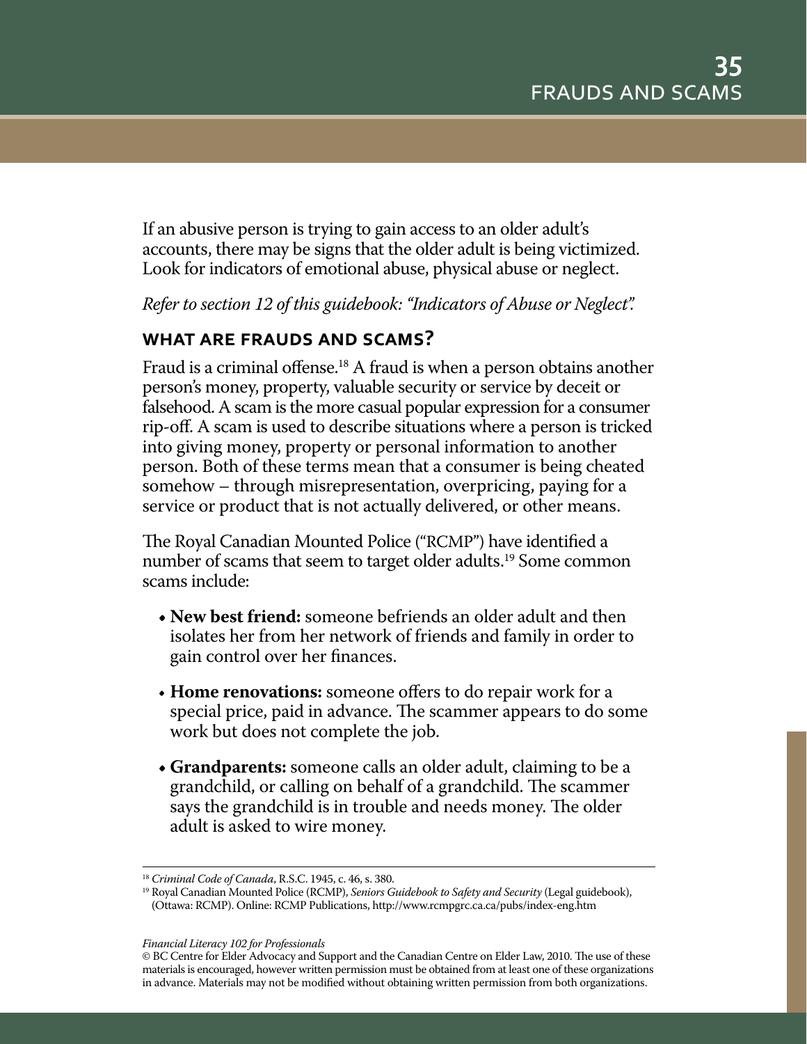If an abusive person is trying to gain access to an older adult's accounts, there may be signs that the older adult is being victimized. Look for indicators of emotional abuse, physical abuse or neglect.

*Refer to section 12 of this guidebook: "Indicators of Abuse or Neglect".*

## WHAT ARE FRAUDS AND SCAMS?

Fraud is a criminal offense.[18] A fraud is when a person obtains another person's money, property, valuable security or service by deceit or falsehood. A scam is the more casual popular expression for a consumer rip-off. A scam is used to describe situations where a person is tricked into giving money, property or personal information to another person. Both of these terms mean that a consumer is being cheated somehow – through misrepresentation, overpricing, paying for a service or product that is not actually delivered, or other means.

The Royal Canadian Mounted Police ("RCMP") have identified a number of scams that seem to target older adults.[19] Some common scams include:

- **New best friend:** someone befriends an older adult and then isolates her from her network of friends and family in order to gain control over her finances.
- **Home renovations:** someone offers to do repair work for a special price, paid in advance. The scammer appears to do some work but does not complete the job.
- **Grandparents:** someone calls an older adult, claiming to be a grandchild, or calling on behalf of a grandchild. The scammer says the grandchild is in trouble and needs money. The older adult is asked to wire money.

---

[18] *Criminal Code of Canada*, R.S.C. 1945, c. 46, s. 380.

[19] Royal Canadian Mounted Police (RCMP), *Seniors Guidebook to Safety and Security* (Legal guidebook), (Ottawa: RCMP). Online: RCMP Publications, http://www.rcmpgrc.ca.ca/pubs/index-eng.htm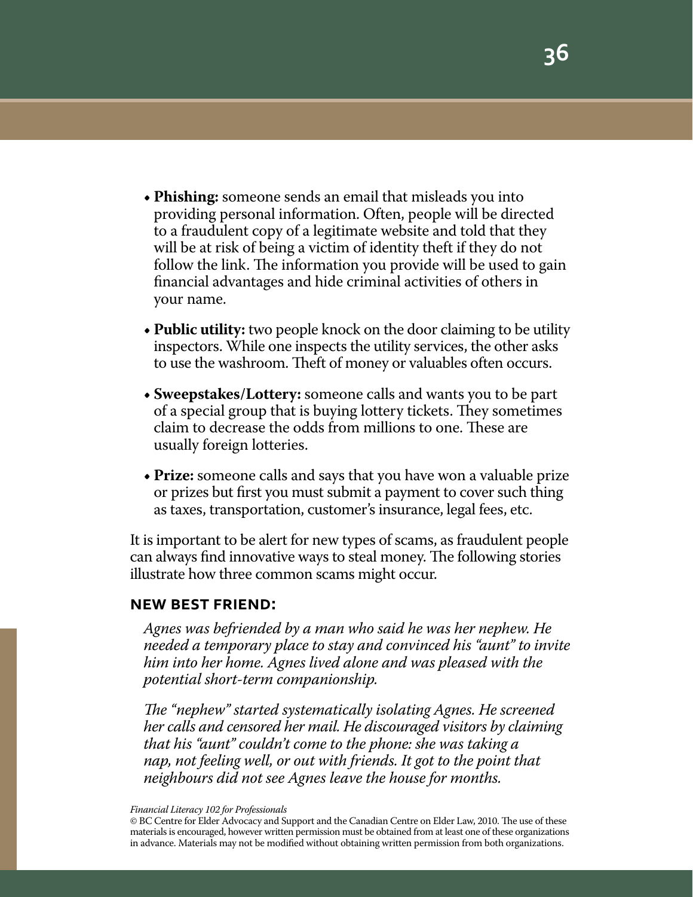- **Phishing:** someone sends an email that misleads you into providing personal information. Often, people will be directed to a fraudulent copy of a legitimate website and told that they will be at risk of being a victim of identity theft if they do not follow the link. The information you provide will be used to gain financial advantages and hide criminal activities of others in your name.
- **Public utility:** two people knock on the door claiming to be utility inspectors. While one inspects the utility services, the other asks to use the washroom. Theft of money or valuables often occurs.
- **Sweepstakes/Lottery:** someone calls and wants you to be part of a special group that is buying lottery tickets. They sometimes claim to decrease the odds from millions to one. These are usually foreign lotteries.
- **Prize:** someone calls and says that you have won a valuable prize or prizes but first you must submit a payment to cover such thing as taxes, transportation, customer's insurance, legal fees, etc.

It is important to be alert for new types of scams, as fraudulent people can always find innovative ways to steal money. The following stories illustrate how three common scams might occur.

### NEW BEST FRIEND:

*Agnes was befriended by a man who said he was her nephew. He needed a temporary place to stay and convinced his "aunt" to invite him into her home. Agnes lived alone and was pleased with the potential short-term companionship.*

*The "nephew" started systematically isolating Agnes. He screened her calls and censored her mail. He discouraged visitors by claiming that his "aunt" couldn't come to the phone: she was taking a nap, not feeling well, or out with friends. It got to the point that neighbours did not see Agnes leave the house for months.*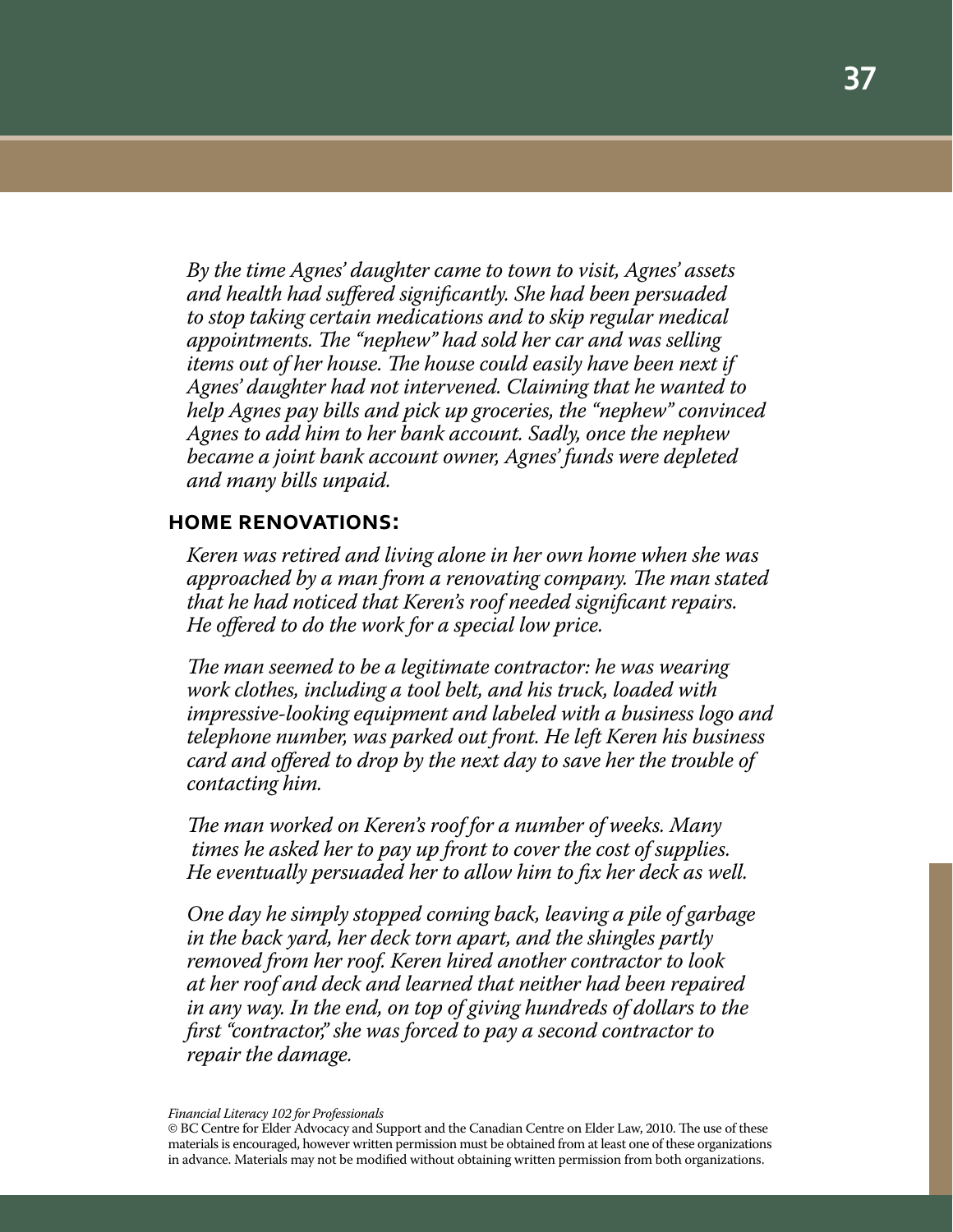*By the time Agnes' daughter came to town to visit, Agnes' assets and health had suffered significantly. She had been persuaded to stop taking certain medications and to skip regular medical appointments. The "nephew" had sold her car and was selling items out of her house. The house could easily have been next if Agnes' daughter had not intervened. Claiming that he wanted to help Agnes pay bills and pick up groceries, the "nephew" convinced Agnes to add him to her bank account. Sadly, once the nephew became a joint bank account owner, Agnes' funds were depleted and many bills unpaid.*

### HOME RENOVATIONS:

*Keren was retired and living alone in her own home when she was approached by a man from a renovating company. The man stated that he had noticed that Keren's roof needed significant repairs. He offered to do the work for a special low price.*

*The man seemed to be a legitimate contractor: he was wearing work clothes, including a tool belt, and his truck, loaded with impressive-looking equipment and labeled with a business logo and telephone number, was parked out front. He left Keren his business card and offered to drop by the next day to save her the trouble of contacting him.*

*The man worked on Keren's roof for a number of weeks. Many times he asked her to pay up front to cover the cost of supplies. He eventually persuaded her to allow him to fix her deck as well.*

*One day he simply stopped coming back, leaving a pile of garbage in the back yard, her deck torn apart, and the shingles partly removed from her roof. Keren hired another contractor to look at her roof and deck and learned that neither had been repaired in any way. In the end, on top of giving hundreds of dollars to the first "contractor," she was forced to pay a second contractor to repair the damage.*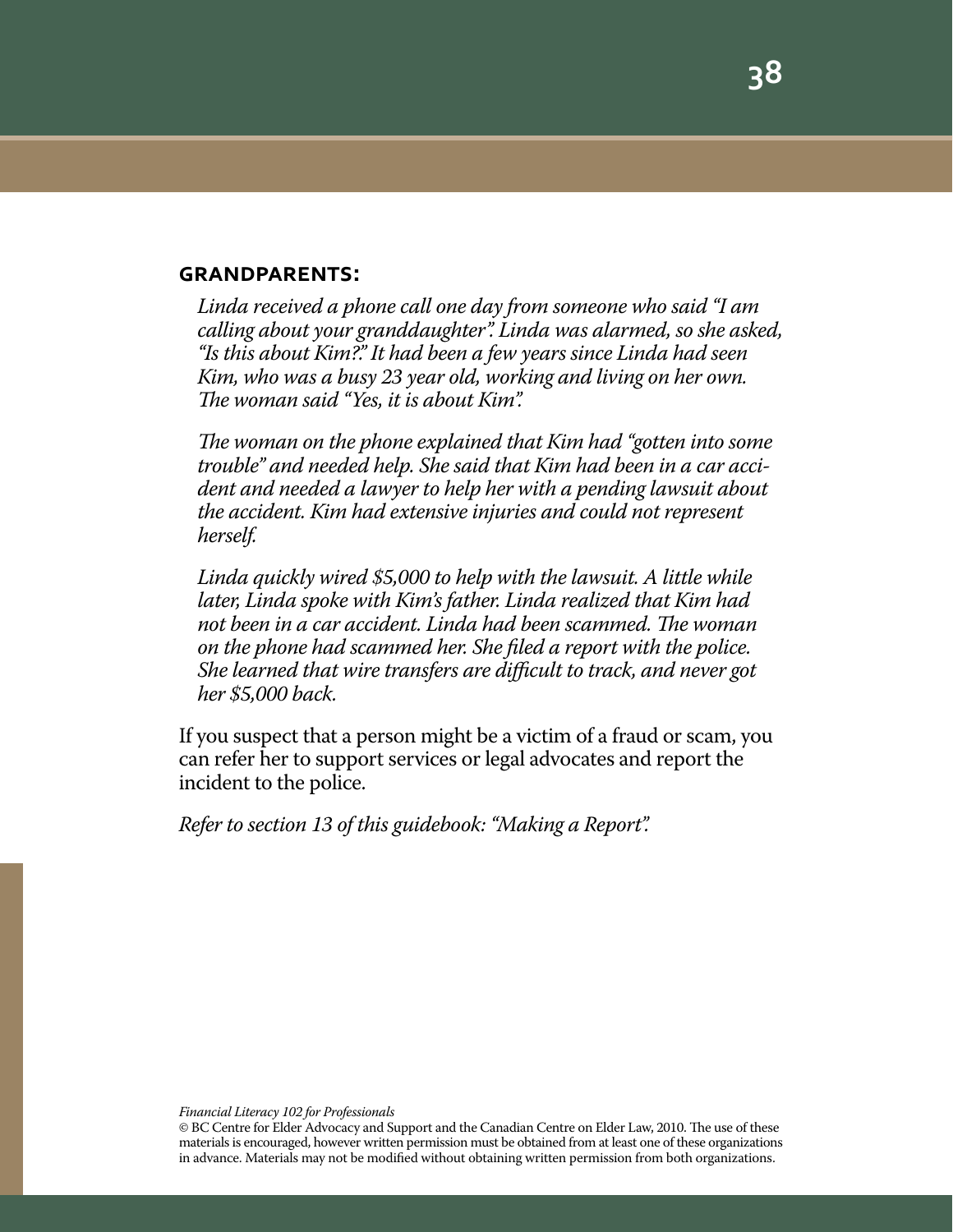### GRANDPARENTS:

*Linda received a phone call one day from someone who said "I am calling about your granddaughter". Linda was alarmed, so she asked, "Is this about Kim?." It had been a few years since Linda had seen Kim, who was a busy 23 year old, working and living on her own. The woman said "Yes, it is about Kim".*

*The woman on the phone explained that Kim had "gotten into some trouble" and needed help. She said that Kim had been in a car accident and needed a lawyer to help her with a pending lawsuit about the accident. Kim had extensive injuries and could not represent herself.*

*Linda quickly wired $5,000 to help with the lawsuit. A little while later, Linda spoke with Kim's father. Linda realized that Kim had not been in a car accident. Linda had been scammed. The woman on the phone had scammed her. She filed a report with the police. She learned that wire transfers are difficult to track, and never got her $5,000 back.*

If you suspect that a person might be a victim of a fraud or scam, you can refer her to support services or legal advocates and report the incident to the police.

*Refer to section 13 of this guidebook: "Making a Report".*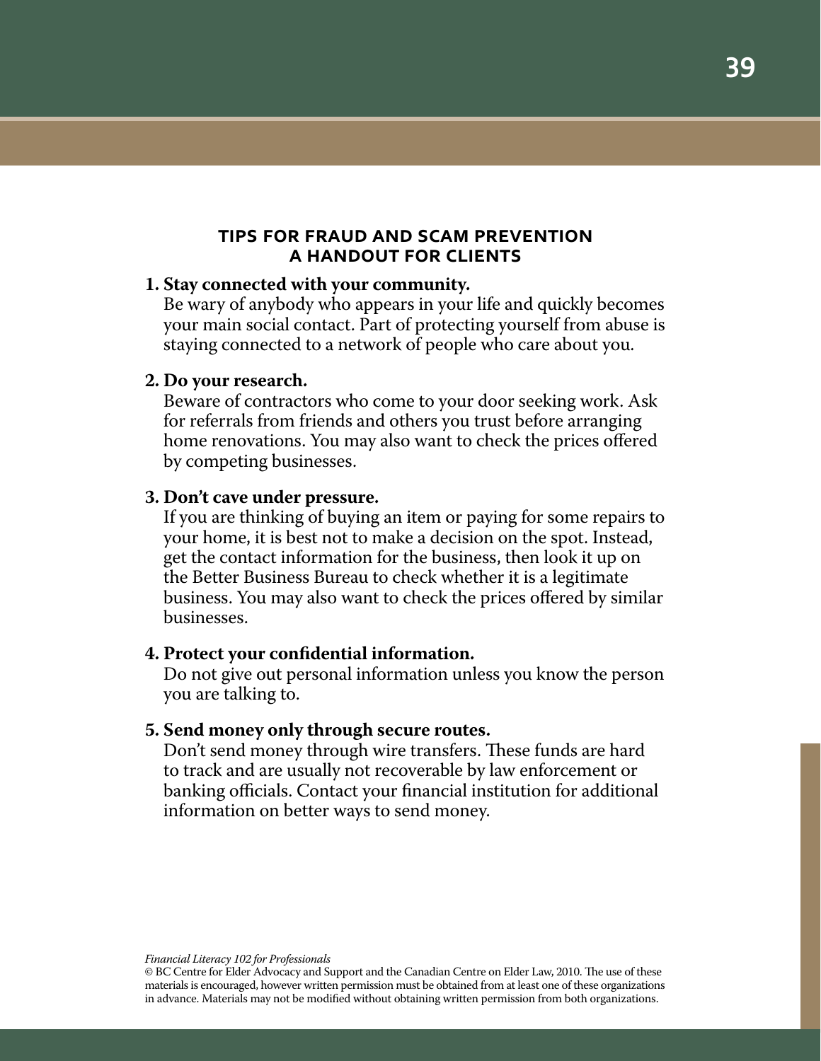## TIPS FOR FRAUD AND SCAM PREVENTION
## A HANDOUT FOR CLIENTS

1. **Stay connected with your community.**
   Be wary of anybody who appears in your life and quickly becomes your main social contact. Part of protecting yourself from abuse is staying connected to a network of people who care about you.

2. **Do your research.**
   Beware of contractors who come to your door seeking work. Ask for referrals from friends and others you trust before arranging home renovations. You may also want to check the prices offered by competing businesses.

3. **Don't cave under pressure.**
   If you are thinking of buying an item or paying for some repairs to your home, it is best not to make a decision on the spot. Instead, get the contact information for the business, then look it up on the Better Business Bureau to check whether it is a legitimate business. You may also want to check the prices offered by similar businesses.

4. **Protect your confidential information.**
   Do not give out personal information unless you know the person you are talking to.

5. **Send money only through secure routes.**
   Don't send money through wire transfers. These funds are hard to track and are usually not recoverable by law enforcement or banking officials. Contact your financial institution for additional information on better ways to send money.

*Financial Literacy 102 for Professionals*
© BC Centre for Elder Advocacy and Support and the Canadian Centre on Elder Law, 2010. The use of these materials is encouraged, however written permission must be obtained from at least one of these organizations in advance. Materials may not be modified without obtaining written permission from both organizations.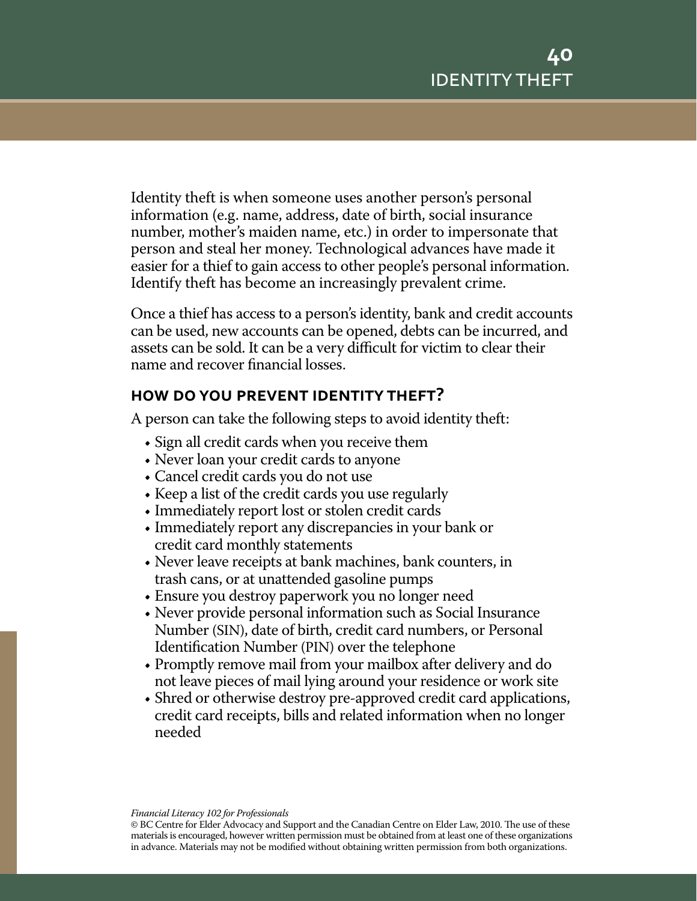# 40 IDENTITY THEFT

Identity theft is when someone uses another person's personal information (e.g. name, address, date of birth, social insurance number, mother's maiden name, etc.) in order to impersonate that person and steal her money. Technological advances have made it easier for a thief to gain access to other people's personal information. Identify theft has become an increasingly prevalent crime.

Once a thief has access to a person's identity, bank and credit accounts can be used, new accounts can be opened, debts can be incurred, and assets can be sold. It can be a very difficult for victim to clear their name and recover financial losses.

## HOW DO YOU PREVENT IDENTITY THEFT?

A person can take the following steps to avoid identity theft:

- Sign all credit cards when you receive them
- Never loan your credit cards to anyone
- Cancel credit cards you do not use
- Keep a list of the credit cards you use regularly
- Immediately report lost or stolen credit cards
- Immediately report any discrepancies in your bank or credit card monthly statements
- Never leave receipts at bank machines, bank counters, in trash cans, or at unattended gasoline pumps
- Ensure you destroy paperwork you no longer need
- Never provide personal information such as Social Insurance Number (SIN), date of birth, credit card numbers, or Personal Identification Number (PIN) over the telephone
- Promptly remove mail from your mailbox after delivery and do not leave pieces of mail lying around your residence or work site
- Shred or otherwise destroy pre-approved credit card applications, credit card receipts, bills and related information when no longer needed

*Financial Literacy 102 for Professionals*
© BC Centre for Elder Advocacy and Support and the Canadian Centre on Elder Law, 2010. The use of these materials is encouraged, however written permission must be obtained from at least one of these organizations in advance. Materials may not be modified without obtaining written permission from both organizations.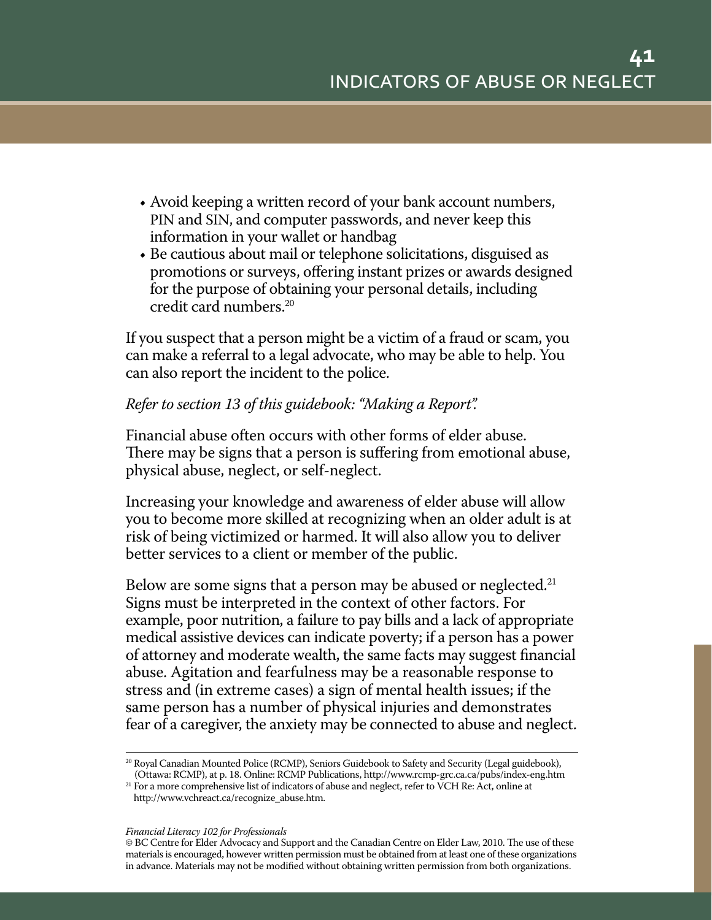- Avoid keeping a written record of your bank account numbers, PIN and SIN, and computer passwords, and never keep this information in your wallet or handbag
- Be cautious about mail or telephone solicitations, disguised as promotions or surveys, offering instant prizes or awards designed for the purpose of obtaining your personal details, including credit card numbers.[20]

If you suspect that a person might be a victim of a fraud or scam, you can make a referral to a legal advocate, who may be able to help. You can also report the incident to the police.

*Refer to section 13 of this guidebook: "Making a Report".*

Financial abuse often occurs with other forms of elder abuse. There may be signs that a person is suffering from emotional abuse, physical abuse, neglect, or self-neglect.

Increasing your knowledge and awareness of elder abuse will allow you to become more skilled at recognizing when an older adult is at risk of being victimized or harmed. It will also allow you to deliver better services to a client or member of the public.

Below are some signs that a person may be abused or neglected.[21] Signs must be interpreted in the context of other factors. For example, poor nutrition, a failure to pay bills and a lack of appropriate medical assistive devices can indicate poverty; if a person has a power of attorney and moderate wealth, the same facts may suggest financial abuse. Agitation and fearfulness may be a reasonable response to stress and (in extreme cases) a sign of mental health issues; if the same person has a number of physical injuries and demonstrates fear of a caregiver, the anxiety may be connected to abuse and neglect.

---

[20] Royal Canadian Mounted Police (RCMP), Seniors Guidebook to Safety and Security (Legal guidebook), (Ottawa: RCMP), at p. 18. Online: RCMP Publications, http://www.rcmp-grc.ca.ca/pubs/index-eng.htm

[21] For a more comprehensive list of indicators of abuse and neglect, refer to VCH Re: Act, online at http://www.vchreact.ca/recognize_abuse.htm.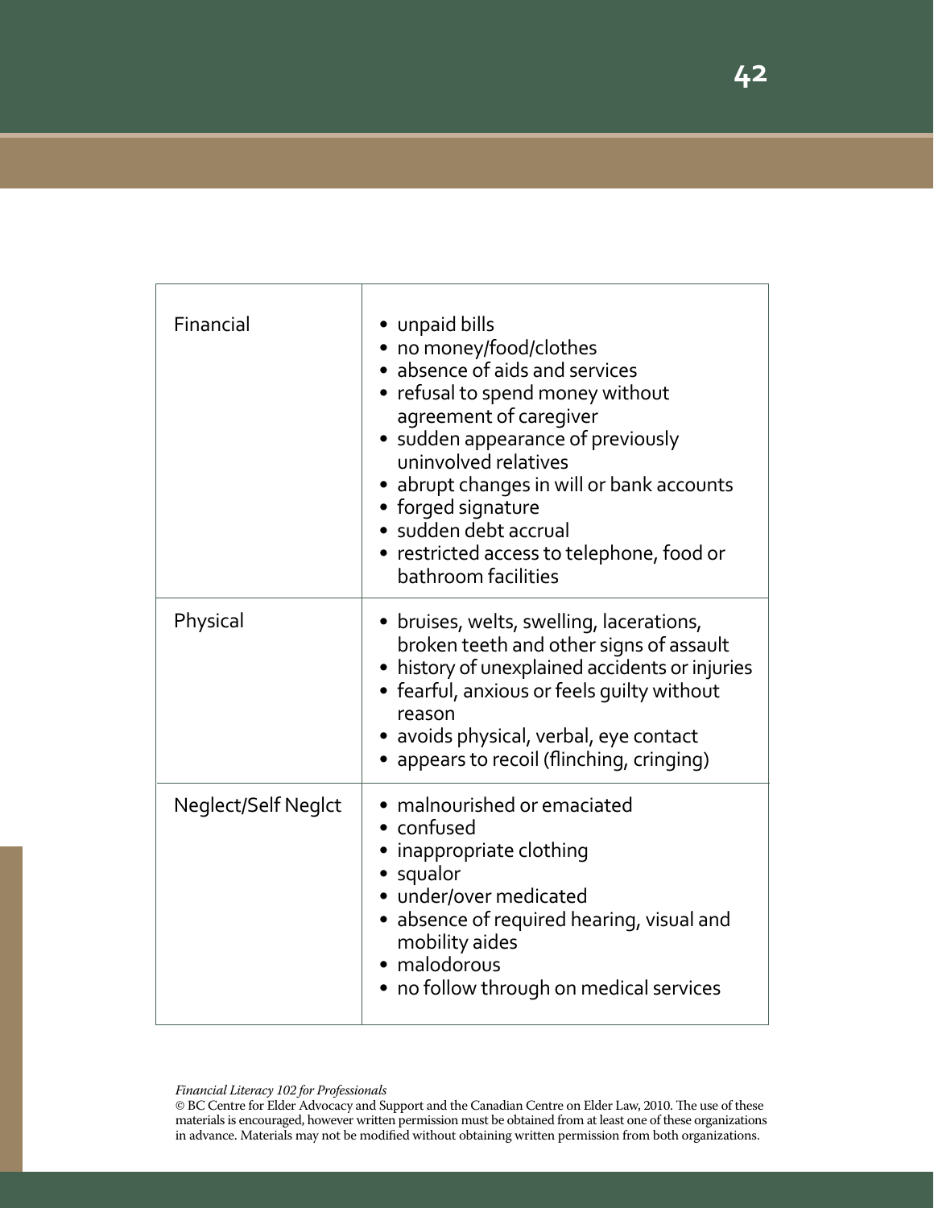| | |
|---|---|
| Financial | • unpaid bills<br>• no money/food/clothes<br>• absence of aids and services<br>• refusal to spend money without agreement of caregiver<br>• sudden appearance of previously uninvolved relatives<br>• abrupt changes in will or bank accounts<br>• forged signature<br>• sudden debt accrual<br>• restricted access to telephone, food or bathroom facilities |
| Physical | • bruises, welts, swelling, lacerations, broken teeth and other signs of assault<br>• history of unexplained accidents or injuries<br>• fearful, anxious or feels guilty without reason<br>• avoids physical, verbal, eye contact<br>• appears to recoil (flinching, cringing) |
| Neglect/Self Neglct | • malnourished or emaciated<br>• confused<br>• inappropriate clothing<br>• squalor<br>• under/over medicated<br>• absence of required hearing, visual and mobility aides<br>• malodorous<br>• no follow through on medical services |

*Financial Literacy 102 for Professionals*
© BC Centre for Elder Advocacy and Support and the Canadian Centre on Elder Law, 2010. The use of these materials is encouraged, however written permission must be obtained from at least one of these organizations in advance. Materials may not be modified without obtaining written permission from both organizations.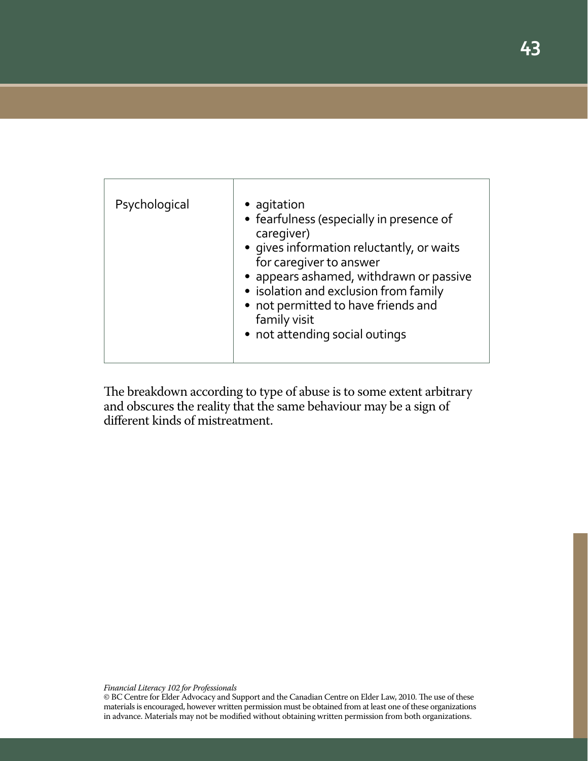| | |
|---|---|
| Psychological | • agitation<br>• fearfulness (especially in presence of caregiver)<br>• gives information reluctantly, or waits for caregiver to answer<br>• appears ashamed, withdrawn or passive<br>• isolation and exclusion from family<br>• not permitted to have friends and family visit<br>• not attending social outings |

The breakdown according to type of abuse is to some extent arbitrary and obscures the reality that the same behaviour may be a sign of different kinds of mistreatment.

*Financial Literacy 102 for Professionals*
© BC Centre for Elder Advocacy and Support and the Canadian Centre on Elder Law, 2010. The use of these materials is encouraged, however written permission must be obtained from at least one of these organizations in advance. Materials may not be modified without obtaining written permission from both organizations.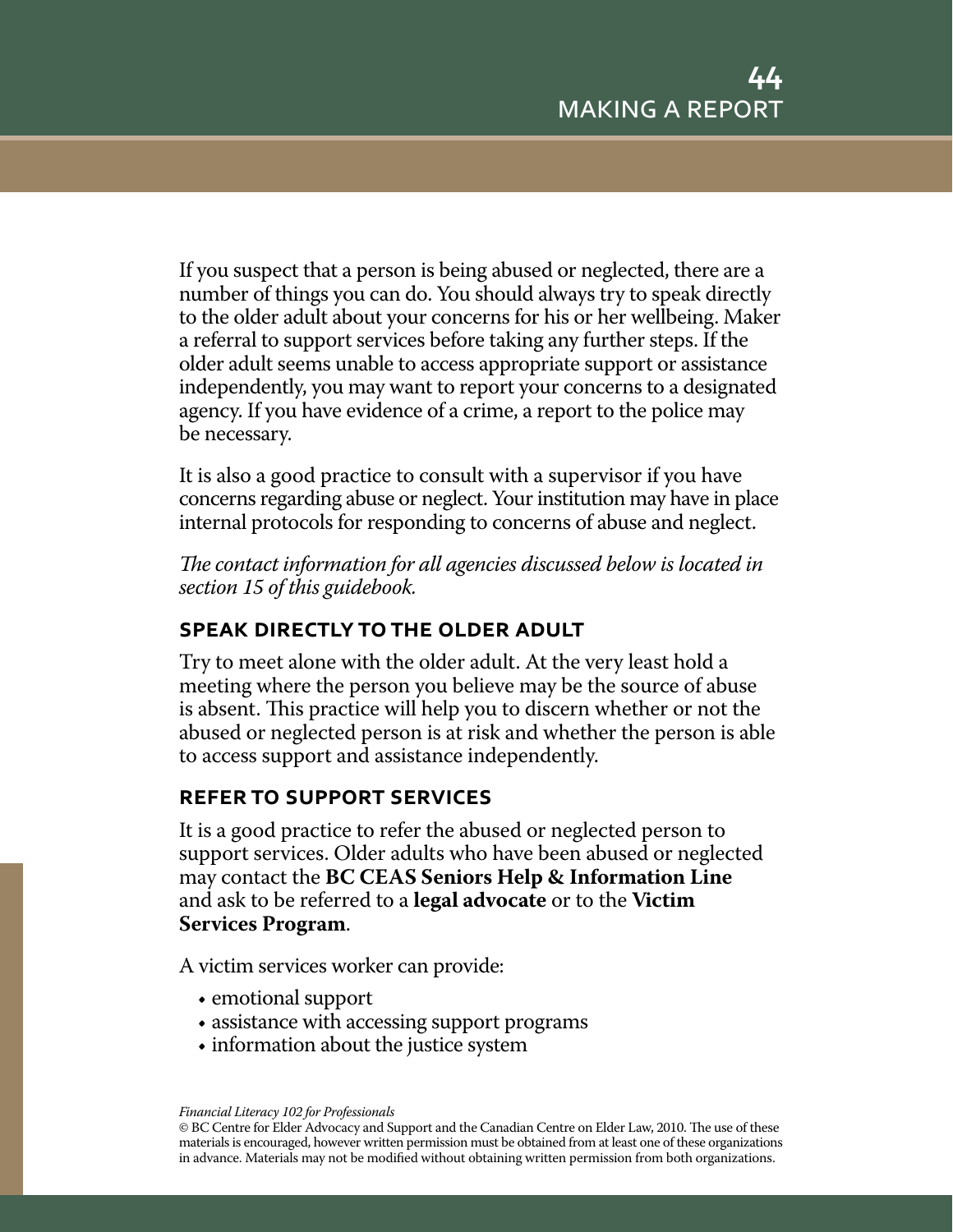# 44 MAKING A REPORT

If you suspect that a person is being abused or neglected, there are a number of things you can do. You should always try to speak directly to the older adult about your concerns for his or her wellbeing. Maker a referral to support services before taking any further steps. If the older adult seems unable to access appropriate support or assistance independently, you may want to report your concerns to a designated agency. If you have evidence of a crime, a report to the police may be necessary.

It is also a good practice to consult with a supervisor if you have concerns regarding abuse or neglect. Your institution may have in place internal protocols for responding to concerns of abuse and neglect.

*The contact information for all agencies discussed below is located in section 15 of this guidebook.*

## SPEAK DIRECTLY TO THE OLDER ADULT

Try to meet alone with the older adult. At the very least hold a meeting where the person you believe may be the source of abuse is absent. This practice will help you to discern whether or not the abused or neglected person is at risk and whether the person is able to access support and assistance independently.

## REFER TO SUPPORT SERVICES

It is a good practice to refer the abused or neglected person to support services. Older adults who have been abused or neglected may contact the **BC CEAS Seniors Help & Information Line** and ask to be referred to a **legal advocate** or to the **Victim Services Program**.

A victim services worker can provide:

- emotional support
- assistance with accessing support programs
- information about the justice system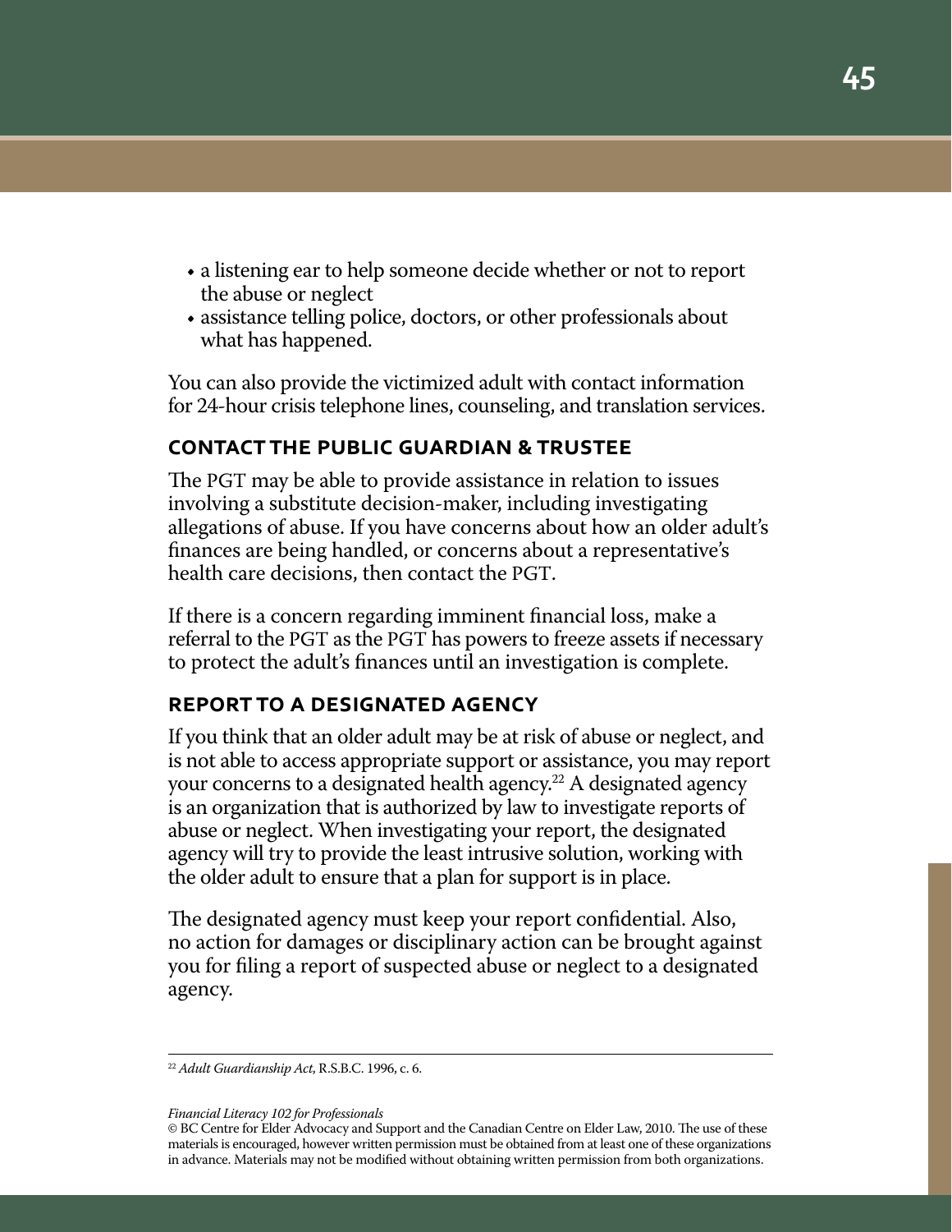- a listening ear to help someone decide whether or not to report the abuse or neglect
- assistance telling police, doctors, or other professionals about what has happened.

You can also provide the victimized adult with contact information for 24-hour crisis telephone lines, counseling, and translation services.

### CONTACT THE PUBLIC GUARDIAN & TRUSTEE

The PGT may be able to provide assistance in relation to issues involving a substitute decision-maker, including investigating allegations of abuse. If you have concerns about how an older adult's finances are being handled, or concerns about a representative's health care decisions, then contact the PGT.

If there is a concern regarding imminent financial loss, make a referral to the PGT as the PGT has powers to freeze assets if necessary to protect the adult's finances until an investigation is complete.

### REPORT TO A DESIGNATED AGENCY

If you think that an older adult may be at risk of abuse or neglect, and is not able to access appropriate support or assistance, you may report your concerns to a designated health agency.[22] A designated agency is an organization that is authorized by law to investigate reports of abuse or neglect. When investigating your report, the designated agency will try to provide the least intrusive solution, working with the older adult to ensure that a plan for support is in place.

The designated agency must keep your report confidential. Also, no action for damages or disciplinary action can be brought against you for filing a report of suspected abuse or neglect to a designated agency.

---

[22] *Adult Guardianship Act*, R.S.B.C. 1996, c. 6.

*Financial Literacy 102 for Professionals*
© BC Centre for Elder Advocacy and Support and the Canadian Centre on Elder Law, 2010. The use of these materials is encouraged, however written permission must be obtained from at least one of these organizations in advance. Materials may not be modified without obtaining written permission from both organizations.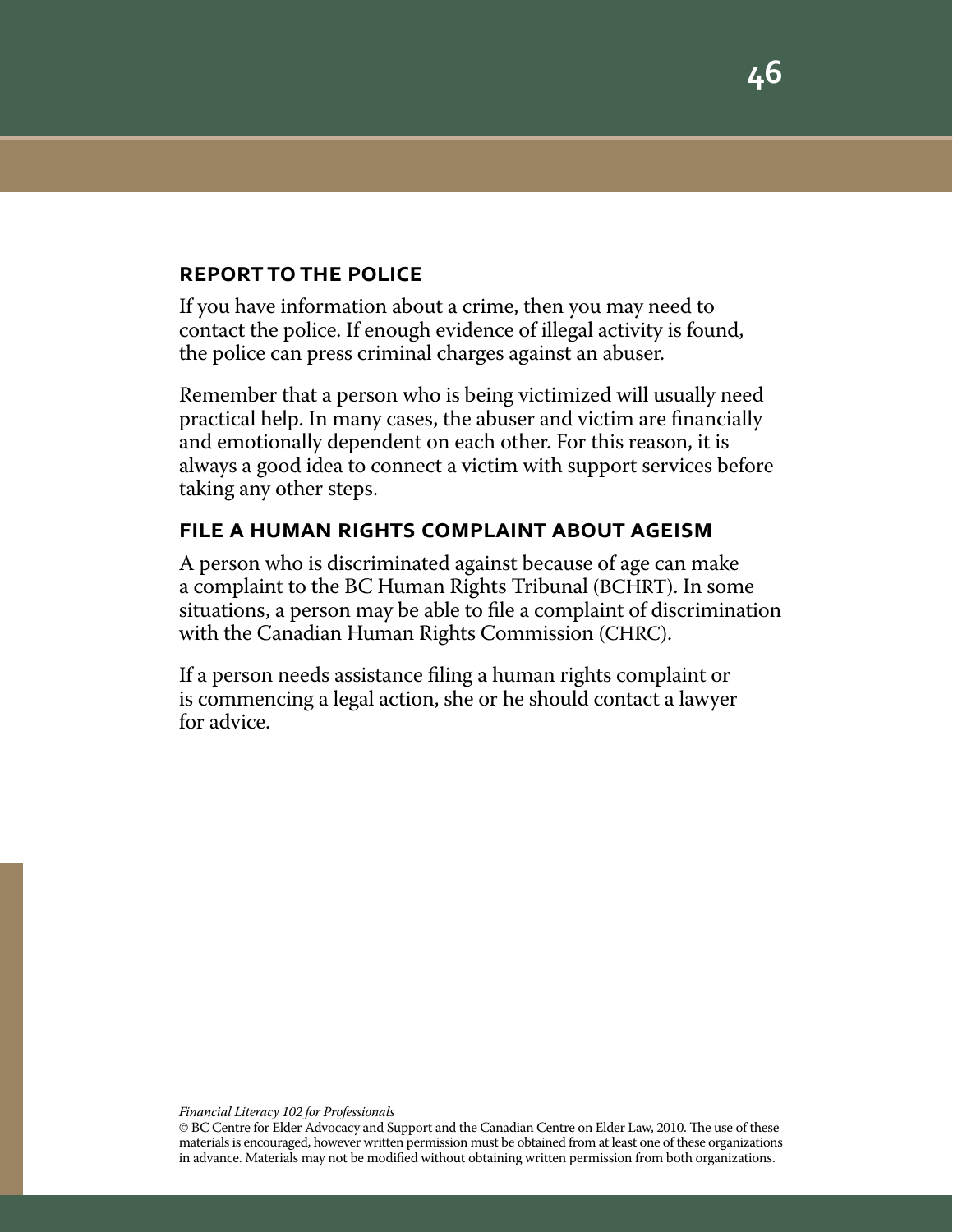## REPORT TO THE POLICE

If you have information about a crime, then you may need to contact the police. If enough evidence of illegal activity is found, the police can press criminal charges against an abuser.

Remember that a person who is being victimized will usually need practical help. In many cases, the abuser and victim are financially and emotionally dependent on each other. For this reason, it is always a good idea to connect a victim with support services before taking any other steps.

## FILE A HUMAN RIGHTS COMPLAINT ABOUT AGEISM

A person who is discriminated against because of age can make a complaint to the BC Human Rights Tribunal (BCHRT). In some situations, a person may be able to file a complaint of discrimination with the Canadian Human Rights Commission (CHRC).

If a person needs assistance filing a human rights complaint or is commencing a legal action, she or he should contact a lawyer for advice.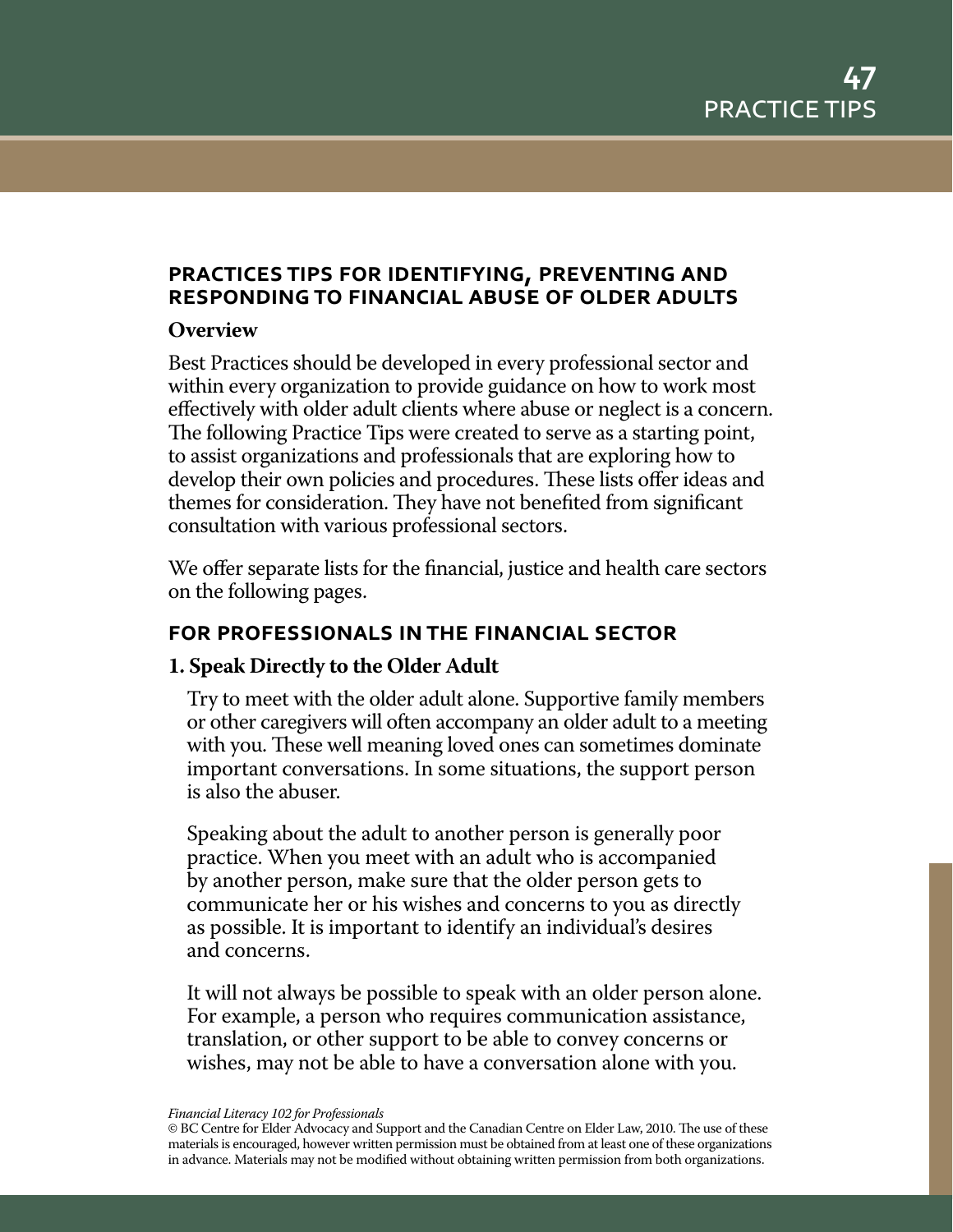## PRACTICES TIPS FOR IDENTIFYING, PREVENTING AND RESPONDING TO FINANCIAL ABUSE OF OLDER ADULTS

### Overview

Best Practices should be developed in every professional sector and within every organization to provide guidance on how to work most effectively with older adult clients where abuse or neglect is a concern. The following Practice Tips were created to serve as a starting point, to assist organizations and professionals that are exploring how to develop their own policies and procedures. These lists offer ideas and themes for consideration. They have not benefited from significant consultation with various professional sectors.

We offer separate lists for the financial, justice and health care sectors on the following pages.

## FOR PROFESSIONALS IN THE FINANCIAL SECTOR

### 1. Speak Directly to the Older Adult

Try to meet with the older adult alone. Supportive family members or other caregivers will often accompany an older adult to a meeting with you. These well meaning loved ones can sometimes dominate important conversations. In some situations, the support person is also the abuser.

Speaking about the adult to another person is generally poor practice. When you meet with an adult who is accompanied by another person, make sure that the older person gets to communicate her or his wishes and concerns to you as directly as possible. It is important to identify an individual's desires and concerns.

It will not always be possible to speak with an older person alone. For example, a person who requires communication assistance, translation, or other support to be able to convey concerns or wishes, may not be able to have a conversation alone with you.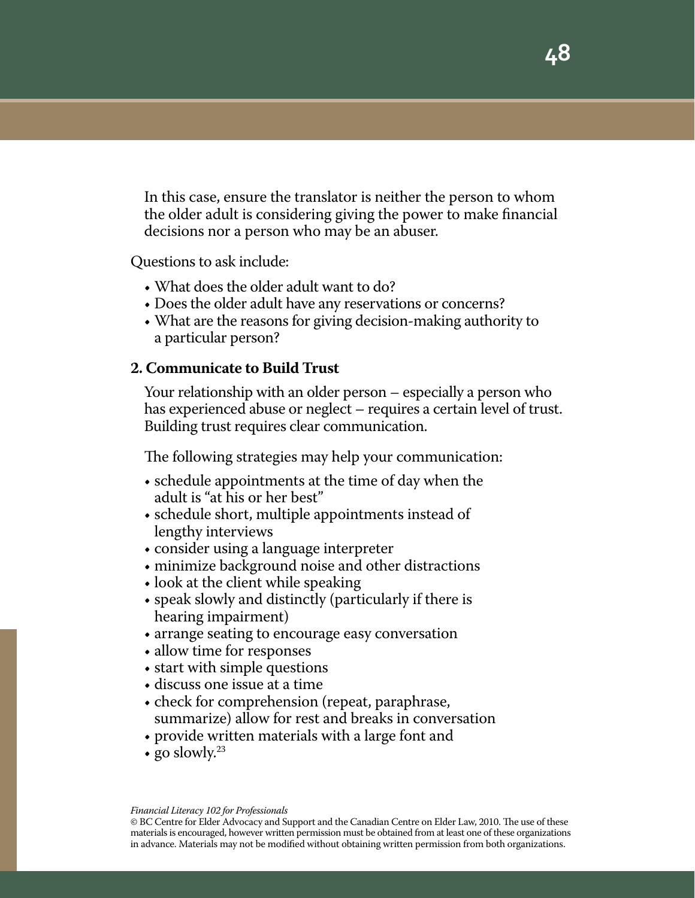In this case, ensure the translator is neither the person to whom the older adult is considering giving the power to make financial decisions nor a person who may be an abuser.

Questions to ask include:

- What does the older adult want to do?
- Does the older adult have any reservations or concerns?
- What are the reasons for giving decision-making authority to a particular person?

**2. Communicate to Build Trust**

Your relationship with an older person – especially a person who has experienced abuse or neglect – requires a certain level of trust. Building trust requires clear communication.

The following strategies may help your communication:

- schedule appointments at the time of day when the adult is "at his or her best"
- schedule short, multiple appointments instead of lengthy interviews
- consider using a language interpreter
- minimize background noise and other distractions
- look at the client while speaking
- speak slowly and distinctly (particularly if there is hearing impairment)
- arrange seating to encourage easy conversation
- allow time for responses
- start with simple questions
- discuss one issue at a time
- check for comprehension (repeat, paraphrase, summarize) allow for rest and breaks in conversation
- provide written materials with a large font and
- go slowly.[23]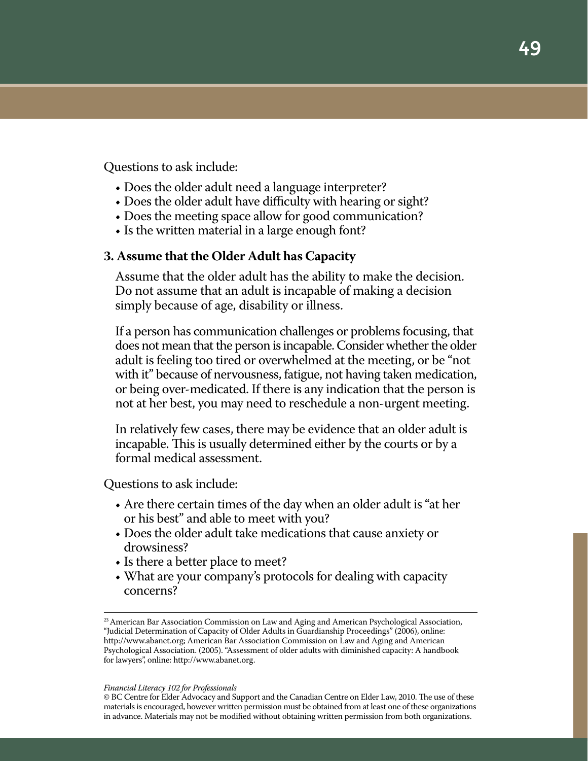Questions to ask include:

- Does the older adult need a language interpreter?
- Does the older adult have difficulty with hearing or sight?
- Does the meeting space allow for good communication?
- Is the written material in a large enough font?

### 3. Assume that the Older Adult has Capacity

Assume that the older adult has the ability to make the decision. Do not assume that an adult is incapable of making a decision simply because of age, disability or illness.

If a person has communication challenges or problems focusing, that does not mean that the person is incapable. Consider whether the older adult is feeling too tired or overwhelmed at the meeting, or be "not with it" because of nervousness, fatigue, not having taken medication, or being over-medicated. If there is any indication that the person is not at her best, you may need to reschedule a non-urgent meeting.

In relatively few cases, there may be evidence that an older adult is incapable. This is usually determined either by the courts or by a formal medical assessment.

Questions to ask include:

- Are there certain times of the day when an older adult is "at her or his best" and able to meet with you?
- Does the older adult take medications that cause anxiety or drowsiness?
- Is there a better place to meet?
- What are your company's protocols for dealing with capacity concerns?

---

[23] American Bar Association Commission on Law and Aging and American Psychological Association, "Judicial Determination of Capacity of Older Adults in Guardianship Proceedings" (2006), online: http://www.abanet.org; American Bar Association Commission on Law and Aging and American Psychological Association. (2005). "Assessment of older adults with diminished capacity: A handbook for lawyers", online: http://www.abanet.org.

*Financial Literacy 102 for Professionals*
© BC Centre for Elder Advocacy and Support and the Canadian Centre on Elder Law, 2010. The use of these materials is encouraged, however written permission must be obtained from at least one of these organizations in advance. Materials may not be modified without obtaining written permission from both organizations.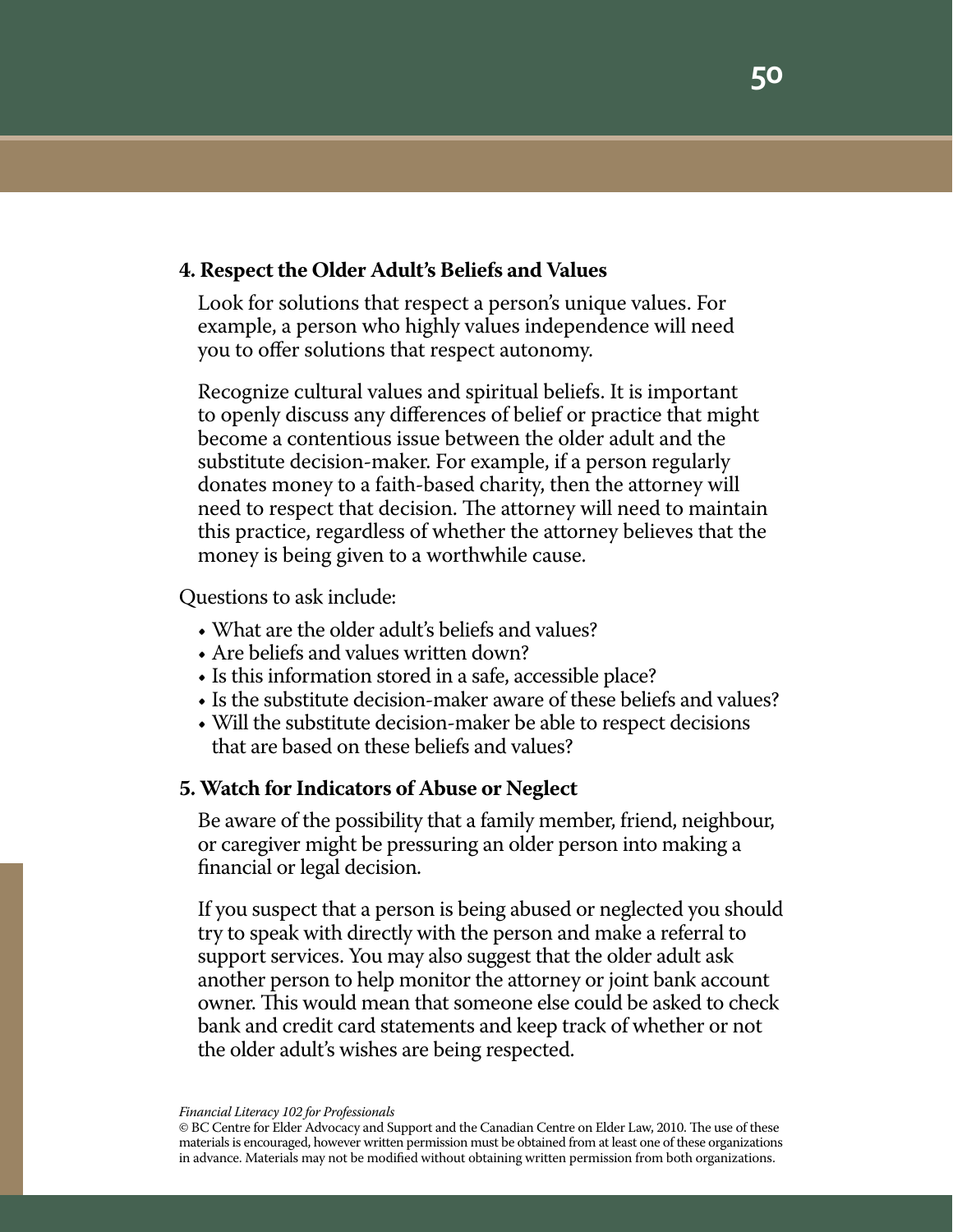### 4. Respect the Older Adult's Beliefs and Values

Look for solutions that respect a person's unique values. For example, a person who highly values independence will need you to offer solutions that respect autonomy.

Recognize cultural values and spiritual beliefs. It is important to openly discuss any differences of belief or practice that might become a contentious issue between the older adult and the substitute decision-maker. For example, if a person regularly donates money to a faith-based charity, then the attorney will need to respect that decision. The attorney will need to maintain this practice, regardless of whether the attorney believes that the money is being given to a worthwhile cause.

Questions to ask include:

- What are the older adult's beliefs and values?
- Are beliefs and values written down?
- Is this information stored in a safe, accessible place?
- Is the substitute decision-maker aware of these beliefs and values?
- Will the substitute decision-maker be able to respect decisions that are based on these beliefs and values?

### 5. Watch for Indicators of Abuse or Neglect

Be aware of the possibility that a family member, friend, neighbour, or caregiver might be pressuring an older person into making a financial or legal decision.

If you suspect that a person is being abused or neglected you should try to speak with directly with the person and make a referral to support services. You may also suggest that the older adult ask another person to help monitor the attorney or joint bank account owner. This would mean that someone else could be asked to check bank and credit card statements and keep track of whether or not the older adult's wishes are being respected.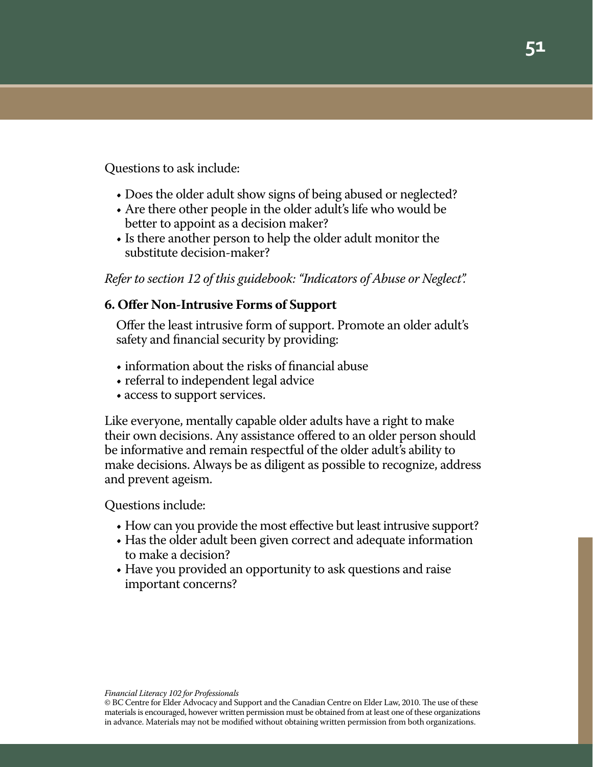Questions to ask include:

- Does the older adult show signs of being abused or neglected?
- Are there other people in the older adult's life who would be better to appoint as a decision maker?
- Is there another person to help the older adult monitor the substitute decision-maker?

*Refer to section 12 of this guidebook: "Indicators of Abuse or Neglect".*

### 6. Offer Non-Intrusive Forms of Support

Offer the least intrusive form of support. Promote an older adult's safety and financial security by providing:

- information about the risks of financial abuse
- referral to independent legal advice
- access to support services.

Like everyone, mentally capable older adults have a right to make their own decisions. Any assistance offered to an older person should be informative and remain respectful of the older adult's ability to make decisions. Always be as diligent as possible to recognize, address and prevent ageism.

Questions include:

- How can you provide the most effective but least intrusive support?
- Has the older adult been given correct and adequate information to make a decision?
- Have you provided an opportunity to ask questions and raise important concerns?

*Financial Literacy 102 for Professionals*
© BC Centre for Elder Advocacy and Support and the Canadian Centre on Elder Law, 2010. The use of these materials is encouraged, however written permission must be obtained from at least one of these organizations in advance. Materials may not be modified without obtaining written permission from both organizations.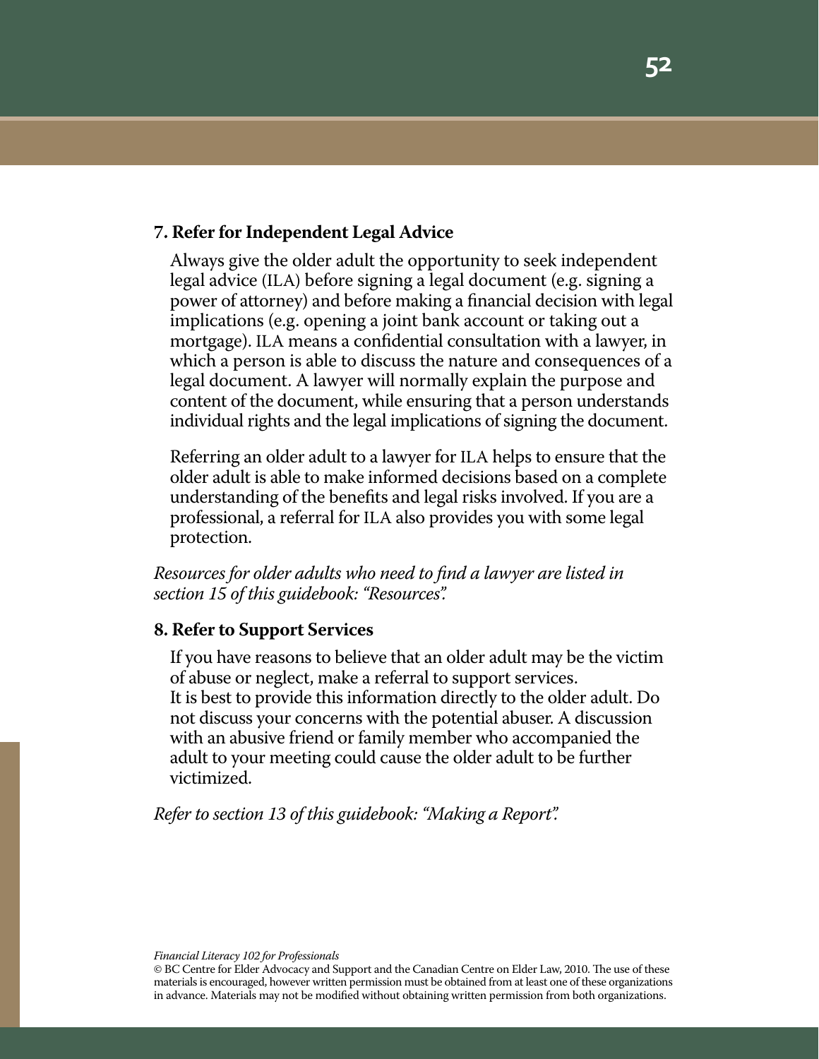### 7. Refer for Independent Legal Advice

Always give the older adult the opportunity to seek independent legal advice (ILA) before signing a legal document (e.g. signing a power of attorney) and before making a financial decision with legal implications (e.g. opening a joint bank account or taking out a mortgage). ILA means a confidential consultation with a lawyer, in which a person is able to discuss the nature and consequences of a legal document. A lawyer will normally explain the purpose and content of the document, while ensuring that a person understands individual rights and the legal implications of signing the document.

Referring an older adult to a lawyer for ILA helps to ensure that the older adult is able to make informed decisions based on a complete understanding of the benefits and legal risks involved. If you are a professional, a referral for ILA also provides you with some legal protection.

*Resources for older adults who need to find a lawyer are listed in section 15 of this guidebook: "Resources".*

### 8. Refer to Support Services

If you have reasons to believe that an older adult may be the victim of abuse or neglect, make a referral to support services. It is best to provide this information directly to the older adult. Do not discuss your concerns with the potential abuser. A discussion with an abusive friend or family member who accompanied the adult to your meeting could cause the older adult to be further victimized.

*Refer to section 13 of this guidebook: "Making a Report".*

*Financial Literacy 102 for Professionals*
© BC Centre for Elder Advocacy and Support and the Canadian Centre on Elder Law, 2010. The use of these materials is encouraged, however written permission must be obtained from at least one of these organizations in advance. Materials may not be modified without obtaining written permission from both organizations.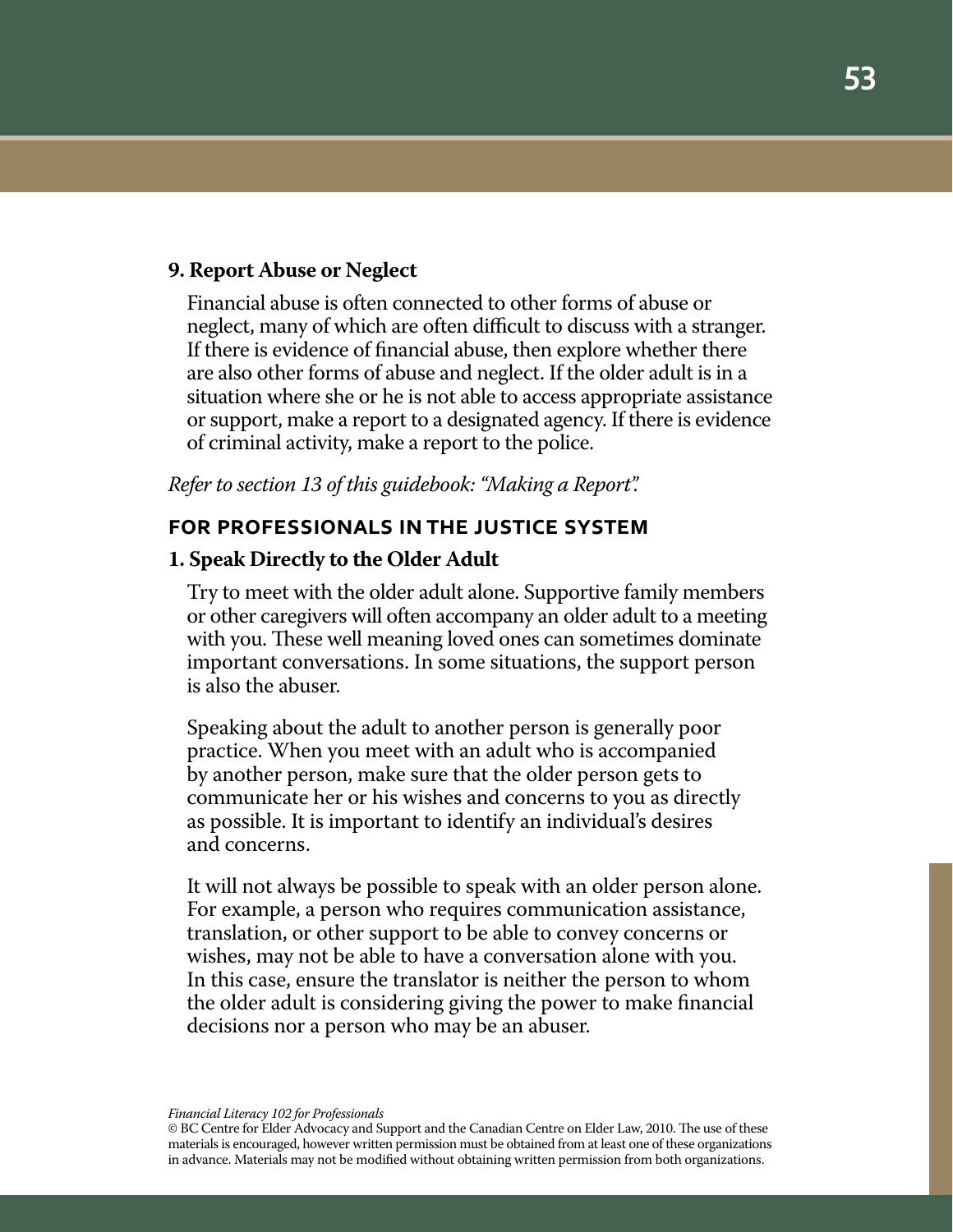**9. Report Abuse or Neglect**

Financial abuse is often connected to other forms of abuse or neglect, many of which are often difficult to discuss with a stranger. If there is evidence of financial abuse, then explore whether there are also other forms of abuse and neglect. If the older adult is in a situation where she or he is not able to access appropriate assistance or support, make a report to a designated agency. If there is evidence of criminal activity, make a report to the police.

*Refer to section 13 of this guidebook: "Making a Report".*

## FOR PROFESSIONALS IN THE JUSTICE SYSTEM

**1. Speak Directly to the Older Adult**

Try to meet with the older adult alone. Supportive family members or other caregivers will often accompany an older adult to a meeting with you. These well meaning loved ones can sometimes dominate important conversations. In some situations, the support person is also the abuser.

Speaking about the adult to another person is generally poor practice. When you meet with an adult who is accompanied by another person, make sure that the older person gets to communicate her or his wishes and concerns to you as directly as possible. It is important to identify an individual's desires and concerns.

It will not always be possible to speak with an older person alone. For example, a person who requires communication assistance, translation, or other support to be able to convey concerns or wishes, may not be able to have a conversation alone with you. In this case, ensure the translator is neither the person to whom the older adult is considering giving the power to make financial decisions nor a person who may be an abuser.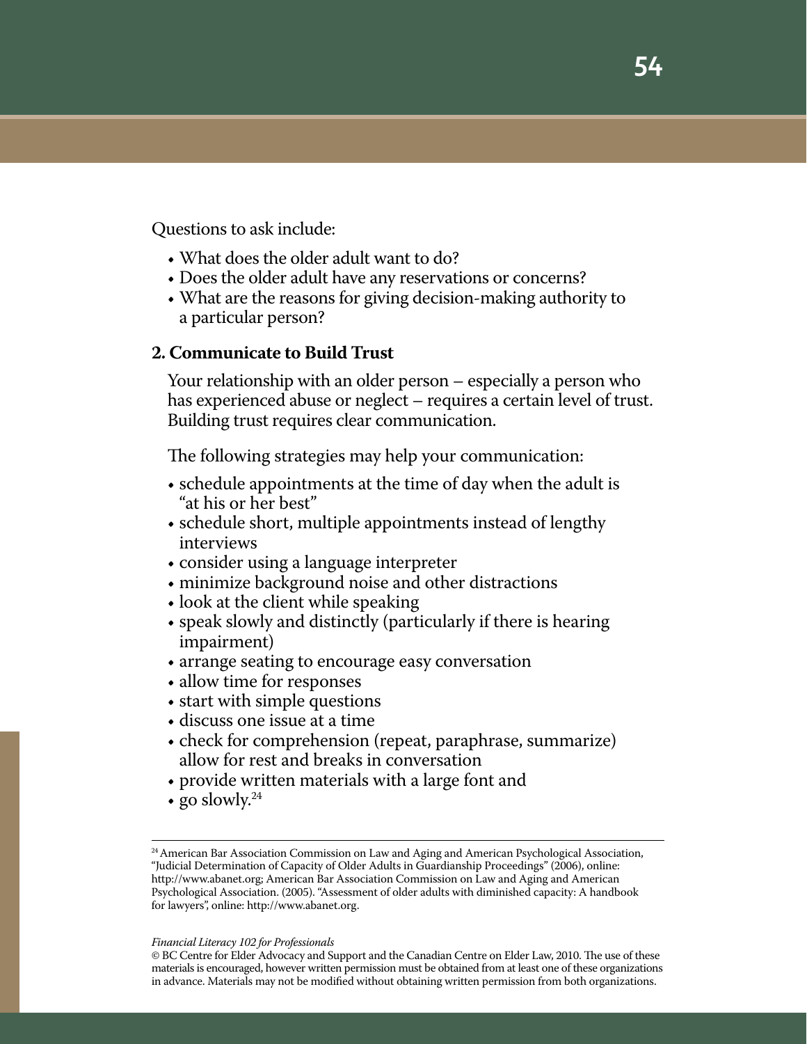Questions to ask include:

- What does the older adult want to do?
- Does the older adult have any reservations or concerns?
- What are the reasons for giving decision-making authority to a particular person?

**2. Communicate to Build Trust**

Your relationship with an older person – especially a person who has experienced abuse or neglect – requires a certain level of trust. Building trust requires clear communication.

The following strategies may help your communication:

- schedule appointments at the time of day when the adult is "at his or her best"
- schedule short, multiple appointments instead of lengthy interviews
- consider using a language interpreter
- minimize background noise and other distractions
- look at the client while speaking
- speak slowly and distinctly (particularly if there is hearing impairment)
- arrange seating to encourage easy conversation
- allow time for responses
- start with simple questions
- discuss one issue at a time
- check for comprehension (repeat, paraphrase, summarize) allow for rest and breaks in conversation
- provide written materials with a large font and
- go slowly.[24]

---

[24] American Bar Association Commission on Law and Aging and American Psychological Association, "Judicial Determination of Capacity of Older Adults in Guardianship Proceedings" (2006), online: http://www.abanet.org; American Bar Association Commission on Law and Aging and American Psychological Association. (2005). "Assessment of older adults with diminished capacity: A handbook for lawyers", online: http://www.abanet.org.

*Financial Literacy 102 for Professionals*
© BC Centre for Elder Advocacy and Support and the Canadian Centre on Elder Law, 2010. The use of these materials is encouraged, however written permission must be obtained from at least one of these organizations in advance. Materials may not be modified without obtaining written permission from both organizations.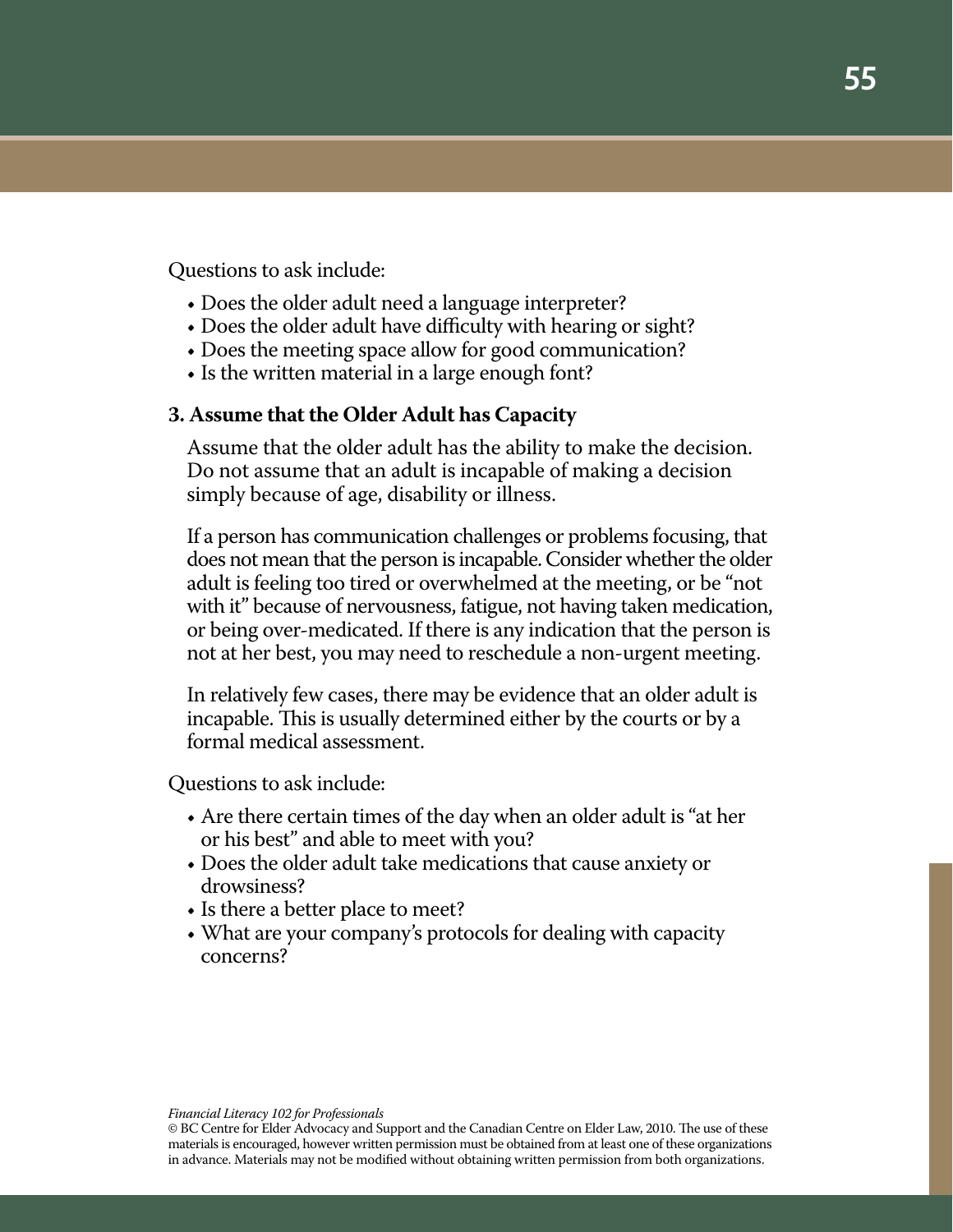Questions to ask include:

- Does the older adult need a language interpreter?
- Does the older adult have difficulty with hearing or sight?
- Does the meeting space allow for good communication?
- Is the written material in a large enough font?

### 3. Assume that the Older Adult has Capacity

Assume that the older adult has the ability to make the decision. Do not assume that an adult is incapable of making a decision simply because of age, disability or illness.

If a person has communication challenges or problems focusing, that does not mean that the person is incapable. Consider whether the older adult is feeling too tired or overwhelmed at the meeting, or be "not with it" because of nervousness, fatigue, not having taken medication, or being over-medicated. If there is any indication that the person is not at her best, you may need to reschedule a non-urgent meeting.

In relatively few cases, there may be evidence that an older adult is incapable. This is usually determined either by the courts or by a formal medical assessment.

Questions to ask include:

- Are there certain times of the day when an older adult is "at her or his best" and able to meet with you?
- Does the older adult take medications that cause anxiety or drowsiness?
- Is there a better place to meet?
- What are your company's protocols for dealing with capacity concerns?

*Financial Literacy 102 for Professionals*
© BC Centre for Elder Advocacy and Support and the Canadian Centre on Elder Law, 2010. The use of these materials is encouraged, however written permission must be obtained from at least one of these organizations in advance. Materials may not be modified without obtaining written permission from both organizations.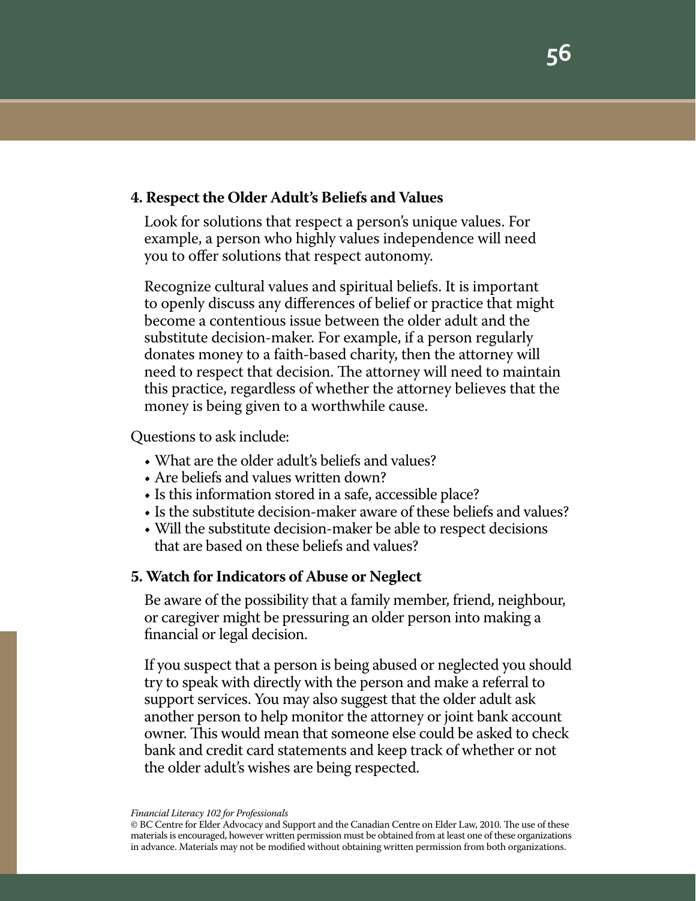**4. Respect the Older Adult's Beliefs and Values**

Look for solutions that respect a person's unique values. For example, a person who highly values independence will need you to offer solutions that respect autonomy.

Recognize cultural values and spiritual beliefs. It is important to openly discuss any differences of belief or practice that might become a contentious issue between the older adult and the substitute decision-maker. For example, if a person regularly donates money to a faith-based charity, then the attorney will need to respect that decision. The attorney will need to maintain this practice, regardless of whether the attorney believes that the money is being given to a worthwhile cause.

Questions to ask include:

- What are the older adult's beliefs and values?
- Are beliefs and values written down?
- Is this information stored in a safe, accessible place?
- Is the substitute decision-maker aware of these beliefs and values?
- Will the substitute decision-maker be able to respect decisions that are based on these beliefs and values?

**5. Watch for Indicators of Abuse or Neglect**

Be aware of the possibility that a family member, friend, neighbour, or caregiver might be pressuring an older person into making a financial or legal decision.

If you suspect that a person is being abused or neglected you should try to speak with directly with the person and make a referral to support services. You may also suggest that the older adult ask another person to help monitor the attorney or joint bank account owner. This would mean that someone else could be asked to check bank and credit card statements and keep track of whether or not the older adult's wishes are being respected.

*Financial Literacy 102 for Professionals*
© BC Centre for Elder Advocacy and Support and the Canadian Centre on Elder Law, 2010. The use of these materials is encouraged, however written permission must be obtained from at least one of these organizations in advance. Materials may not be modified without obtaining written permission from both organizations.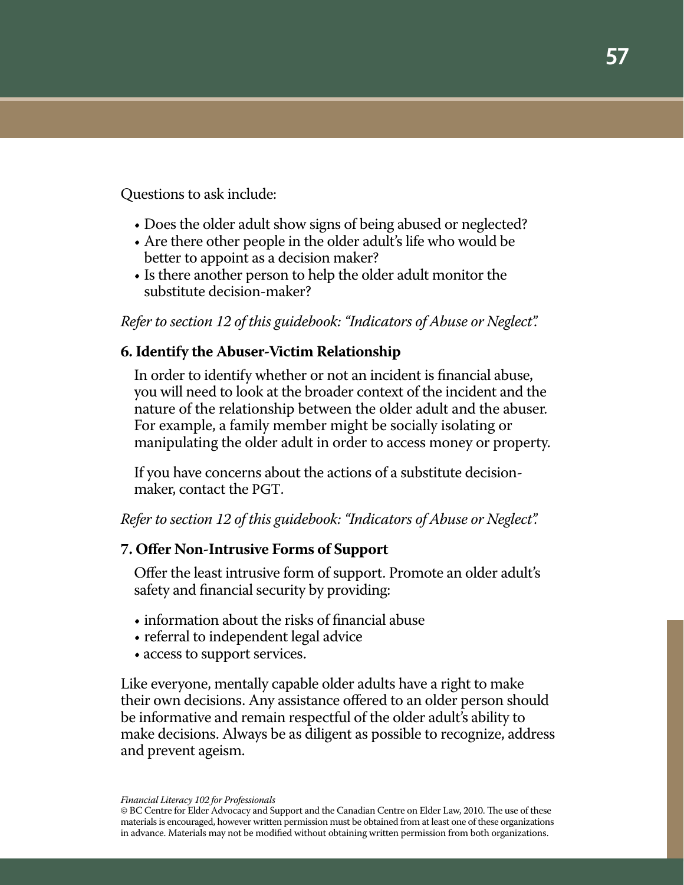Questions to ask include:

- Does the older adult show signs of being abused or neglected?
- Are there other people in the older adult's life who would be better to appoint as a decision maker?
- Is there another person to help the older adult monitor the substitute decision-maker?

*Refer to section 12 of this guidebook: "Indicators of Abuse or Neglect".*

### 6. Identify the Abuser-Victim Relationship

In order to identify whether or not an incident is financial abuse, you will need to look at the broader context of the incident and the nature of the relationship between the older adult and the abuser. For example, a family member might be socially isolating or manipulating the older adult in order to access money or property.

If you have concerns about the actions of a substitute decision-maker, contact the PGT.

*Refer to section 12 of this guidebook: "Indicators of Abuse or Neglect".*

### 7. Offer Non-Intrusive Forms of Support

Offer the least intrusive form of support. Promote an older adult's safety and financial security by providing:

- information about the risks of financial abuse
- referral to independent legal advice
- access to support services.

Like everyone, mentally capable older adults have a right to make their own decisions. Any assistance offered to an older person should be informative and remain respectful of the older adult's ability to make decisions. Always be as diligent as possible to recognize, address and prevent ageism.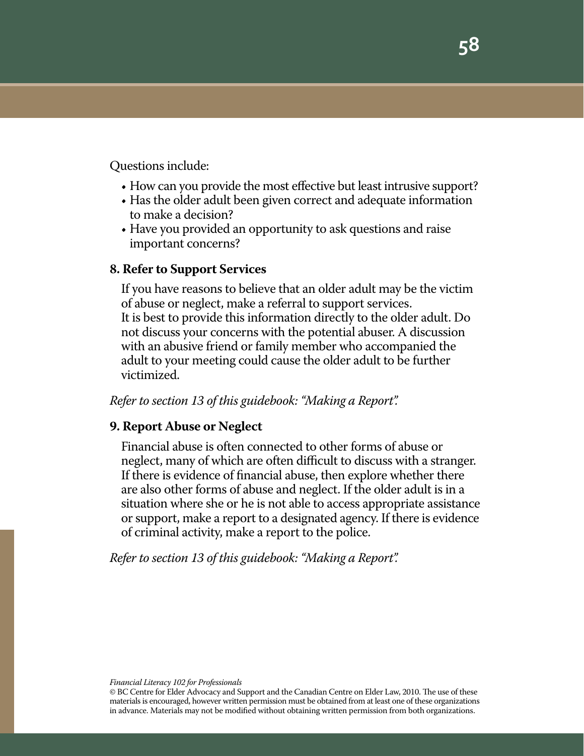Questions include:

- How can you provide the most effective but least intrusive support?
- Has the older adult been given correct and adequate information to make a decision?
- Have you provided an opportunity to ask questions and raise important concerns?

**8. Refer to Support Services**

If you have reasons to believe that an older adult may be the victim of abuse or neglect, make a referral to support services. It is best to provide this information directly to the older adult. Do not discuss your concerns with the potential abuser. A discussion with an abusive friend or family member who accompanied the adult to your meeting could cause the older adult to be further victimized.

*Refer to section 13 of this guidebook: "Making a Report".*

**9. Report Abuse or Neglect**

Financial abuse is often connected to other forms of abuse or neglect, many of which are often difficult to discuss with a stranger. If there is evidence of financial abuse, then explore whether there are also other forms of abuse and neglect. If the older adult is in a situation where she or he is not able to access appropriate assistance or support, make a report to a designated agency. If there is evidence of criminal activity, make a report to the police.

*Refer to section 13 of this guidebook: "Making a Report".*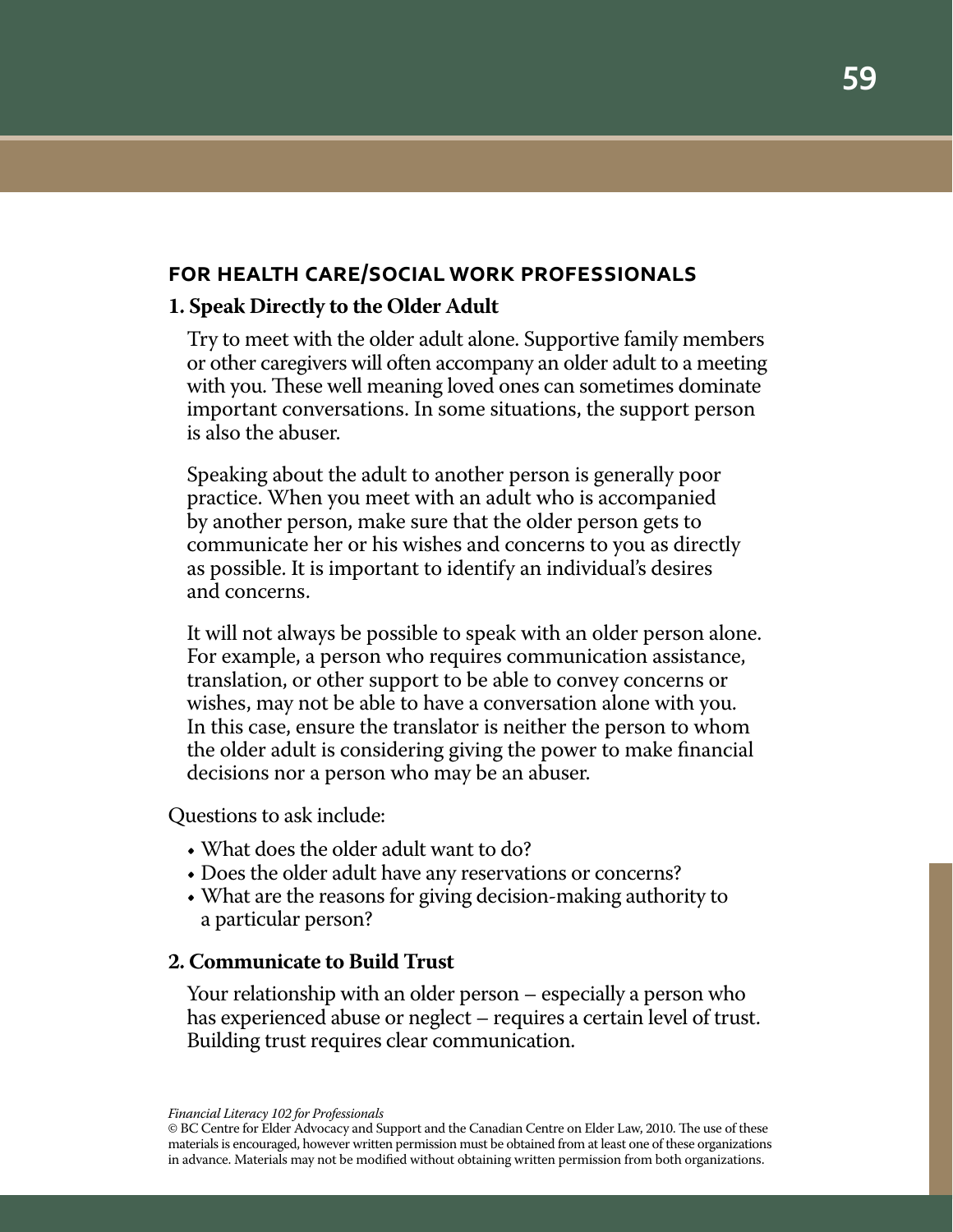## FOR HEALTH CARE/SOCIAL WORK PROFESSIONALS

### 1. Speak Directly to the Older Adult

Try to meet with the older adult alone. Supportive family members or other caregivers will often accompany an older adult to a meeting with you. These well meaning loved ones can sometimes dominate important conversations. In some situations, the support person is also the abuser.

Speaking about the adult to another person is generally poor practice. When you meet with an adult who is accompanied by another person, make sure that the older person gets to communicate her or his wishes and concerns to you as directly as possible. It is important to identify an individual's desires and concerns.

It will not always be possible to speak with an older person alone. For example, a person who requires communication assistance, translation, or other support to be able to convey concerns or wishes, may not be able to have a conversation alone with you. In this case, ensure the translator is neither the person to whom the older adult is considering giving the power to make financial decisions nor a person who may be an abuser.

Questions to ask include:

- What does the older adult want to do?
- Does the older adult have any reservations or concerns?
- What are the reasons for giving decision-making authority to a particular person?

### 2. Communicate to Build Trust

Your relationship with an older person – especially a person who has experienced abuse or neglect – requires a certain level of trust. Building trust requires clear communication.

*Financial Literacy 102 for Professionals*
© BC Centre for Elder Advocacy and Support and the Canadian Centre on Elder Law, 2010. The use of these materials is encouraged, however written permission must be obtained from at least one of these organizations in advance. Materials may not be modified without obtaining written permission from both organizations.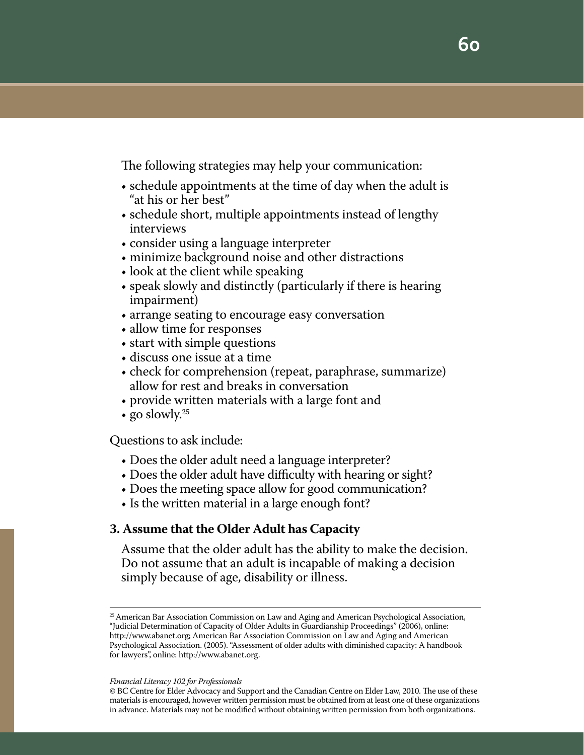The following strategies may help your communication:

- schedule appointments at the time of day when the adult is "at his or her best"
- schedule short, multiple appointments instead of lengthy interviews
- consider using a language interpreter
- minimize background noise and other distractions
- look at the client while speaking
- speak slowly and distinctly (particularly if there is hearing impairment)
- arrange seating to encourage easy conversation
- allow time for responses
- start with simple questions
- discuss one issue at a time
- check for comprehension (repeat, paraphrase, summarize) allow for rest and breaks in conversation
- provide written materials with a large font and
- go slowly.[25]

Questions to ask include:

- Does the older adult need a language interpreter?
- Does the older adult have difficulty with hearing or sight?
- Does the meeting space allow for good communication?
- Is the written material in a large enough font?

### 3. Assume that the Older Adult has Capacity

Assume that the older adult has the ability to make the decision. Do not assume that an adult is incapable of making a decision simply because of age, disability or illness.

---

[25] American Bar Association Commission on Law and Aging and American Psychological Association, "Judicial Determination of Capacity of Older Adults in Guardianship Proceedings" (2006), online: http://www.abanet.org; American Bar Association Commission on Law and Aging and American Psychological Association. (2005). "Assessment of older adults with diminished capacity: A handbook for lawyers", online: http://www.abanet.org.

*Financial Literacy 102 for Professionals*

© BC Centre for Elder Advocacy and Support and the Canadian Centre on Elder Law, 2010. The use of these materials is encouraged, however written permission must be obtained from at least one of these organizations in advance. Materials may not be modified without obtaining written permission from both organizations.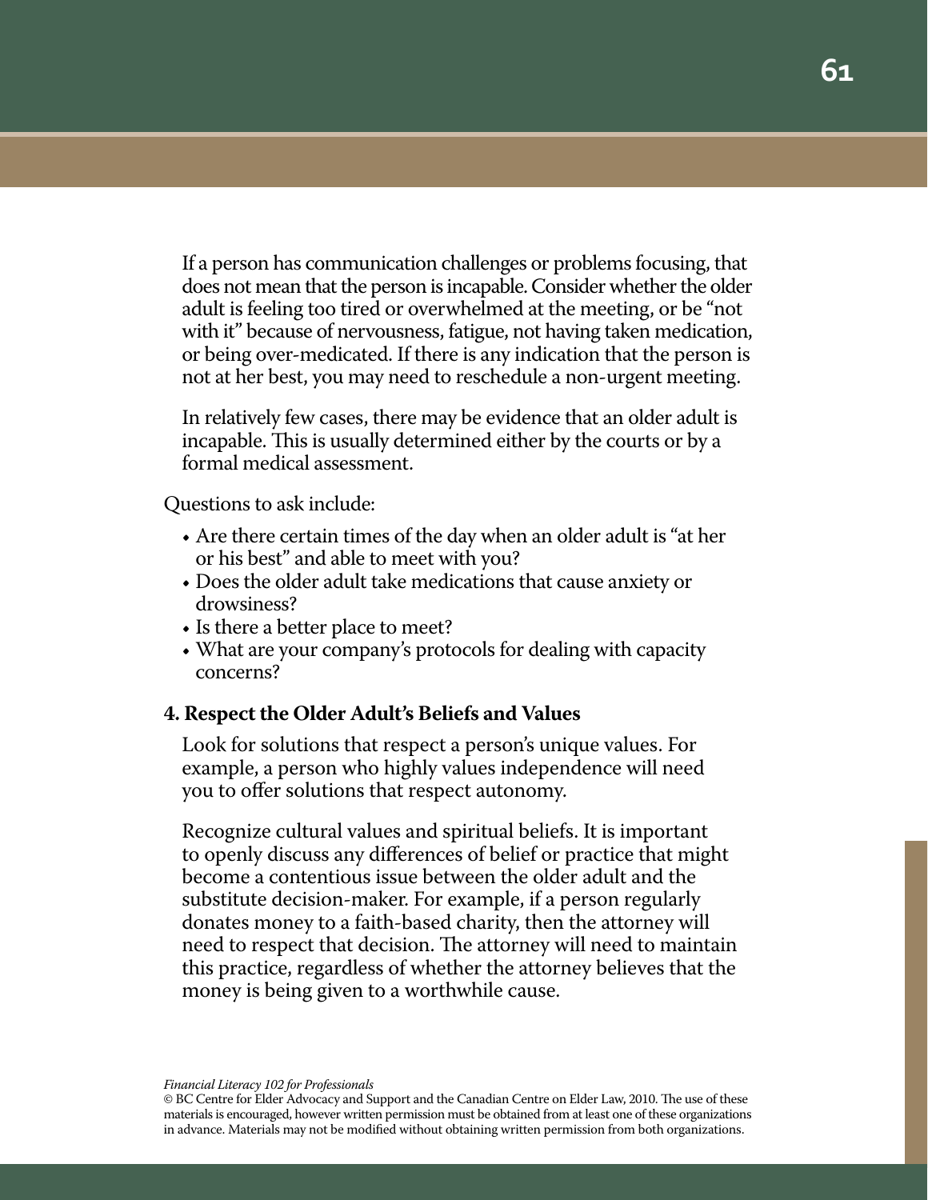If a person has communication challenges or problems focusing, that does not mean that the person is incapable. Consider whether the older adult is feeling too tired or overwhelmed at the meeting, or be "not with it" because of nervousness, fatigue, not having taken medication, or being over-medicated. If there is any indication that the person is not at her best, you may need to reschedule a non-urgent meeting.

In relatively few cases, there may be evidence that an older adult is incapable. This is usually determined either by the courts or by a formal medical assessment.

Questions to ask include:

- Are there certain times of the day when an older adult is "at her or his best" and able to meet with you?
- Does the older adult take medications that cause anxiety or drowsiness?
- Is there a better place to meet?
- What are your company's protocols for dealing with capacity concerns?

**4. Respect the Older Adult's Beliefs and Values**

Look for solutions that respect a person's unique values. For example, a person who highly values independence will need you to offer solutions that respect autonomy.

Recognize cultural values and spiritual beliefs. It is important to openly discuss any differences of belief or practice that might become a contentious issue between the older adult and the substitute decision-maker. For example, if a person regularly donates money to a faith-based charity, then the attorney will need to respect that decision. The attorney will need to maintain this practice, regardless of whether the attorney believes that the money is being given to a worthwhile cause.

*Financial Literacy 102 for Professionals*
© BC Centre for Elder Advocacy and Support and the Canadian Centre on Elder Law, 2010. The use of these materials is encouraged, however written permission must be obtained from at least one of these organizations in advance. Materials may not be modified without obtaining written permission from both organizations.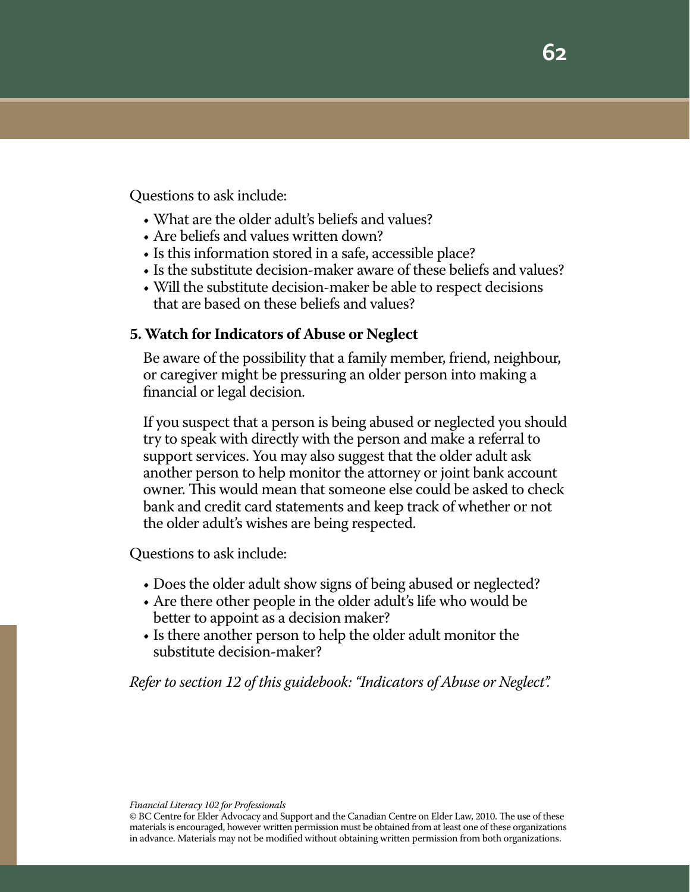Questions to ask include:

- What are the older adult's beliefs and values?
- Are beliefs and values written down?
- Is this information stored in a safe, accessible place?
- Is the substitute decision-maker aware of these beliefs and values?
- Will the substitute decision-maker be able to respect decisions that are based on these beliefs and values?

**5. Watch for Indicators of Abuse or Neglect**

Be aware of the possibility that a family member, friend, neighbour, or caregiver might be pressuring an older person into making a financial or legal decision.

If you suspect that a person is being abused or neglected you should try to speak with directly with the person and make a referral to support services. You may also suggest that the older adult ask another person to help monitor the attorney or joint bank account owner. This would mean that someone else could be asked to check bank and credit card statements and keep track of whether or not the older adult's wishes are being respected.

Questions to ask include:

- Does the older adult show signs of being abused or neglected?
- Are there other people in the older adult's life who would be better to appoint as a decision maker?
- Is there another person to help the older adult monitor the substitute decision-maker?

*Refer to section 12 of this guidebook: "Indicators of Abuse or Neglect".*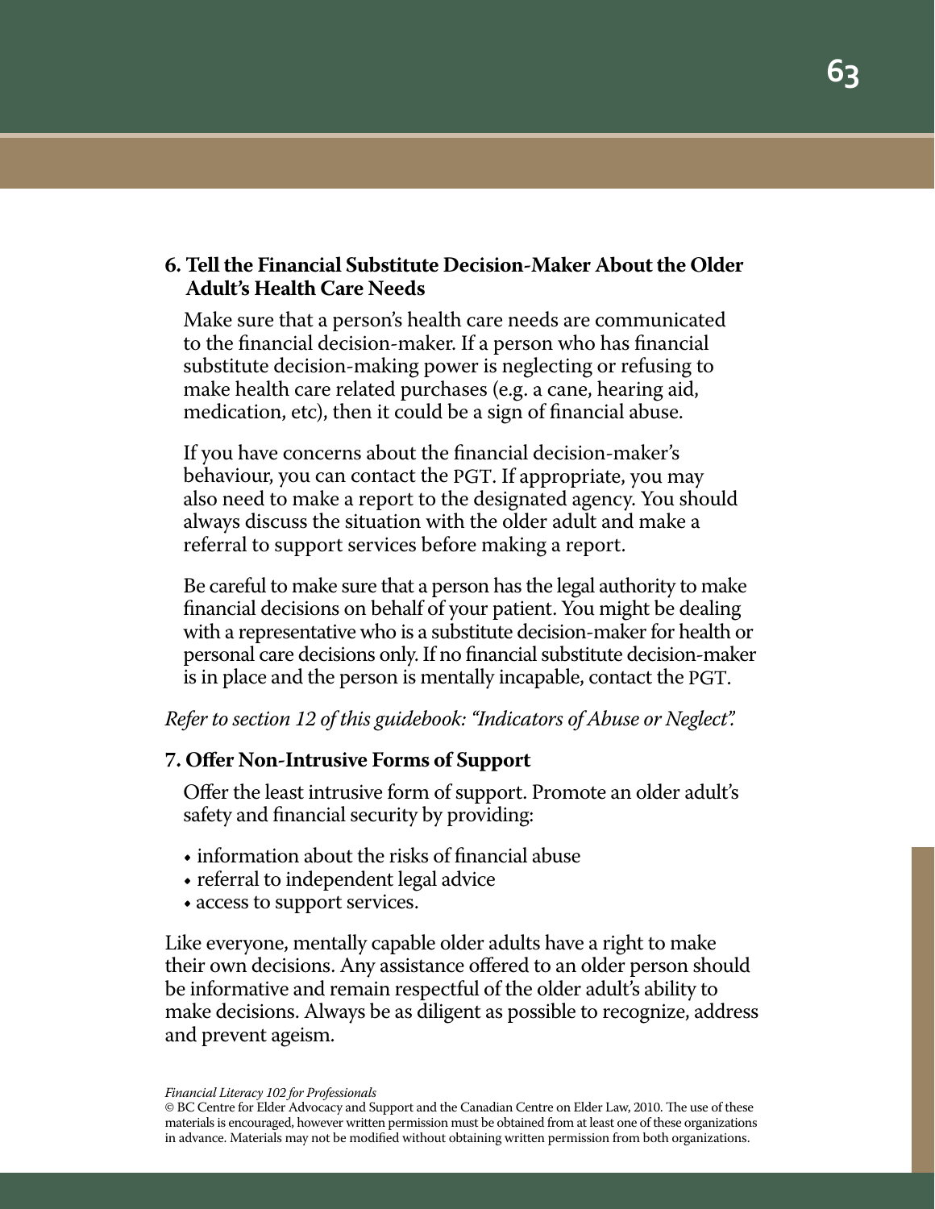### 6. Tell the Financial Substitute Decision-Maker About the Older Adult's Health Care Needs

Make sure that a person's health care needs are communicated to the financial decision-maker. If a person who has financial substitute decision-making power is neglecting or refusing to make health care related purchases (e.g. a cane, hearing aid, medication, etc), then it could be a sign of financial abuse.

If you have concerns about the financial decision-maker's behaviour, you can contact the PGT. If appropriate, you may also need to make a report to the designated agency. You should always discuss the situation with the older adult and make a referral to support services before making a report.

Be careful to make sure that a person has the legal authority to make financial decisions on behalf of your patient. You might be dealing with a representative who is a substitute decision-maker for health or personal care decisions only. If no financial substitute decision-maker is in place and the person is mentally incapable, contact the PGT.

*Refer to section 12 of this guidebook: "Indicators of Abuse or Neglect".*

### 7. Offer Non-Intrusive Forms of Support

Offer the least intrusive form of support. Promote an older adult's safety and financial security by providing:

- information about the risks of financial abuse
- referral to independent legal advice
- access to support services.

Like everyone, mentally capable older adults have a right to make their own decisions. Any assistance offered to an older person should be informative and remain respectful of the older adult's ability to make decisions. Always be as diligent as possible to recognize, address and prevent ageism.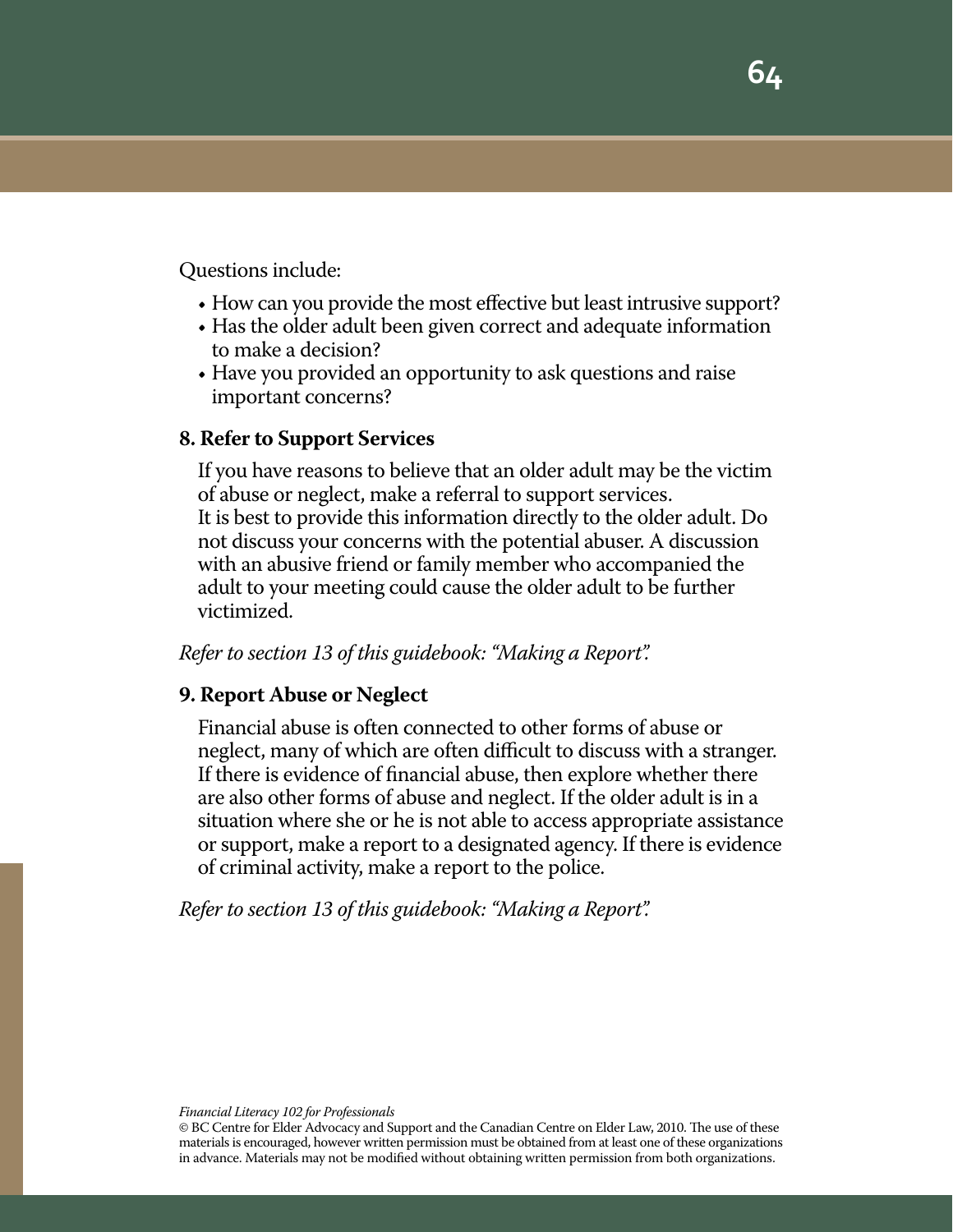Questions include:

- How can you provide the most effective but least intrusive support?
- Has the older adult been given correct and adequate information to make a decision?
- Have you provided an opportunity to ask questions and raise important concerns?

**8. Refer to Support Services**

If you have reasons to believe that an older adult may be the victim of abuse or neglect, make a referral to support services. It is best to provide this information directly to the older adult. Do not discuss your concerns with the potential abuser. A discussion with an abusive friend or family member who accompanied the adult to your meeting could cause the older adult to be further victimized.

*Refer to section 13 of this guidebook: "Making a Report".*

**9. Report Abuse or Neglect**

Financial abuse is often connected to other forms of abuse or neglect, many of which are often difficult to discuss with a stranger. If there is evidence of financial abuse, then explore whether there are also other forms of abuse and neglect. If the older adult is in a situation where she or he is not able to access appropriate assistance or support, make a report to a designated agency. If there is evidence of criminal activity, make a report to the police.

*Refer to section 13 of this guidebook: "Making a Report".*

*Financial Literacy 102 for Professionals*
© BC Centre for Elder Advocacy and Support and the Canadian Centre on Elder Law, 2010. The use of these materials is encouraged, however written permission must be obtained from at least one of these organizations in advance. Materials may not be modified without obtaining written permission from both organizations.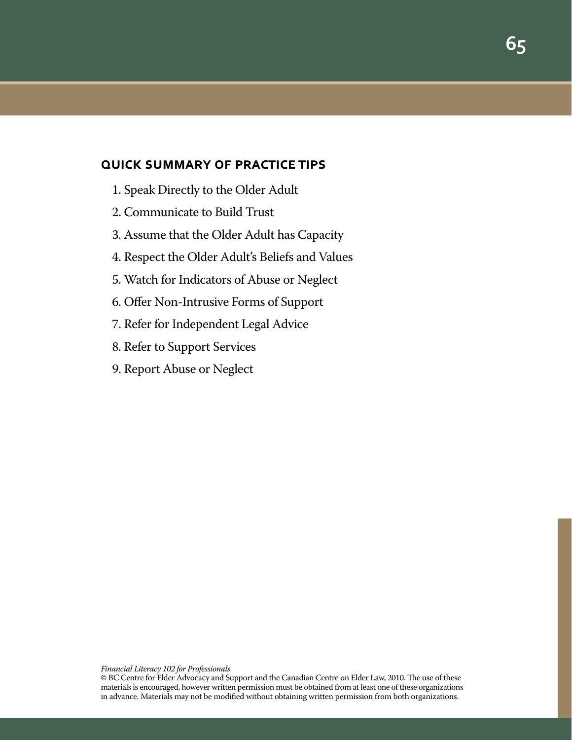## QUICK SUMMARY OF PRACTICE TIPS

1. Speak Directly to the Older Adult
2. Communicate to Build Trust
3. Assume that the Older Adult has Capacity
4. Respect the Older Adult's Beliefs and Values
5. Watch for Indicators of Abuse or Neglect
6. Offer Non-Intrusive Forms of Support
7. Refer for Independent Legal Advice
8. Refer to Support Services
9. Report Abuse or Neglect

*Financial Literacy 102 for Professionals*
© BC Centre for Elder Advocacy and Support and the Canadian Centre on Elder Law, 2010. The use of these materials is encouraged, however written permission must be obtained from at least one of these organizations in advance. Materials may not be modified without obtaining written permission from both organizations.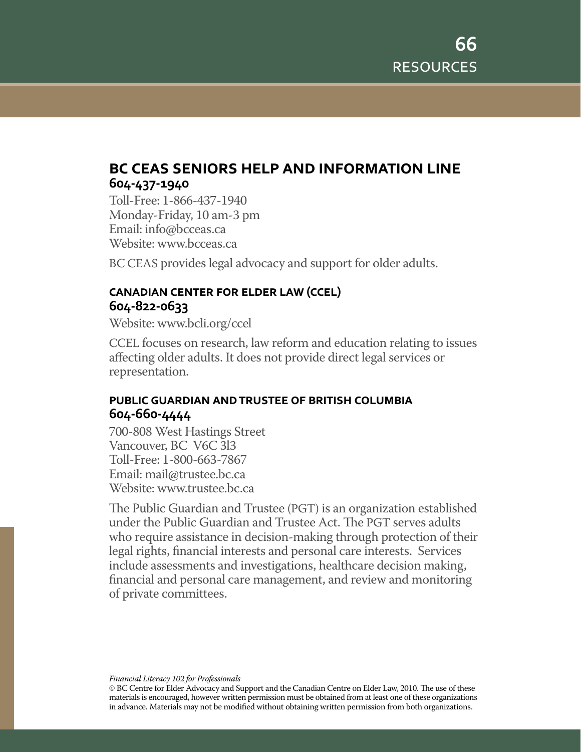## BC CEAS SENIORS HELP AND INFORMATION LINE

**604-437-1940**

Toll-Free: 1-866-437-1940
Monday-Friday, 10 am-3 pm
Email: info@bcceas.ca
Website: www.bcceas.ca

BC CEAS provides legal advocacy and support for older adults.

### CANADIAN CENTER FOR ELDER LAW (CCEL)

**604-822-0633**

Website: www.bcli.org/ccel

CCEL focuses on research, law reform and education relating to issues affecting older adults. It does not provide direct legal services or representation.

### PUBLIC GUARDIAN AND TRUSTEE OF BRITISH COLUMBIA

**604-660-4444**

700-808 West Hastings Street
Vancouver, BC V6C 3l3
Toll-Free: 1-800-663-7867
Email: mail@trustee.bc.ca
Website: www.trustee.bc.ca

The Public Guardian and Trustee (PGT) is an organization established under the Public Guardian and Trustee Act. The PGT serves adults who require assistance in decision-making through protection of their legal rights, financial interests and personal care interests. Services include assessments and investigations, healthcare decision making, financial and personal care management, and review and monitoring of private committees.

*Financial Literacy 102 for Professionals*
© BC Centre for Elder Advocacy and Support and the Canadian Centre on Elder Law, 2010. The use of these materials is encouraged, however written permission must be obtained from at least one of these organizations in advance. Materials may not be modified without obtaining written permission from both organizations.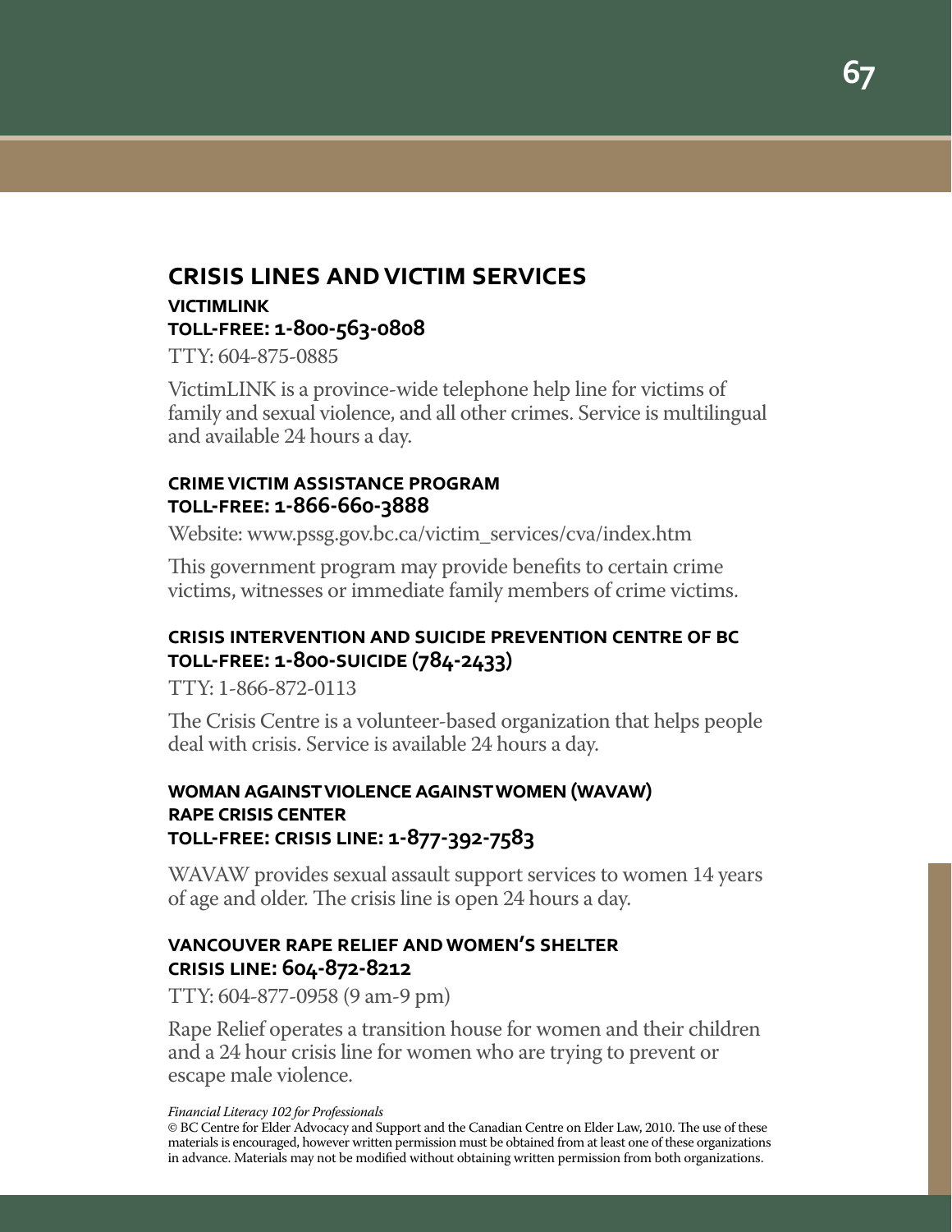## CRISIS LINES AND VICTIM SERVICES

### VICTIMLINK
### TOLL-FREE: 1-800-563-0808

TTY: 604-875-0885

VictimLINK is a province-wide telephone help line for victims of family and sexual violence, and all other crimes. Service is multilingual and available 24 hours a day.

### CRIME VICTIM ASSISTANCE PROGRAM
### TOLL-FREE: 1-866-660-3888

Website: www.pssg.gov.bc.ca/victim_services/cva/index.htm

This government program may provide benefits to certain crime victims, witnesses or immediate family members of crime victims.

### CRISIS INTERVENTION AND SUICIDE PREVENTION CENTRE OF BC
### TOLL-FREE: 1-800-SUICIDE (784-2433)

TTY: 1-866-872-0113

The Crisis Centre is a volunteer-based organization that helps people deal with crisis. Service is available 24 hours a day.

### WOMAN AGAINST VIOLENCE AGAINST WOMEN (WAVAW) RAPE CRISIS CENTER
### TOLL-FREE: CRISIS LINE: 1-877-392-7583

WAVAW provides sexual assault support services to women 14 years of age and older. The crisis line is open 24 hours a day.

### VANCOUVER RAPE RELIEF AND WOMEN'S SHELTER
### CRISIS LINE: 604-872-8212

TTY: 604-877-0958 (9 am-9 pm)

Rape Relief operates a transition house for women and their children and a 24 hour crisis line for women who are trying to prevent or escape male violence.

*Financial Literacy 102 for Professionals*
© BC Centre for Elder Advocacy and Support and the Canadian Centre on Elder Law, 2010. The use of these materials is encouraged, however written permission must be obtained from at least one of these organizations in advance. Materials may not be modified without obtaining written permission from both organizations.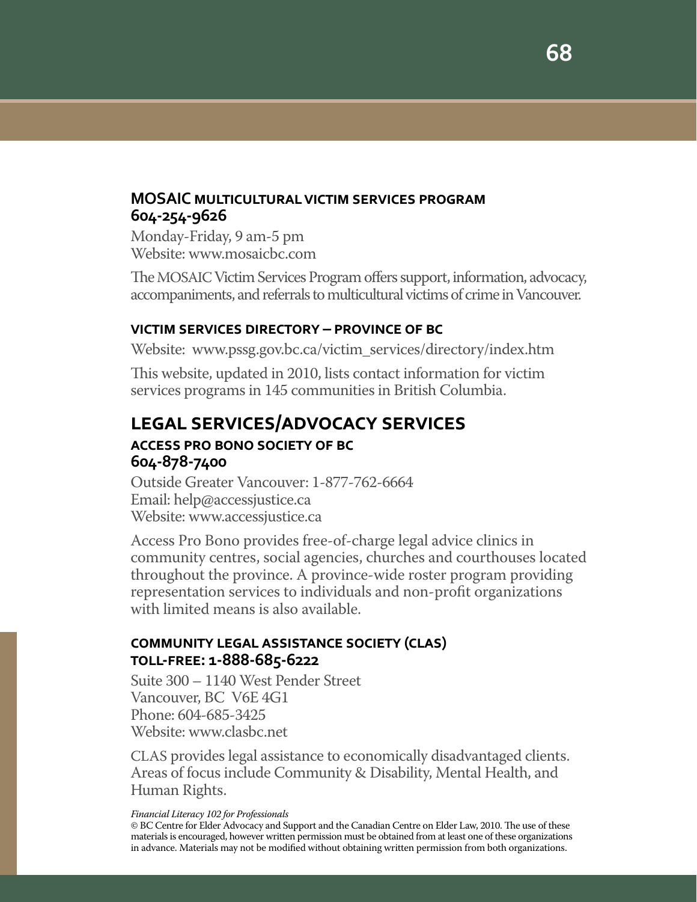### MOSAIC MULTICULTURAL VICTIM SERVICES PROGRAM
**604-254-9626**

Monday-Friday, 9 am-5 pm
Website: www.mosaicbc.com

The MOSAIC Victim Services Program offers support, information, advocacy, accompaniments, and referrals to multicultural victims of crime in Vancouver.

### VICTIM SERVICES DIRECTORY – PROVINCE OF BC

Website: www.pssg.gov.bc.ca/victim_services/directory/index.htm

This website, updated in 2010, lists contact information for victim services programs in 145 communities in British Columbia.

## LEGAL SERVICES/ADVOCACY SERVICES

### ACCESS PRO BONO SOCIETY OF BC
**604-878-7400**

Outside Greater Vancouver: 1-877-762-6664
Email: help@accessjustice.ca
Website: www.accessjustice.ca

Access Pro Bono provides free-of-charge legal advice clinics in community centres, social agencies, churches and courthouses located throughout the province. A province-wide roster program providing representation services to individuals and non-profit organizations with limited means is also available.

### COMMUNITY LEGAL ASSISTANCE SOCIETY (CLAS)
**TOLL-FREE: 1-888-685-6222**

Suite 300 – 1140 West Pender Street
Vancouver, BC V6E 4G1
Phone: 604-685-3425
Website: www.clasbc.net

CLAS provides legal assistance to economically disadvantaged clients. Areas of focus include Community & Disability, Mental Health, and Human Rights.

*Financial Literacy 102 for Professionals*
© BC Centre for Elder Advocacy and Support and the Canadian Centre on Elder Law, 2010. The use of these materials is encouraged, however written permission must be obtained from at least one of these organizations in advance. Materials may not be modified without obtaining written permission from both organizations.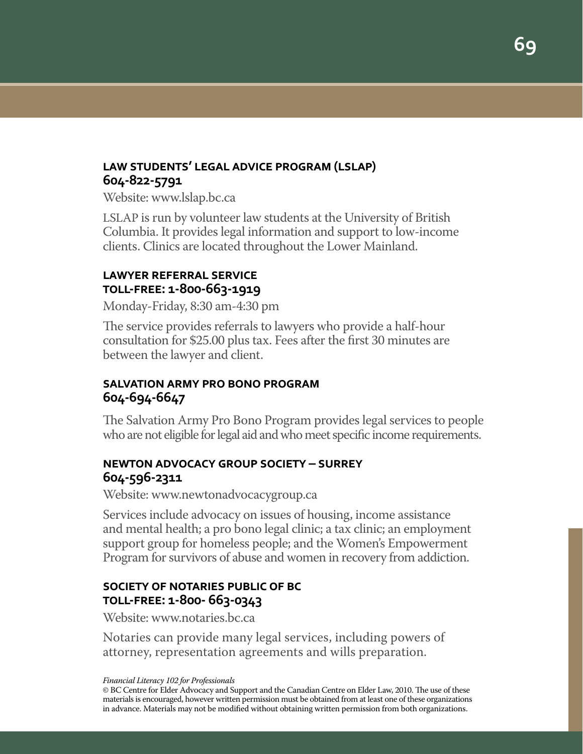### LAW STUDENTS' LEGAL ADVICE PROGRAM (LSLAP)
**604-822-5791**

Website: www.lslap.bc.ca

LSLAP is run by volunteer law students at the University of British Columbia. It provides legal information and support to low-income clients. Clinics are located throughout the Lower Mainland.

### LAWYER REFERRAL SERVICE
**TOLL-FREE: 1-800-663-1919**

Monday-Friday, 8:30 am-4:30 pm

The service provides referrals to lawyers who provide a half-hour consultation for $25.00 plus tax. Fees after the first 30 minutes are between the lawyer and client.

### SALVATION ARMY PRO BONO PROGRAM
**604-694-6647**

The Salvation Army Pro Bono Program provides legal services to people who are not eligible for legal aid and who meet specific income requirements.

### NEWTON ADVOCACY GROUP SOCIETY – SURREY
**604-596-2311**

Website: www.newtonadvocacygroup.ca

Services include advocacy on issues of housing, income assistance and mental health; a pro bono legal clinic; a tax clinic; an employment support group for homeless people; and the Women's Empowerment Program for survivors of abuse and women in recovery from addiction.

### SOCIETY OF NOTARIES PUBLIC OF BC
**TOLL-FREE: 1-800- 663-0343**

Website: www.notaries.bc.ca

Notaries can provide many legal services, including powers of attorney, representation agreements and wills preparation.

*Financial Literacy 102 for Professionals*
© BC Centre for Elder Advocacy and Support and the Canadian Centre on Elder Law, 2010. The use of these materials is encouraged, however written permission must be obtained from at least one of these organizations in advance. Materials may not be modified without obtaining written permission from both organizations.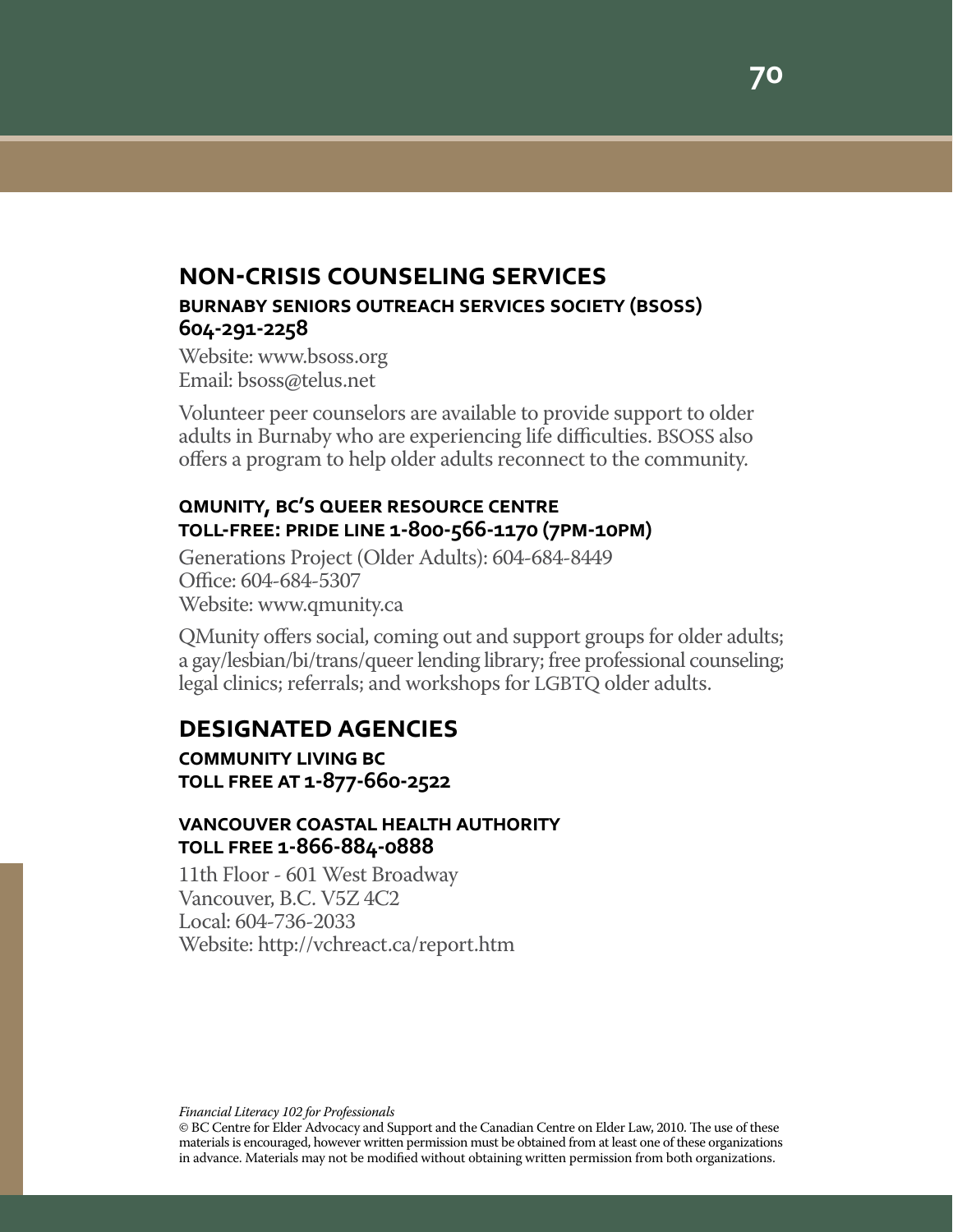## NON-CRISIS COUNSELING SERVICES

### BURNABY SENIORS OUTREACH SERVICES SOCIETY (BSOSS)
### 604-291-2258

Website: www.bsoss.org
Email: bsoss@telus.net

Volunteer peer counselors are available to provide support to older adults in Burnaby who are experiencing life difficulties. BSOSS also offers a program to help older adults reconnect to the community.

### QMUNITY, BC'S QUEER RESOURCE CENTRE
### TOLL-FREE: PRIDE LINE 1-800-566-1170 (7PM-10PM)

Generations Project (Older Adults): 604-684-8449
Office: 604-684-5307
Website: www.qmunity.ca

QMunity offers social, coming out and support groups for older adults; a gay/lesbian/bi/trans/queer lending library; free professional counseling; legal clinics; referrals; and workshops for LGBTQ older adults.

## DESIGNATED AGENCIES

### COMMUNITY LIVING BC
### TOLL FREE AT 1-877-660-2522

### VANCOUVER COASTAL HEALTH AUTHORITY
### TOLL FREE 1-866-884-0888

11th Floor - 601 West Broadway
Vancouver, B.C. V5Z 4C2
Local: 604-736-2033
Website: http://vchreact.ca/report.htm

*Financial Literacy 102 for Professionals*
© BC Centre for Elder Advocacy and Support and the Canadian Centre on Elder Law, 2010. The use of these materials is encouraged, however written permission must be obtained from at least one of these organizations in advance. Materials may not be modified without obtaining written permission from both organizations.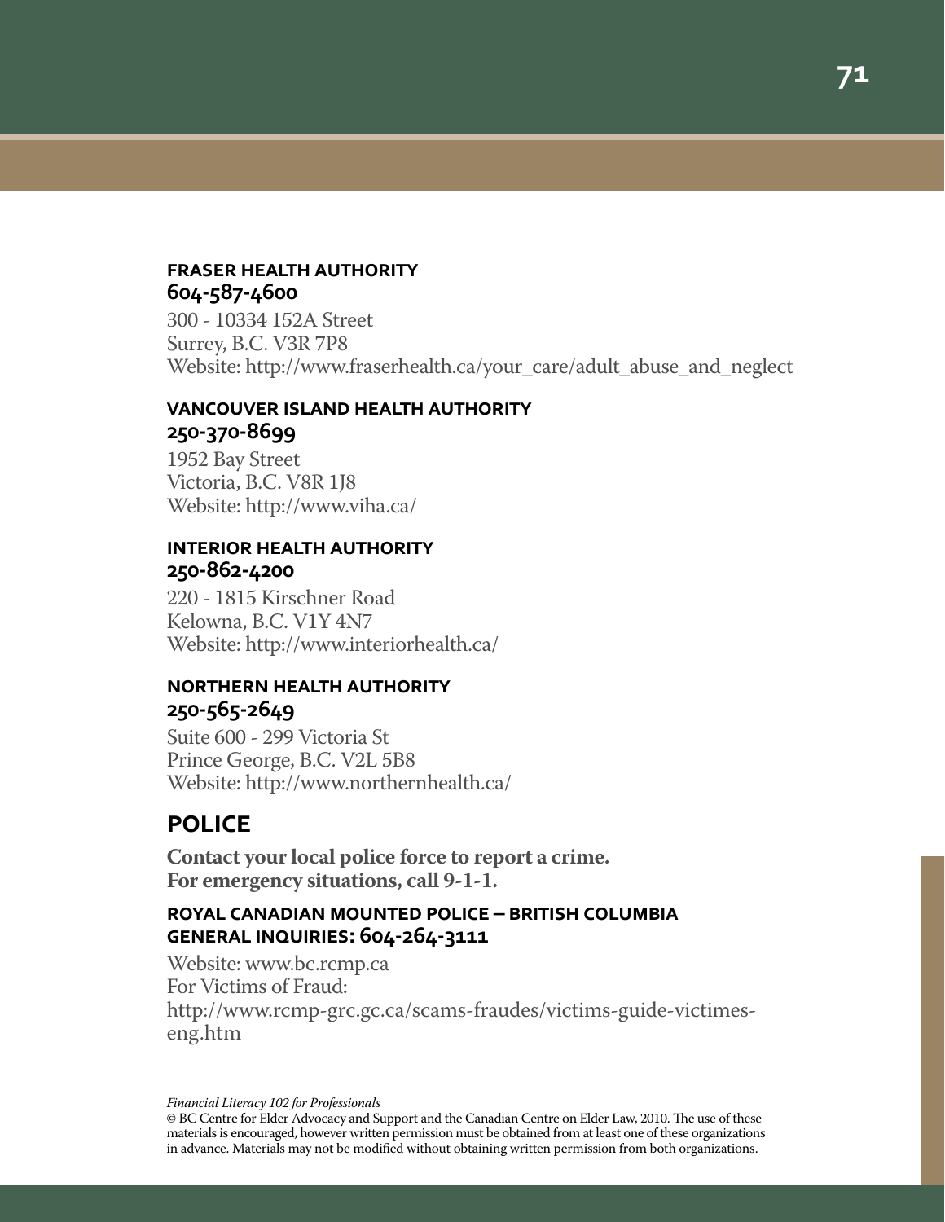### FRASER HEALTH AUTHORITY
**604-587-4600**

300 - 10334 152A Street
Surrey, B.C. V3R 7P8
Website: http://www.fraserhealth.ca/your_care/adult_abuse_and_neglect

### VANCOUVER ISLAND HEALTH AUTHORITY
**250-370-8699**

1952 Bay Street
Victoria, B.C. V8R 1J8
Website: http://www.viha.ca/

### INTERIOR HEALTH AUTHORITY
**250-862-4200**

220 - 1815 Kirschner Road
Kelowna, B.C. V1Y 4N7
Website: http://www.interiorhealth.ca/

### NORTHERN HEALTH AUTHORITY
**250-565-2649**

Suite 600 - 299 Victoria St
Prince George, B.C. V2L 5B8
Website: http://www.northernhealth.ca/

## POLICE

**Contact your local police force to report a crime.**
**For emergency situations, call 9-1-1.**

### ROYAL CANADIAN MOUNTED POLICE – BRITISH COLUMBIA GENERAL INQUIRIES: 604-264-3111

Website: www.bc.rcmp.ca
For Victims of Fraud:
http://www.rcmp-grc.gc.ca/scams-fraudes/victims-guide-victimes-eng.htm

*Financial Literacy 102 for Professionals*
© BC Centre for Elder Advocacy and Support and the Canadian Centre on Elder Law, 2010. The use of these materials is encouraged, however written permission must be obtained from at least one of these organizations in advance. Materials may not be modified without obtaining written permission from both organizations.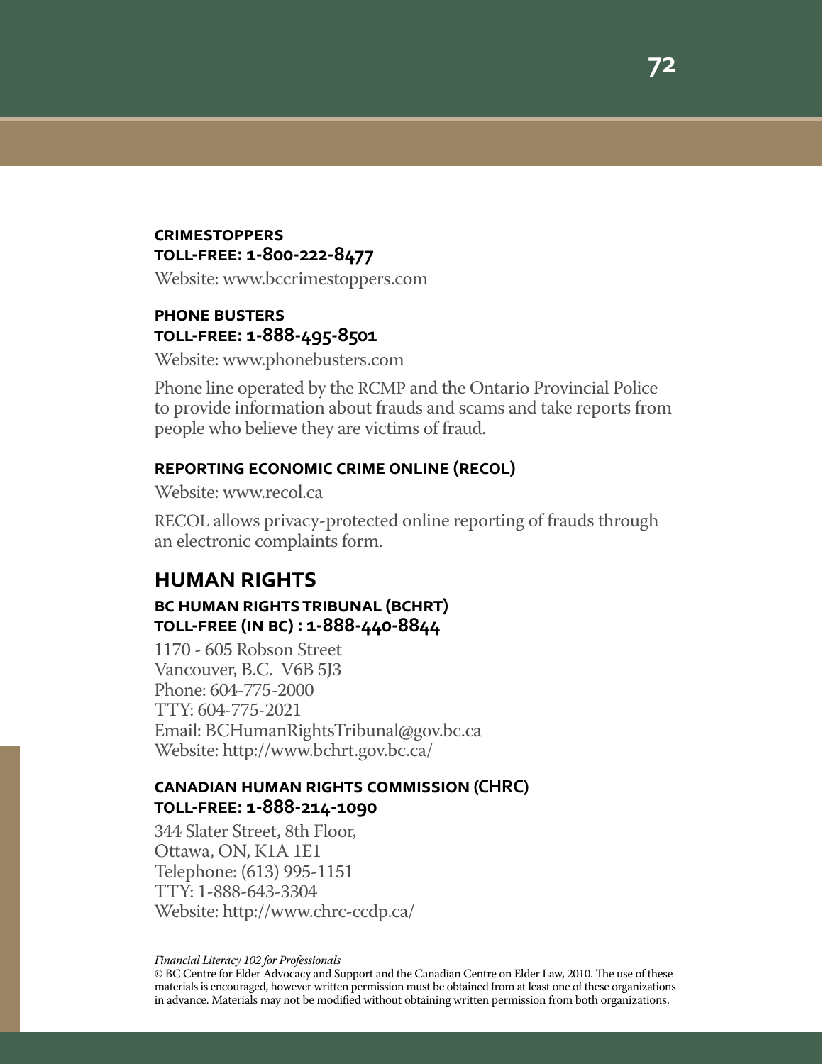**CRIMESTOPPERS**
**TOLL-FREE: 1-800-222-8477**

Website: www.bccrimestoppers.com

**PHONE BUSTERS**
**TOLL-FREE: 1-888-495-8501**

Website: www.phonebusters.com

Phone line operated by the RCMP and the Ontario Provincial Police to provide information about frauds and scams and take reports from people who believe they are victims of fraud.

**REPORTING ECONOMIC CRIME ONLINE (RECOL)**

Website: www.recol.ca

RECOL allows privacy-protected online reporting of frauds through an electronic complaints form.

## HUMAN RIGHTS

**BC HUMAN RIGHTS TRIBUNAL (BCHRT)**
**TOLL-FREE (IN BC) : 1-888-440-8844**

1170 - 605 Robson Street
Vancouver, B.C. V6B 5J3
Phone: 604-775-2000
TTY: 604-775-2021
Email: BCHumanRightsTribunal@gov.bc.ca
Website: http://www.bchrt.gov.bc.ca/

**CANADIAN HUMAN RIGHTS COMMISSION (CHRC)**
**TOLL-FREE: 1-888-214-1090**

344 Slater Street, 8th Floor,
Ottawa, ON, K1A 1E1
Telephone: (613) 995-1151
TTY: 1-888-643-3304
Website: http://www.chrc-ccdp.ca/

*Financial Literacy 102 for Professionals*
© BC Centre for Elder Advocacy and Support and the Canadian Centre on Elder Law, 2010. The use of these materials is encouraged, however written permission must be obtained from at least one of these organizations in advance. Materials may not be modified without obtaining written permission from both organizations.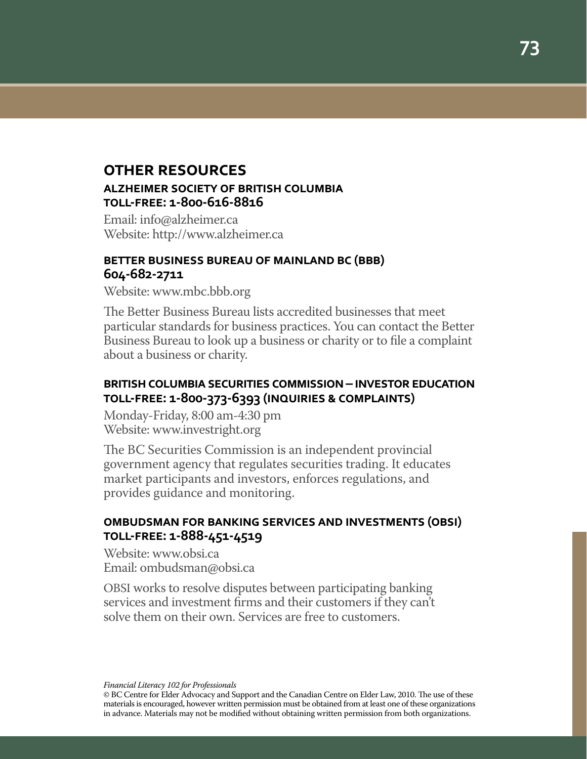## OTHER RESOURCES

### ALZHEIMER SOCIETY OF BRITISH COLUMBIA
### TOLL-FREE: 1-800-616-8816

Email: info@alzheimer.ca
Website: http://www.alzheimer.ca

### BETTER BUSINESS BUREAU OF MAINLAND BC (BBB)
### 604-682-2711

Website: www.mbc.bbb.org

The Better Business Bureau lists accredited businesses that meet particular standards for business practices. You can contact the Better Business Bureau to look up a business or charity or to file a complaint about a business or charity.

### BRITISH COLUMBIA SECURITIES COMMISSION – INVESTOR EDUCATION
### TOLL-FREE: 1-800-373-6393 (INQUIRIES & COMPLAINTS)

Monday-Friday, 8:00 am-4:30 pm
Website: www.investright.org

The BC Securities Commission is an independent provincial government agency that regulates securities trading. It educates market participants and investors, enforces regulations, and provides guidance and monitoring.

### OMBUDSMAN FOR BANKING SERVICES AND INVESTMENTS (OBSI)
### TOLL-FREE: 1-888-451-4519

Website: www.obsi.ca
Email: ombudsman@obsi.ca

OBSI works to resolve disputes between participating banking services and investment firms and their customers if they can't solve them on their own. Services are free to customers.

*Financial Literacy 102 for Professionals*
© BC Centre for Elder Advocacy and Support and the Canadian Centre on Elder Law, 2010. The use of these materials is encouraged, however written permission must be obtained from at least one of these organizations in advance. Materials may not be modified without obtaining written permission from both organizations.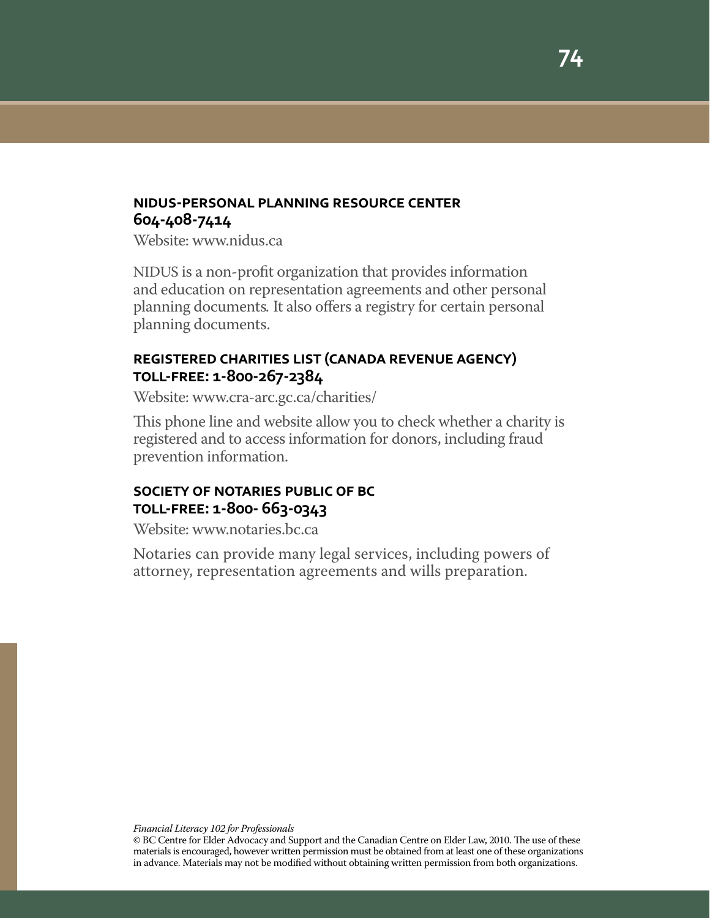### NIDUS-PERSONAL PLANNING RESOURCE CENTER
**604-408-7414**

Website: www.nidus.ca

NIDUS is a non-profit organization that provides information and education on representation agreements and other personal planning documents. It also offers a registry for certain personal planning documents.

### REGISTERED CHARITIES LIST (CANADA REVENUE AGENCY)
**TOLL-FREE: 1-800-267-2384**

Website: www.cra-arc.gc.ca/charities/

This phone line and website allow you to check whether a charity is registered and to access information for donors, including fraud prevention information.

### SOCIETY OF NOTARIES PUBLIC OF BC
**TOLL-FREE: 1-800- 663-0343**

Website: www.notaries.bc.ca

Notaries can provide many legal services, including powers of attorney, representation agreements and wills preparation.

*Financial Literacy 102 for Professionals*
© BC Centre for Elder Advocacy and Support and the Canadian Centre on Elder Law, 2010. The use of these materials is encouraged, however written permission must be obtained from at least one of these organizations in advance. Materials may not be modified without obtaining written permission from both organizations.